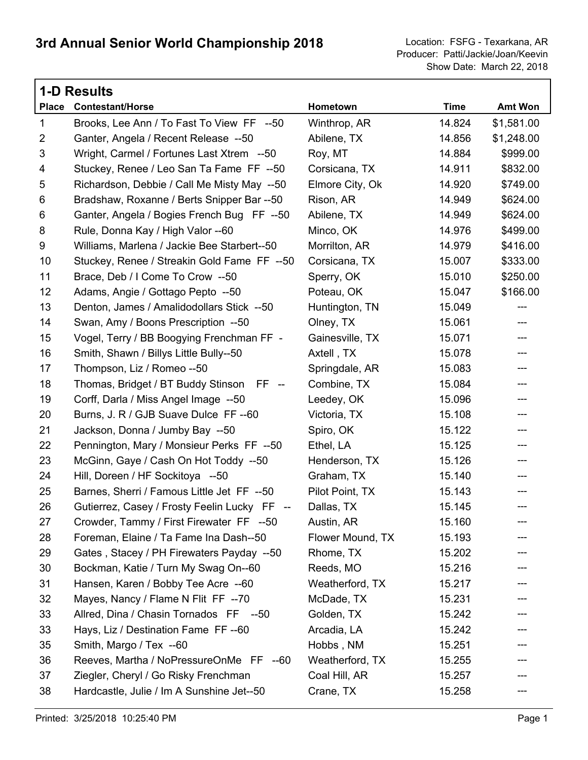# 3rd Annual Senior World Championship 2018

Location: FSFG - Texarkana, AR
Producer: Patti/Jackie/Joan/Keevin
Show Date: March 22, 2018

## 1-D Results

| Place | Contestant/Horse | Hometown | Time | Amt Won |
|---|---|---|---|---|
| 1 | Brooks, Lee Ann / To Fast To View FF --50 | Winthrop, AR | 14.824 | $1,581.00 |
| 2 | Ganter, Angela / Recent Release --50 | Abilene, TX | 14.856 | $1,248.00 |
| 3 | Wright, Carmel / Fortunes Last Xtrem --50 | Roy, MT | 14.884 | $999.00 |
| 4 | Stuckey, Renee / Leo San Ta Fame FF --50 | Corsicana, TX | 14.911 | $832.00 |
| 5 | Richardson, Debbie / Call Me Misty May --50 | Elmore City, Ok | 14.920 | $749.00 |
| 6 | Bradshaw, Roxanne / Berts Snipper Bar --50 | Rison, AR | 14.949 | $624.00 |
| 6 | Ganter, Angela / Bogies French Bug FF --50 | Abilene, TX | 14.949 | $624.00 |
| 8 | Rule, Donna Kay / High Valor --60 | Minco, OK | 14.976 | $499.00 |
| 9 | Williams, Marlena / Jackie Bee Starbert--50 | Morrilton, AR | 14.979 | $416.00 |
| 10 | Stuckey, Renee / Streakin Gold Fame FF --50 | Corsicana, TX | 15.007 | $333.00 |
| 11 | Brace, Deb / I Come To Crow --50 | Sperry, OK | 15.010 | $250.00 |
| 12 | Adams, Angie / Gottago Pepto --50 | Poteau, OK | 15.047 | $166.00 |
| 13 | Denton, James / Amalidodollars Stick --50 | Huntington, TN | 15.049 | --- |
| 14 | Swan, Amy / Boons Prescription --50 | Olney, TX | 15.061 | --- |
| 15 | Vogel, Terry / BB Boogying Frenchman FF - | Gainesville, TX | 15.071 | --- |
| 16 | Smith, Shawn / Billys Little Bully--50 | Axtell , TX | 15.078 | --- |
| 17 | Thompson, Liz / Romeo --50 | Springdale, AR | 15.083 | --- |
| 18 | Thomas, Bridget / BT Buddy Stinson FF -- | Combine, TX | 15.084 | --- |
| 19 | Corff, Darla / Miss Angel Image --50 | Leedey, OK | 15.096 | --- |
| 20 | Burns, J. R / GJB Suave Dulce FF --60 | Victoria, TX | 15.108 | --- |
| 21 | Jackson, Donna / Jumby Bay --50 | Spiro, OK | 15.122 | --- |
| 22 | Pennington, Mary / Monsieur Perks FF --50 | Ethel, LA | 15.125 | --- |
| 23 | McGinn, Gaye / Cash On Hot Toddy --50 | Henderson, TX | 15.126 | --- |
| 24 | Hill, Doreen / HF Sockitoya --50 | Graham, TX | 15.140 | --- |
| 25 | Barnes, Sherri / Famous Little Jet FF --50 | Pilot Point, TX | 15.143 | --- |
| 26 | Gutierrez, Casey / Frosty Feelin Lucky FF -- | Dallas, TX | 15.145 | --- |
| 27 | Crowder, Tammy / First Firewater FF --50 | Austin, AR | 15.160 | --- |
| 28 | Foreman, Elaine / Ta Fame Ina Dash--50 | Flower Mound, TX | 15.193 | --- |
| 29 | Gates , Stacey / PH Firewaters Payday --50 | Rhome, TX | 15.202 | --- |
| 30 | Bockman, Katie / Turn My Swag On--60 | Reeds, MO | 15.216 | --- |
| 31 | Hansen, Karen / Bobby Tee Acre --60 | Weatherford, TX | 15.217 | --- |
| 32 | Mayes, Nancy / Flame N Flit FF --70 | McDade, TX | 15.231 | --- |
| 33 | Allred, Dina / Chasin Tornados FF --50 | Golden, TX | 15.242 | --- |
| 33 | Hays, Liz / Destination Fame FF --60 | Arcadia, LA | 15.242 | --- |
| 35 | Smith, Margo / Tex --60 | Hobbs , NM | 15.251 | --- |
| 36 | Reeves, Martha / NoPressureOnMe FF --60 | Weatherford, TX | 15.255 | --- |
| 37 | Ziegler, Cheryl / Go Risky Frenchman | Coal Hill, AR | 15.257 | --- |
| 38 | Hardcastle, Julie / Im A Sunshine Jet--50 | Crane, TX | 15.258 | --- |

Printed: 3/25/2018 10:25:40 PM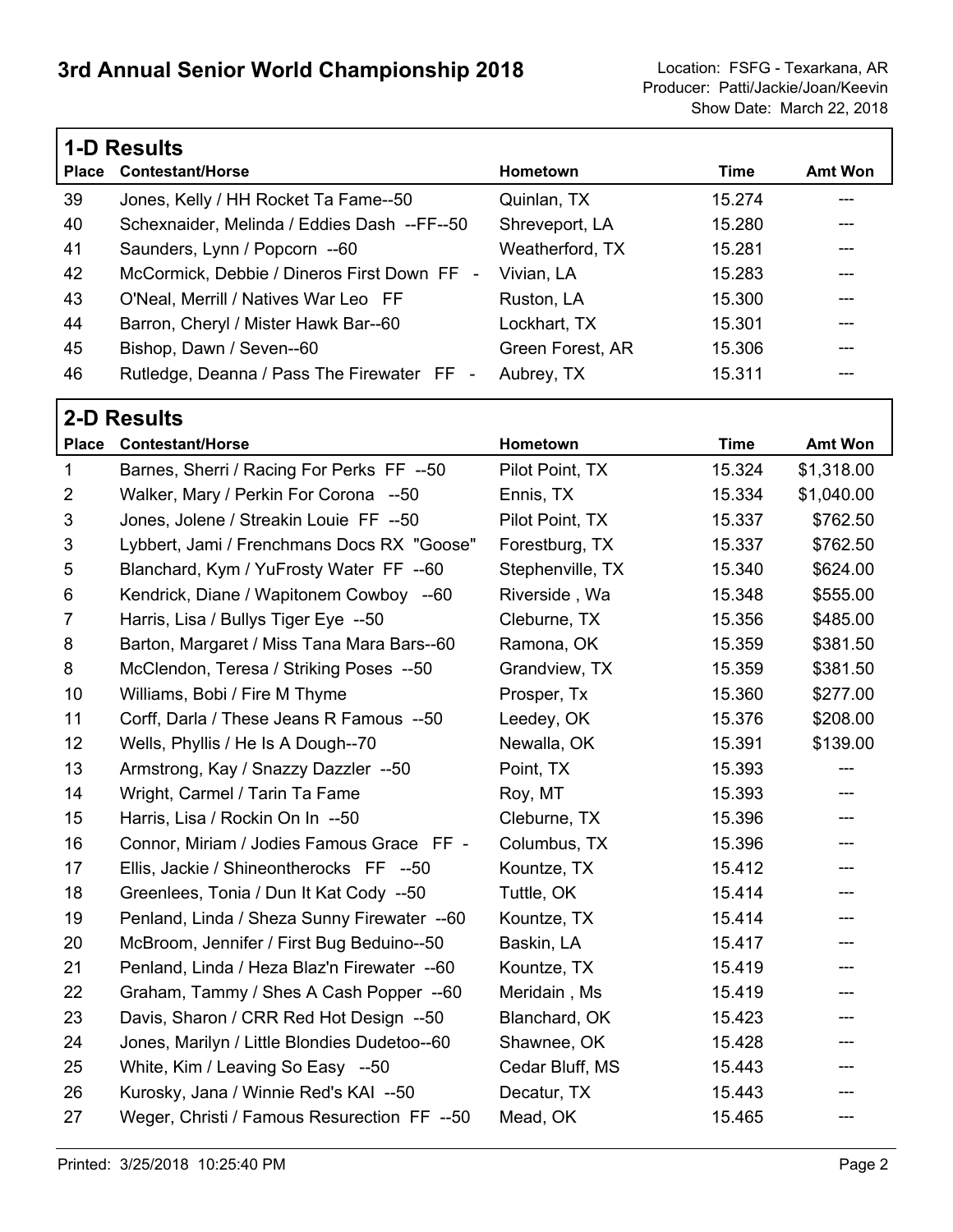# 3rd Annual Senior World Championship 2018

Location: FSFG - Texarkana, AR
Producer: Patti/Jackie/Joan/Keevin
Show Date: March 22, 2018

## 1-D Results

| Place | Contestant/Horse | Hometown | Time | Amt Won |
|---|---|---|---|---|
| 39 | Jones, Kelly / HH Rocket Ta Fame--50 | Quinlan, TX | 15.274 | --- |
| 40 | Schexnaider, Melinda / Eddies Dash --FF--50 | Shreveport, LA | 15.280 | --- |
| 41 | Saunders, Lynn / Popcorn --60 | Weatherford, TX | 15.281 | --- |
| 42 | McCormick, Debbie / Dineros First Down FF - | Vivian, LA | 15.283 | --- |
| 43 | O'Neal, Merrill / Natives War Leo FF | Ruston, LA | 15.300 | --- |
| 44 | Barron, Cheryl / Mister Hawk Bar--60 | Lockhart, TX | 15.301 | --- |
| 45 | Bishop, Dawn / Seven--60 | Green Forest, AR | 15.306 | --- |
| 46 | Rutledge, Deanna / Pass The Firewater FF - | Aubrey, TX | 15.311 | --- |

## 2-D Results

| Place | Contestant/Horse | Hometown | Time | Amt Won |
|---|---|---|---|---|
| 1 | Barnes, Sherri / Racing For Perks FF --50 | Pilot Point, TX | 15.324 | $1,318.00 |
| 2 | Walker, Mary / Perkin For Corona --50 | Ennis, TX | 15.334 | $1,040.00 |
| 3 | Jones, Jolene / Streakin Louie FF --50 | Pilot Point, TX | 15.337 | $762.50 |
| 3 | Lybbert, Jami / Frenchmans Docs RX "Goose" | Forestburg, TX | 15.337 | $762.50 |
| 5 | Blanchard, Kym / YuFrosty Water FF --60 | Stephenville, TX | 15.340 | $624.00 |
| 6 | Kendrick, Diane / Wapitonem Cowboy --60 | Riverside , Wa | 15.348 | $555.00 |
| 7 | Harris, Lisa / Bullys Tiger Eye --50 | Cleburne, TX | 15.356 | $485.00 |
| 8 | Barton, Margaret / Miss Tana Mara Bars--60 | Ramona, OK | 15.359 | $381.50 |
| 8 | McClendon, Teresa / Striking Poses --50 | Grandview, TX | 15.359 | $381.50 |
| 10 | Williams, Bobi / Fire M Thyme | Prosper, Tx | 15.360 | $277.00 |
| 11 | Corff, Darla / These Jeans R Famous --50 | Leedey, OK | 15.376 | $208.00 |
| 12 | Wells, Phyllis / He Is A Dough--70 | Newalla, OK | 15.391 | $139.00 |
| 13 | Armstrong, Kay / Snazzy Dazzler --50 | Point, TX | 15.393 | --- |
| 14 | Wright, Carmel / Tarin Ta Fame | Roy, MT | 15.393 | --- |
| 15 | Harris, Lisa / Rockin On In --50 | Cleburne, TX | 15.396 | --- |
| 16 | Connor, Miriam / Jodies Famous Grace FF - | Columbus, TX | 15.396 | --- |
| 17 | Ellis, Jackie / Shineontherocks FF --50 | Kountze, TX | 15.412 | --- |
| 18 | Greenlees, Tonia / Dun It Kat Cody --50 | Tuttle, OK | 15.414 | --- |
| 19 | Penland, Linda / Sheza Sunny Firewater --60 | Kountze, TX | 15.414 | --- |
| 20 | McBroom, Jennifer / First Bug Beduino--50 | Baskin, LA | 15.417 | --- |
| 21 | Penland, Linda / Heza Blaz'n Firewater --60 | Kountze, TX | 15.419 | --- |
| 22 | Graham, Tammy / Shes A Cash Popper --60 | Meridain , Ms | 15.419 | --- |
| 23 | Davis, Sharon / CRR Red Hot Design --50 | Blanchard, OK | 15.423 | --- |
| 24 | Jones, Marilyn / Little Blondies Dudetoo--60 | Shawnee, OK | 15.428 | --- |
| 25 | White, Kim / Leaving So Easy --50 | Cedar Bluff, MS | 15.443 | --- |
| 26 | Kurosky, Jana / Winnie Red's KAI --50 | Decatur, TX | 15.443 | --- |
| 27 | Weger, Christi / Famous Resurection FF --50 | Mead, OK | 15.465 | --- |

Printed: 3/25/2018 10:25:40 PM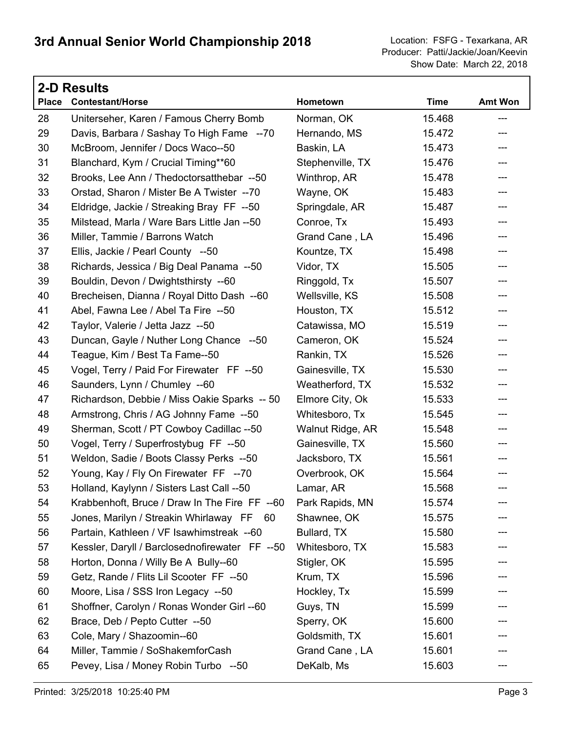# 3rd Annual Senior World Championship 2018

Location: FSFG - Texarkana, AR
Producer: Patti/Jackie/Joan/Keevin
Show Date: March 22, 2018

## 2-D Results

| Place | Contestant/Horse | Hometown | Time | Amt Won |
|---|---|---|---|---|
| 28 | Uniterseher, Karen / Famous Cherry Bomb | Norman, OK | 15.468 | --- |
| 29 | Davis, Barbara / Sashay To High Fame --70 | Hernando, MS | 15.472 | --- |
| 30 | McBroom, Jennifer / Docs Waco--50 | Baskin, LA | 15.473 | --- |
| 31 | Blanchard, Kym / Crucial Timing**60 | Stephenville, TX | 15.476 | --- |
| 32 | Brooks, Lee Ann / Thedoctorsatthebar --50 | Winthrop, AR | 15.478 | --- |
| 33 | Orstad, Sharon / Mister Be A Twister --70 | Wayne, OK | 15.483 | --- |
| 34 | Eldridge, Jackie / Streaking Bray FF --50 | Springdale, AR | 15.487 | --- |
| 35 | Milstead, Marla / Ware Bars Little Jan --50 | Conroe, Tx | 15.493 | --- |
| 36 | Miller, Tammie / Barrons Watch | Grand Cane , LA | 15.496 | --- |
| 37 | Ellis, Jackie / Pearl County --50 | Kountze, TX | 15.498 | --- |
| 38 | Richards, Jessica / Big Deal Panama --50 | Vidor, TX | 15.505 | --- |
| 39 | Bouldin, Devon / Dwightsthirsty --60 | Ringgold, Tx | 15.507 | --- |
| 40 | Brecheisen, Dianna / Royal Ditto Dash --60 | Wellsville, KS | 15.508 | --- |
| 41 | Abel, Fawna Lee / Abel Ta Fire --50 | Houston, TX | 15.512 | --- |
| 42 | Taylor, Valerie / Jetta Jazz --50 | Catawissa, MO | 15.519 | --- |
| 43 | Duncan, Gayle / Nuther Long Chance --50 | Cameron, OK | 15.524 | --- |
| 44 | Teague, Kim / Best Ta Fame--50 | Rankin, TX | 15.526 | --- |
| 45 | Vogel, Terry / Paid For Firewater FF --50 | Gainesville, TX | 15.530 | --- |
| 46 | Saunders, Lynn / Chumley --60 | Weatherford, TX | 15.532 | --- |
| 47 | Richardson, Debbie / Miss Oakie Sparks -- 50 | Elmore City, Ok | 15.533 | --- |
| 48 | Armstrong, Chris / AG Johnny Fame --50 | Whitesboro, Tx | 15.545 | --- |
| 49 | Sherman, Scott / PT Cowboy Cadillac --50 | Walnut Ridge, AR | 15.548 | --- |
| 50 | Vogel, Terry / Superfrostybug FF --50 | Gainesville, TX | 15.560 | --- |
| 51 | Weldon, Sadie / Boots Classy Perks --50 | Jacksboro, TX | 15.561 | --- |
| 52 | Young, Kay / Fly On Firewater FF --70 | Overbrook, OK | 15.564 | --- |
| 53 | Holland, Kaylynn / Sisters Last Call --50 | Lamar, AR | 15.568 | --- |
| 54 | Krabbenhoft, Bruce / Draw In The Fire FF --60 | Park Rapids, MN | 15.574 | --- |
| 55 | Jones, Marilyn / Streakin Whirlaway FF 60 | Shawnee, OK | 15.575 | --- |
| 56 | Partain, Kathleen / VF Isawhimstreak --60 | Bullard, TX | 15.580 | --- |
| 57 | Kessler, Daryll / Barclosednofirewater FF --50 | Whitesboro, TX | 15.583 | --- |
| 58 | Horton, Donna / Willy Be A Bully--60 | Stigler, OK | 15.595 | --- |
| 59 | Getz, Rande / Flits Lil Scooter FF --50 | Krum, TX | 15.596 | --- |
| 60 | Moore, Lisa / SSS Iron Legacy --50 | Hockley, Tx | 15.599 | --- |
| 61 | Shoffner, Carolyn / Ronas Wonder Girl --60 | Guys, TN | 15.599 | --- |
| 62 | Brace, Deb / Pepto Cutter --50 | Sperry, OK | 15.600 | --- |
| 63 | Cole, Mary / Shazoomin--60 | Goldsmith, TX | 15.601 | --- |
| 64 | Miller, Tammie / SoShakemforCash | Grand Cane , LA | 15.601 | --- |
| 65 | Pevey, Lisa / Money Robin Turbo --50 | DeKalb, Ms | 15.603 | --- |

Printed: 3/25/2018 10:25:40 PM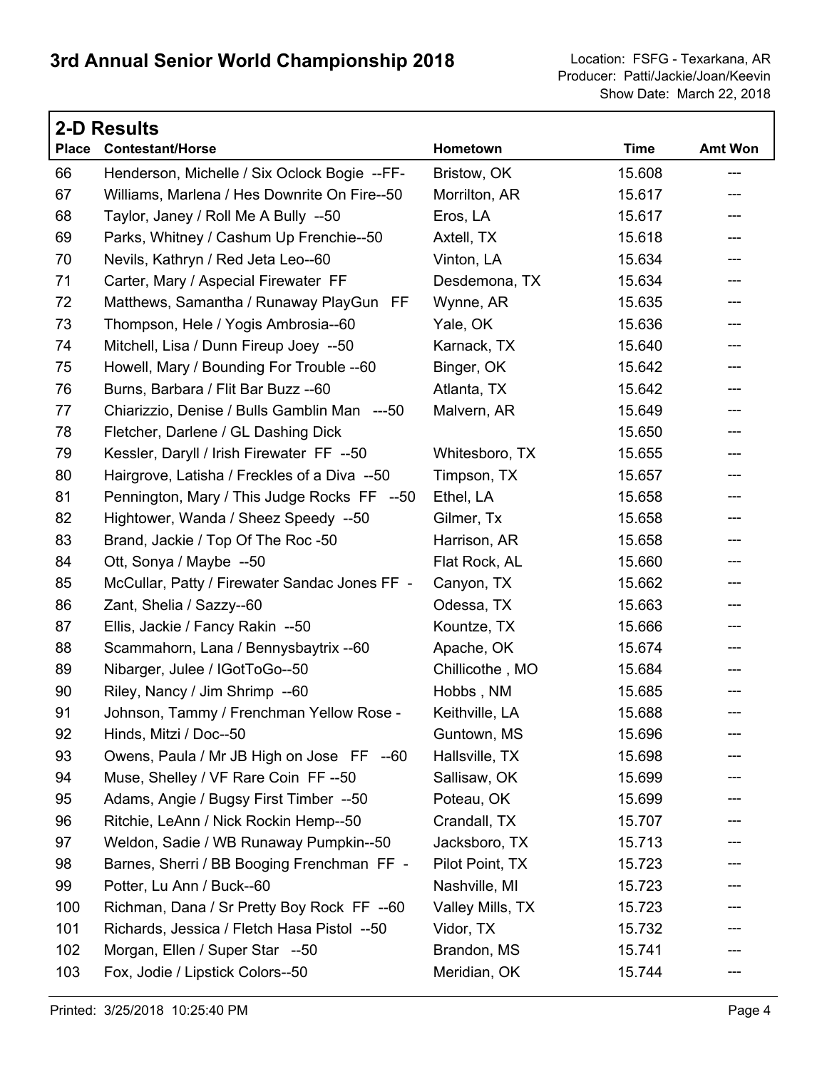# 3rd Annual Senior World Championship 2018

Location: FSFG - Texarkana, AR
Producer: Patti/Jackie/Joan/Keevin
Show Date: March 22, 2018

## 2-D Results

| Place | Contestant/Horse | Hometown | Time | Amt Won |
|---|---|---|---|---|
| 66 | Henderson, Michelle / Six Oclock Bogie --FF- | Bristow, OK | 15.608 | --- |
| 67 | Williams, Marlena / Hes Downrite On Fire--50 | Morrilton, AR | 15.617 | --- |
| 68 | Taylor, Janey / Roll Me A Bully --50 | Eros, LA | 15.617 | --- |
| 69 | Parks, Whitney / Cashum Up Frenchie--50 | Axtell, TX | 15.618 | --- |
| 70 | Nevils, Kathryn / Red Jeta Leo--60 | Vinton, LA | 15.634 | --- |
| 71 | Carter, Mary / Aspecial Firewater FF | Desdemona, TX | 15.634 | --- |
| 72 | Matthews, Samantha / Runaway PlayGun FF | Wynne, AR | 15.635 | --- |
| 73 | Thompson, Hele / Yogis Ambrosia--60 | Yale, OK | 15.636 | --- |
| 74 | Mitchell, Lisa / Dunn Fireup Joey --50 | Karnack, TX | 15.640 | --- |
| 75 | Howell, Mary / Bounding For Trouble --60 | Binger, OK | 15.642 | --- |
| 76 | Burns, Barbara / Flit Bar Buzz --60 | Atlanta, TX | 15.642 | --- |
| 77 | Chiarizzio, Denise / Bulls Gamblin Man ---50 | Malvern, AR | 15.649 | --- |
| 78 | Fletcher, Darlene / GL Dashing Dick | | 15.650 | --- |
| 79 | Kessler, Daryll / Irish Firewater FF --50 | Whitesboro, TX | 15.655 | --- |
| 80 | Hairgrove, Latisha / Freckles of a Diva --50 | Timpson, TX | 15.657 | --- |
| 81 | Pennington, Mary / This Judge Rocks FF --50 | Ethel, LA | 15.658 | --- |
| 82 | Hightower, Wanda / Sheez Speedy --50 | Gilmer, Tx | 15.658 | --- |
| 83 | Brand, Jackie / Top Of The Roc -50 | Harrison, AR | 15.658 | --- |
| 84 | Ott, Sonya / Maybe --50 | Flat Rock, AL | 15.660 | --- |
| 85 | McCullar, Patty / Firewater Sandac Jones FF - | Canyon, TX | 15.662 | --- |
| 86 | Zant, Shelia / Sazzy--60 | Odessa, TX | 15.663 | --- |
| 87 | Ellis, Jackie / Fancy Rakin --50 | Kountze, TX | 15.666 | --- |
| 88 | Scammahorn, Lana / Bennysbaytrix --60 | Apache, OK | 15.674 | --- |
| 89 | Nibarger, Julee / IGotToGo--50 | Chillicothe , MO | 15.684 | --- |
| 90 | Riley, Nancy / Jim Shrimp --60 | Hobbs , NM | 15.685 | --- |
| 91 | Johnson, Tammy / Frenchman Yellow Rose - | Keithville, LA | 15.688 | --- |
| 92 | Hinds, Mitzi / Doc--50 | Guntown, MS | 15.696 | --- |
| 93 | Owens, Paula / Mr JB High on Jose FF --60 | Hallsville, TX | 15.698 | --- |
| 94 | Muse, Shelley / VF Rare Coin FF --50 | Sallisaw, OK | 15.699 | --- |
| 95 | Adams, Angie / Bugsy First Timber --50 | Poteau, OK | 15.699 | --- |
| 96 | Ritchie, LeAnn / Nick Rockin Hemp--50 | Crandall, TX | 15.707 | --- |
| 97 | Weldon, Sadie / WB Runaway Pumpkin--50 | Jacksboro, TX | 15.713 | --- |
| 98 | Barnes, Sherri / BB Booging Frenchman FF - | Pilot Point, TX | 15.723 | --- |
| 99 | Potter, Lu Ann / Buck--60 | Nashville, MI | 15.723 | --- |
| 100 | Richman, Dana / Sr Pretty Boy Rock FF --60 | Valley Mills, TX | 15.723 | --- |
| 101 | Richards, Jessica / Fletch Hasa Pistol --50 | Vidor, TX | 15.732 | --- |
| 102 | Morgan, Ellen / Super Star --50 | Brandon, MS | 15.741 | --- |
| 103 | Fox, Jodie / Lipstick Colors--50 | Meridian, OK | 15.744 | --- |

Printed: 3/25/2018 10:25:40 PM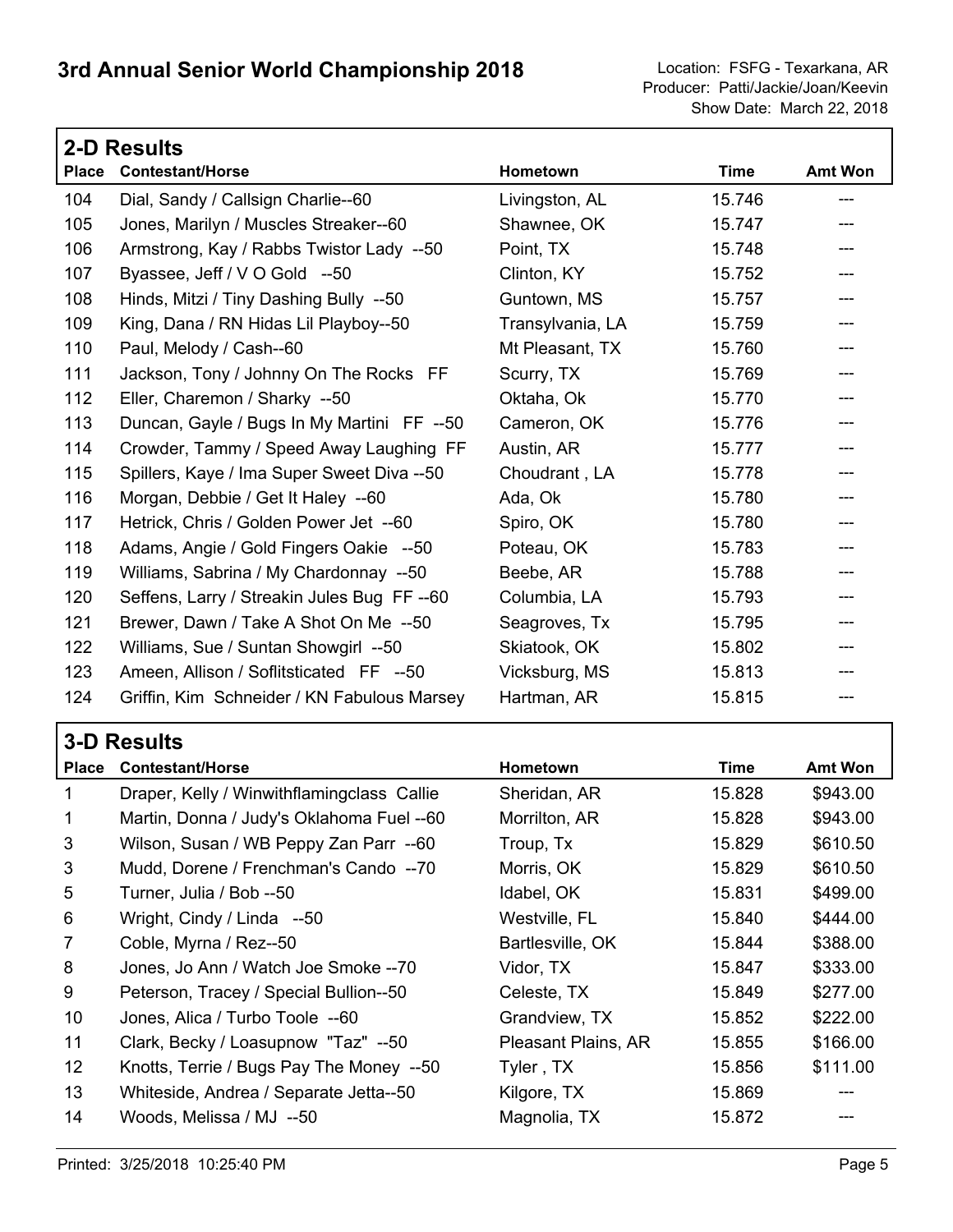# 3rd Annual Senior World Championship 2018

Location: FSFG - Texarkana, AR
Producer: Patti/Jackie/Joan/Keevin
Show Date: March 22, 2018

## 2-D Results

| Place | Contestant/Horse | Hometown | Time | Amt Won |
|---|---|---|---|---|
| 104 | Dial, Sandy / Callsign Charlie--60 | Livingston, AL | 15.746 | --- |
| 105 | Jones, Marilyn / Muscles Streaker--60 | Shawnee, OK | 15.747 | --- |
| 106 | Armstrong, Kay / Rabbs Twistor Lady --50 | Point, TX | 15.748 | --- |
| 107 | Byassee, Jeff / V O Gold --50 | Clinton, KY | 15.752 | --- |
| 108 | Hinds, Mitzi / Tiny Dashing Bully --50 | Guntown, MS | 15.757 | --- |
| 109 | King, Dana / RN Hidas Lil Playboy--50 | Transylvania, LA | 15.759 | --- |
| 110 | Paul, Melody / Cash--60 | Mt Pleasant, TX | 15.760 | --- |
| 111 | Jackson, Tony / Johnny On The Rocks FF | Scurry, TX | 15.769 | --- |
| 112 | Eller, Charemon / Sharky --50 | Oktaha, Ok | 15.770 | --- |
| 113 | Duncan, Gayle / Bugs In My Martini FF --50 | Cameron, OK | 15.776 | --- |
| 114 | Crowder, Tammy / Speed Away Laughing FF | Austin, AR | 15.777 | --- |
| 115 | Spillers, Kaye / Ima Super Sweet Diva --50 | Choudrant , LA | 15.778 | --- |
| 116 | Morgan, Debbie / Get It Haley --60 | Ada, Ok | 15.780 | --- |
| 117 | Hetrick, Chris / Golden Power Jet --60 | Spiro, OK | 15.780 | --- |
| 118 | Adams, Angie / Gold Fingers Oakie --50 | Poteau, OK | 15.783 | --- |
| 119 | Williams, Sabrina / My Chardonnay --50 | Beebe, AR | 15.788 | --- |
| 120 | Seffens, Larry / Streakin Jules Bug FF --60 | Columbia, LA | 15.793 | --- |
| 121 | Brewer, Dawn / Take A Shot On Me --50 | Seagroves, Tx | 15.795 | --- |
| 122 | Williams, Sue / Suntan Showgirl --50 | Skiatook, OK | 15.802 | --- |
| 123 | Ameen, Allison / Soflitsticated FF --50 | Vicksburg, MS | 15.813 | --- |
| 124 | Griffin, Kim Schneider / KN Fabulous Marsey | Hartman, AR | 15.815 | --- |

## 3-D Results

| Place | Contestant/Horse | Hometown | Time | Amt Won |
|---|---|---|---|---|
| 1 | Draper, Kelly / Winwithflamingclass Callie | Sheridan, AR | 15.828 | $943.00 |
| 1 | Martin, Donna / Judy's Oklahoma Fuel --60 | Morrilton, AR | 15.828 | $943.00 |
| 3 | Wilson, Susan / WB Peppy Zan Parr --60 | Troup, Tx | 15.829 | $610.50 |
| 3 | Mudd, Dorene / Frenchman's Cando --70 | Morris, OK | 15.829 | $610.50 |
| 5 | Turner, Julia / Bob --50 | Idabel, OK | 15.831 | $499.00 |
| 6 | Wright, Cindy / Linda --50 | Westville, FL | 15.840 | $444.00 |
| 7 | Coble, Myrna / Rez--50 | Bartlesville, OK | 15.844 | $388.00 |
| 8 | Jones, Jo Ann / Watch Joe Smoke --70 | Vidor, TX | 15.847 | $333.00 |
| 9 | Peterson, Tracey / Special Bullion--50 | Celeste, TX | 15.849 | $277.00 |
| 10 | Jones, Alica / Turbo Toole --60 | Grandview, TX | 15.852 | $222.00 |
| 11 | Clark, Becky / Loasupnow "Taz" --50 | Pleasant Plains, AR | 15.855 | $166.00 |
| 12 | Knotts, Terrie / Bugs Pay The Money --50 | Tyler , TX | 15.856 | $111.00 |
| 13 | Whiteside, Andrea / Separate Jetta--50 | Kilgore, TX | 15.869 | --- |
| 14 | Woods, Melissa / MJ --50 | Magnolia, TX | 15.872 | --- |

Printed: 3/25/2018 10:25:40 PM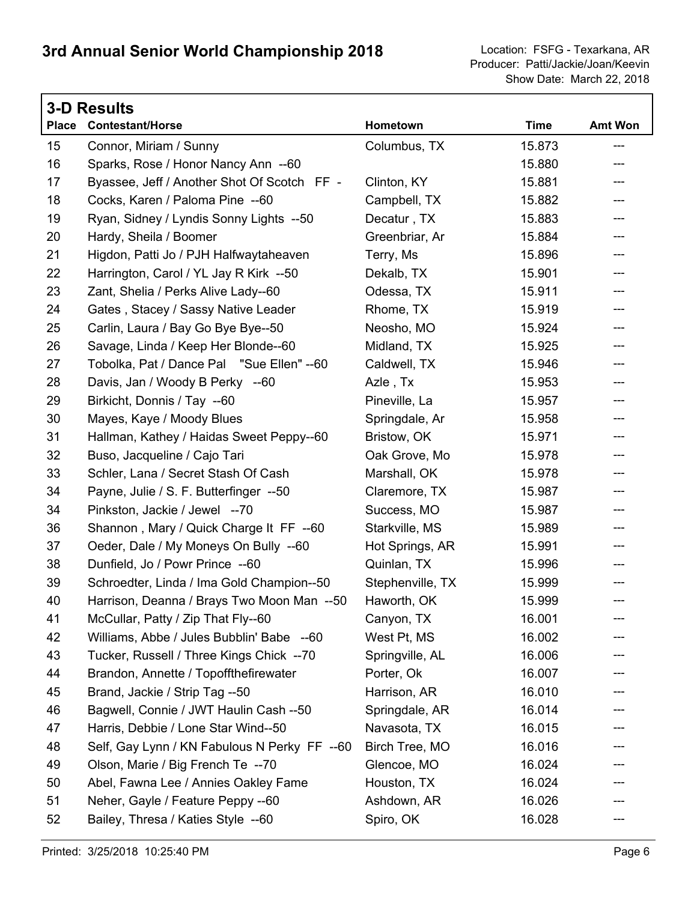# 3rd Annual Senior World Championship 2018

Location: FSFG - Texarkana, AR
Producer: Patti/Jackie/Joan/Keevin
Show Date: March 22, 2018

## 3-D Results

| Place | Contestant/Horse | Hometown | Time | Amt Won |
| --- | --- | --- | --- | --- |
| 15 | Connor, Miriam / Sunny | Columbus, TX | 15.873 | --- |
| 16 | Sparks, Rose / Honor Nancy Ann --60 | | 15.880 | --- |
| 17 | Byassee, Jeff / Another Shot Of Scotch FF - | Clinton, KY | 15.881 | --- |
| 18 | Cocks, Karen / Paloma Pine --60 | Campbell, TX | 15.882 | --- |
| 19 | Ryan, Sidney / Lyndis Sonny Lights --50 | Decatur , TX | 15.883 | --- |
| 20 | Hardy, Sheila / Boomer | Greenbriar, Ar | 15.884 | --- |
| 21 | Higdon, Patti Jo / PJH Halfwaytaheaven | Terry, Ms | 15.896 | --- |
| 22 | Harrington, Carol / YL Jay R Kirk --50 | Dekalb, TX | 15.901 | --- |
| 23 | Zant, Shelia / Perks Alive Lady--60 | Odessa, TX | 15.911 | --- |
| 24 | Gates , Stacey / Sassy Native Leader | Rhome, TX | 15.919 | --- |
| 25 | Carlin, Laura / Bay Go Bye Bye--50 | Neosho, MO | 15.924 | --- |
| 26 | Savage, Linda / Keep Her Blonde--60 | Midland, TX | 15.925 | --- |
| 27 | Tobolka, Pat / Dance Pal "Sue Ellen" --60 | Caldwell, TX | 15.946 | --- |
| 28 | Davis, Jan / Woody B Perky --60 | Azle , Tx | 15.953 | --- |
| 29 | Birkicht, Donnis / Tay --60 | Pineville, La | 15.957 | --- |
| 30 | Mayes, Kaye / Moody Blues | Springdale, Ar | 15.958 | --- |
| 31 | Hallman, Kathey / Haidas Sweet Peppy--60 | Bristow, OK | 15.971 | --- |
| 32 | Buso, Jacqueline / Cajo Tari | Oak Grove, Mo | 15.978 | --- |
| 33 | Schler, Lana / Secret Stash Of Cash | Marshall, OK | 15.978 | --- |
| 34 | Payne, Julie / S. F. Butterfinger --50 | Claremore, TX | 15.987 | --- |
| 34 | Pinkston, Jackie / Jewel --70 | Success, MO | 15.987 | --- |
| 36 | Shannon , Mary / Quick Charge It FF --60 | Starkville, MS | 15.989 | --- |
| 37 | Oeder, Dale / My Moneys On Bully --60 | Hot Springs, AR | 15.991 | --- |
| 38 | Dunfield, Jo / Powr Prince --60 | Quinlan, TX | 15.996 | --- |
| 39 | Schroedter, Linda / Ima Gold Champion--50 | Stephenville, TX | 15.999 | --- |
| 40 | Harrison, Deanna / Brays Two Moon Man --50 | Haworth, OK | 15.999 | --- |
| 41 | McCullar, Patty / Zip That Fly--60 | Canyon, TX | 16.001 | --- |
| 42 | Williams, Abbe / Jules Bubblin' Babe --60 | West Pt, MS | 16.002 | --- |
| 43 | Tucker, Russell / Three Kings Chick --70 | Springville, AL | 16.006 | --- |
| 44 | Brandon, Annette / Topoffthefirewater | Porter, Ok | 16.007 | --- |
| 45 | Brand, Jackie / Strip Tag --50 | Harrison, AR | 16.010 | --- |
| 46 | Bagwell, Connie / JWT Haulin Cash --50 | Springdale, AR | 16.014 | --- |
| 47 | Harris, Debbie / Lone Star Wind--50 | Navasota, TX | 16.015 | --- |
| 48 | Self, Gay Lynn / KN Fabulous N Perky FF --60 | Birch Tree, MO | 16.016 | --- |
| 49 | Olson, Marie / Big French Te --70 | Glencoe, MO | 16.024 | --- |
| 50 | Abel, Fawna Lee / Annies Oakley Fame | Houston, TX | 16.024 | --- |
| 51 | Neher, Gayle / Feature Peppy --60 | Ashdown, AR | 16.026 | --- |
| 52 | Bailey, Thresa / Katies Style --60 | Spiro, OK | 16.028 | --- |

Printed: 3/25/2018 10:25:40 PM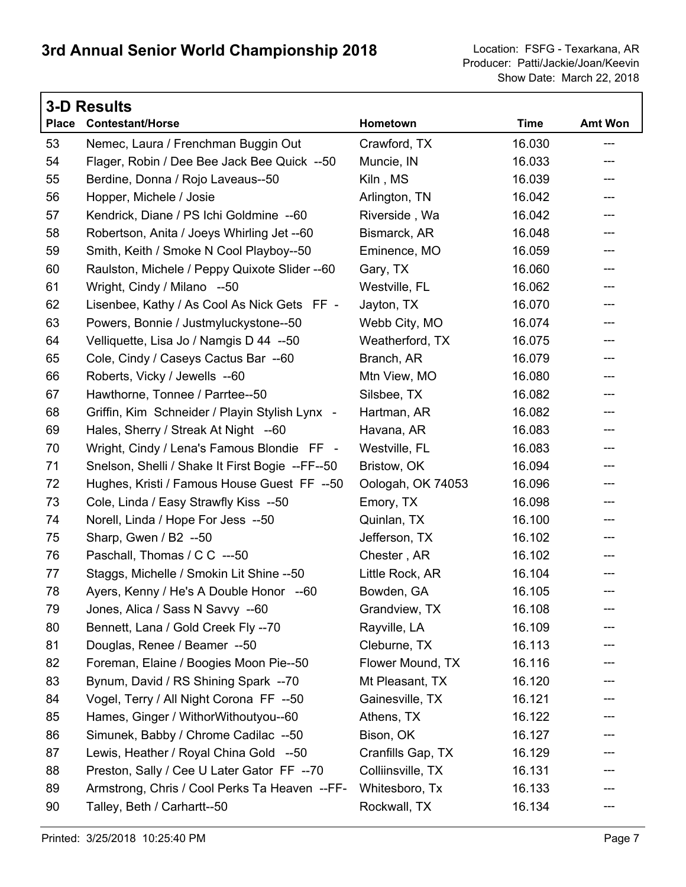# 3rd Annual Senior World Championship 2018

Location: FSFG - Texarkana, AR
Producer: Patti/Jackie/Joan/Keevin
Show Date: March 22, 2018

## 3-D Results

| Place | Contestant/Horse | Hometown | Time | Amt Won |
|---|---|---|---|---|
| 53 | Nemec, Laura / Frenchman Buggin Out | Crawford, TX | 16.030 | --- |
| 54 | Flager, Robin / Dee Bee Jack Bee Quick --50 | Muncie, IN | 16.033 | --- |
| 55 | Berdine, Donna / Rojo Laveaus--50 | Kiln , MS | 16.039 | --- |
| 56 | Hopper, Michele / Josie | Arlington, TN | 16.042 | --- |
| 57 | Kendrick, Diane / PS Ichi Goldmine --60 | Riverside , Wa | 16.042 | --- |
| 58 | Robertson, Anita / Joeys Whirling Jet --60 | Bismarck, AR | 16.048 | --- |
| 59 | Smith, Keith / Smoke N Cool Playboy--50 | Eminence, MO | 16.059 | --- |
| 60 | Raulston, Michele / Peppy Quixote Slider --60 | Gary, TX | 16.060 | --- |
| 61 | Wright, Cindy / Milano --50 | Westville, FL | 16.062 | --- |
| 62 | Lisenbee, Kathy / As Cool As Nick Gets FF - | Jayton, TX | 16.070 | --- |
| 63 | Powers, Bonnie / Justmyluckystone--50 | Webb City, MO | 16.074 | --- |
| 64 | Velliquette, Lisa Jo / Namgis D 44 --50 | Weatherford, TX | 16.075 | --- |
| 65 | Cole, Cindy / Caseys Cactus Bar --60 | Branch, AR | 16.079 | --- |
| 66 | Roberts, Vicky / Jewells --60 | Mtn View, MO | 16.080 | --- |
| 67 | Hawthorne, Tonnee / Parrtee--50 | Silsbee, TX | 16.082 | --- |
| 68 | Griffin, Kim Schneider / Playin Stylish Lynx - | Hartman, AR | 16.082 | --- |
| 69 | Hales, Sherry / Streak At Night --60 | Havana, AR | 16.083 | --- |
| 70 | Wright, Cindy / Lena's Famous Blondie FF - | Westville, FL | 16.083 | --- |
| 71 | Snelson, Shelli / Shake It First Bogie --FF--50 | Bristow, OK | 16.094 | --- |
| 72 | Hughes, Kristi / Famous House Guest FF --50 | Oologah, OK 74053 | 16.096 | --- |
| 73 | Cole, Linda / Easy Strawfly Kiss --50 | Emory, TX | 16.098 | --- |
| 74 | Norell, Linda / Hope For Jess --50 | Quinlan, TX | 16.100 | --- |
| 75 | Sharp, Gwen / B2 --50 | Jefferson, TX | 16.102 | --- |
| 76 | Paschall, Thomas / C C ---50 | Chester , AR | 16.102 | --- |
| 77 | Staggs, Michelle / Smokin Lit Shine --50 | Little Rock, AR | 16.104 | --- |
| 78 | Ayers, Kenny / He's A Double Honor --60 | Bowden, GA | 16.105 | --- |
| 79 | Jones, Alica / Sass N Savvy --60 | Grandview, TX | 16.108 | --- |
| 80 | Bennett, Lana / Gold Creek Fly --70 | Rayville, LA | 16.109 | --- |
| 81 | Douglas, Renee / Beamer --50 | Cleburne, TX | 16.113 | --- |
| 82 | Foreman, Elaine / Boogies Moon Pie--50 | Flower Mound, TX | 16.116 | --- |
| 83 | Bynum, David / RS Shining Spark --70 | Mt Pleasant, TX | 16.120 | --- |
| 84 | Vogel, Terry / All Night Corona FF --50 | Gainesville, TX | 16.121 | --- |
| 85 | Hames, Ginger / WithorWithoutyou--60 | Athens, TX | 16.122 | --- |
| 86 | Simunek, Babby / Chrome Cadilac --50 | Bison, OK | 16.127 | --- |
| 87 | Lewis, Heather / Royal China Gold --50 | Cranfills Gap, TX | 16.129 | --- |
| 88 | Preston, Sally / Cee U Later Gator FF --70 | Colliinsville, TX | 16.131 | --- |
| 89 | Armstrong, Chris / Cool Perks Ta Heaven --FF- | Whitesboro, Tx | 16.133 | --- |
| 90 | Talley, Beth / Carhartt--50 | Rockwall, TX | 16.134 | --- |

Printed: 3/25/2018 10:25:40 PM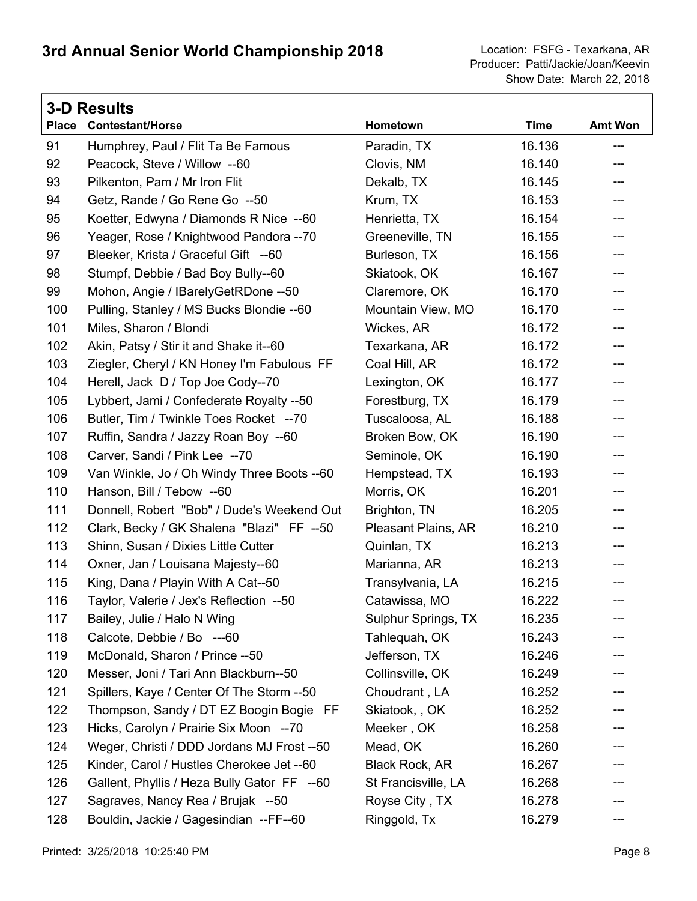# 3rd Annual Senior World Championship 2018

Location: FSFG - Texarkana, AR
Producer: Patti/Jackie/Joan/Keevin
Show Date: March 22, 2018

## 3-D Results

| Place | Contestant/Horse | Hometown | Time | Amt Won |
|---|---|---|---|---|
| 91 | Humphrey, Paul / Flit Ta Be Famous | Paradin, TX | 16.136 | --- |
| 92 | Peacock, Steve / Willow --60 | Clovis, NM | 16.140 | --- |
| 93 | Pilkenton, Pam / Mr Iron Flit | Dekalb, TX | 16.145 | --- |
| 94 | Getz, Rande / Go Rene Go --50 | Krum, TX | 16.153 | --- |
| 95 | Koetter, Edwyna / Diamonds R Nice --60 | Henrietta, TX | 16.154 | --- |
| 96 | Yeager, Rose / Knightwood Pandora --70 | Greeneville, TN | 16.155 | --- |
| 97 | Bleeker, Krista / Graceful Gift --60 | Burleson, TX | 16.156 | --- |
| 98 | Stumpf, Debbie / Bad Boy Bully--60 | Skiatook, OK | 16.167 | --- |
| 99 | Mohon, Angie / IBarelyGetRDone --50 | Claremore, OK | 16.170 | --- |
| 100 | Pulling, Stanley / MS Bucks Blondie --60 | Mountain View, MO | 16.170 | --- |
| 101 | Miles, Sharon / Blondi | Wickes, AR | 16.172 | --- |
| 102 | Akin, Patsy / Stir it and Shake it--60 | Texarkana, AR | 16.172 | --- |
| 103 | Ziegler, Cheryl / KN Honey I'm Fabulous FF | Coal Hill, AR | 16.172 | --- |
| 104 | Herell, Jack D / Top Joe Cody--70 | Lexington, OK | 16.177 | --- |
| 105 | Lybbert, Jami / Confederate Royalty --50 | Forestburg, TX | 16.179 | --- |
| 106 | Butler, Tim / Twinkle Toes Rocket --70 | Tuscaloosa, AL | 16.188 | --- |
| 107 | Ruffin, Sandra / Jazzy Roan Boy --60 | Broken Bow, OK | 16.190 | --- |
| 108 | Carver, Sandi / Pink Lee --70 | Seminole, OK | 16.190 | --- |
| 109 | Van Winkle, Jo / Oh Windy Three Boots --60 | Hempstead, TX | 16.193 | --- |
| 110 | Hanson, Bill / Tebow --60 | Morris, OK | 16.201 | --- |
| 111 | Donnell, Robert "Bob" / Dude's Weekend Out | Brighton, TN | 16.205 | --- |
| 112 | Clark, Becky / GK Shalena "Blazi" FF --50 | Pleasant Plains, AR | 16.210 | --- |
| 113 | Shinn, Susan / Dixies Little Cutter | Quinlan, TX | 16.213 | --- |
| 114 | Oxner, Jan / Louisana Majesty--60 | Marianna, AR | 16.213 | --- |
| 115 | King, Dana / Playin With A Cat--50 | Transylvania, LA | 16.215 | --- |
| 116 | Taylor, Valerie / Jex's Reflection --50 | Catawissa, MO | 16.222 | --- |
| 117 | Bailey, Julie / Halo N Wing | Sulphur Springs, TX | 16.235 | --- |
| 118 | Calcote, Debbie / Bo ---60 | Tahlequah, OK | 16.243 | --- |
| 119 | McDonald, Sharon / Prince --50 | Jefferson, TX | 16.246 | --- |
| 120 | Messer, Joni / Tari Ann Blackburn--50 | Collinsville, OK | 16.249 | --- |
| 121 | Spillers, Kaye / Center Of The Storm --50 | Choudrant , LA | 16.252 | --- |
| 122 | Thompson, Sandy / DT EZ Boogin Bogie FF | Skiatook, , OK | 16.252 | --- |
| 123 | Hicks, Carolyn / Prairie Six Moon --70 | Meeker , OK | 16.258 | --- |
| 124 | Weger, Christi / DDD Jordans MJ Frost --50 | Mead, OK | 16.260 | --- |
| 125 | Kinder, Carol / Hustles Cherokee Jet --60 | Black Rock, AR | 16.267 | --- |
| 126 | Gallent, Phyllis / Heza Bully Gator FF --60 | St Francisville, LA | 16.268 | --- |
| 127 | Sagraves, Nancy Rea / Brujak --50 | Royse City , TX | 16.278 | --- |
| 128 | Bouldin, Jackie / Gagesindian --FF--60 | Ringgold, Tx | 16.279 | --- |

Printed: 3/25/2018 10:25:40 PM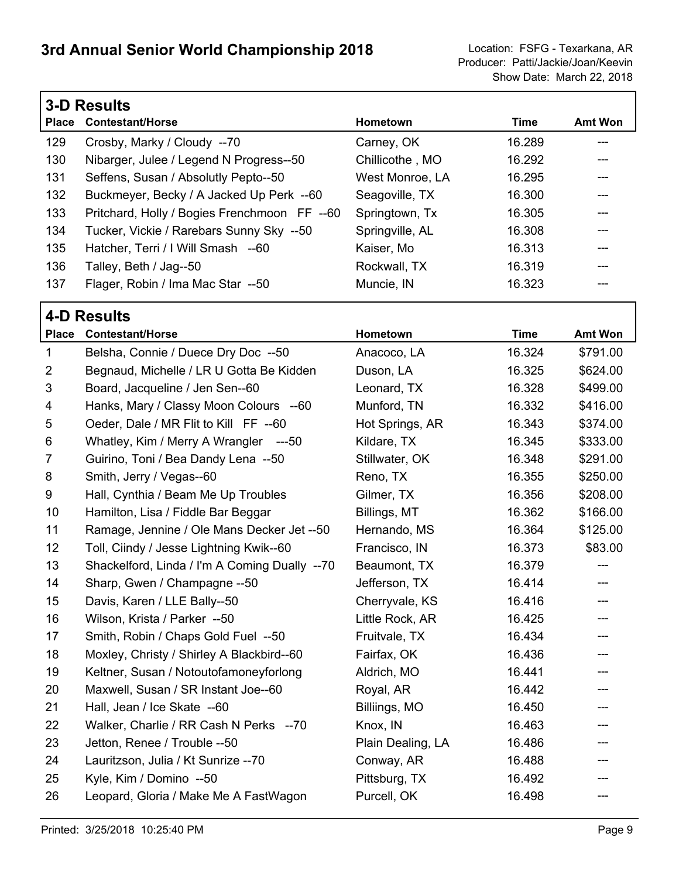# 3rd Annual Senior World Championship 2018

Location: FSFG - Texarkana, AR
Producer: Patti/Jackie/Joan/Keevin
Show Date: March 22, 2018

## 3-D Results

| Place | Contestant/Horse | Hometown | Time | Amt Won |
|---|---|---|---|---|
| 129 | Crosby, Marky / Cloudy --70 | Carney, OK | 16.289 | --- |
| 130 | Nibarger, Julee / Legend N Progress--50 | Chillicothe , MO | 16.292 | --- |
| 131 | Seffens, Susan / Absolutly Pepto--50 | West Monroe, LA | 16.295 | --- |
| 132 | Buckmeyer, Becky / A Jacked Up Perk --60 | Seagoville, TX | 16.300 | --- |
| 133 | Pritchard, Holly / Bogies Frenchmoon FF --60 | Springtown, Tx | 16.305 | --- |
| 134 | Tucker, Vickie / Rarebars Sunny Sky --50 | Springville, AL | 16.308 | --- |
| 135 | Hatcher, Terri / I Will Smash --60 | Kaiser, Mo | 16.313 | --- |
| 136 | Talley, Beth / Jag--50 | Rockwall, TX | 16.319 | --- |
| 137 | Flager, Robin / Ima Mac Star --50 | Muncie, IN | 16.323 | --- |

## 4-D Results

| Place | Contestant/Horse | Hometown | Time | Amt Won |
|---|---|---|---|---|
| 1 | Belsha, Connie / Duece Dry Doc --50 | Anacoco, LA | 16.324 | $791.00 |
| 2 | Begnaud, Michelle / LR U Gotta Be Kidden | Duson, LA | 16.325 | $624.00 |
| 3 | Board, Jacqueline / Jen Sen--60 | Leonard, TX | 16.328 | $499.00 |
| 4 | Hanks, Mary / Classy Moon Colours --60 | Munford, TN | 16.332 | $416.00 |
| 5 | Oeder, Dale / MR Flit to Kill FF --60 | Hot Springs, AR | 16.343 | $374.00 |
| 6 | Whatley, Kim / Merry A Wrangler ---50 | Kildare, TX | 16.345 | $333.00 |
| 7 | Guirino, Toni / Bea Dandy Lena --50 | Stillwater, OK | 16.348 | $291.00 |
| 8 | Smith, Jerry / Vegas--60 | Reno, TX | 16.355 | $250.00 |
| 9 | Hall, Cynthia / Beam Me Up Troubles | Gilmer, TX | 16.356 | $208.00 |
| 10 | Hamilton, Lisa / Fiddle Bar Beggar | Billings, MT | 16.362 | $166.00 |
| 11 | Ramage, Jennine / Ole Mans Decker Jet --50 | Hernando, MS | 16.364 | $125.00 |
| 12 | Toll, Ciindy / Jesse Lightning Kwik--60 | Francisco, IN | 16.373 | $83.00 |
| 13 | Shackelford, Linda / I'm A Coming Dually --70 | Beaumont, TX | 16.379 | --- |
| 14 | Sharp, Gwen / Champagne --50 | Jefferson, TX | 16.414 | --- |
| 15 | Davis, Karen / LLE Bally--50 | Cherryvale, KS | 16.416 | --- |
| 16 | Wilson, Krista / Parker --50 | Little Rock, AR | 16.425 | --- |
| 17 | Smith, Robin / Chaps Gold Fuel --50 | Fruitvale, TX | 16.434 | --- |
| 18 | Moxley, Christy / Shirley A Blackbird--60 | Fairfax, OK | 16.436 | --- |
| 19 | Keltner, Susan / Notoutofamoneyforlong | Aldrich, MO | 16.441 | --- |
| 20 | Maxwell, Susan / SR Instant Joe--60 | Royal, AR | 16.442 | --- |
| 21 | Hall, Jean / Ice Skate --60 | Billiings, MO | 16.450 | --- |
| 22 | Walker, Charlie / RR Cash N Perks --70 | Knox, IN | 16.463 | --- |
| 23 | Jetton, Renee / Trouble --50 | Plain Dealing, LA | 16.486 | --- |
| 24 | Lauritzson, Julia / Kt Sunrize --70 | Conway, AR | 16.488 | --- |
| 25 | Kyle, Kim / Domino --50 | Pittsburg, TX | 16.492 | --- |
| 26 | Leopard, Gloria / Make Me A FastWagon | Purcell, OK | 16.498 | --- |

Printed: 3/25/2018 10:25:40 PM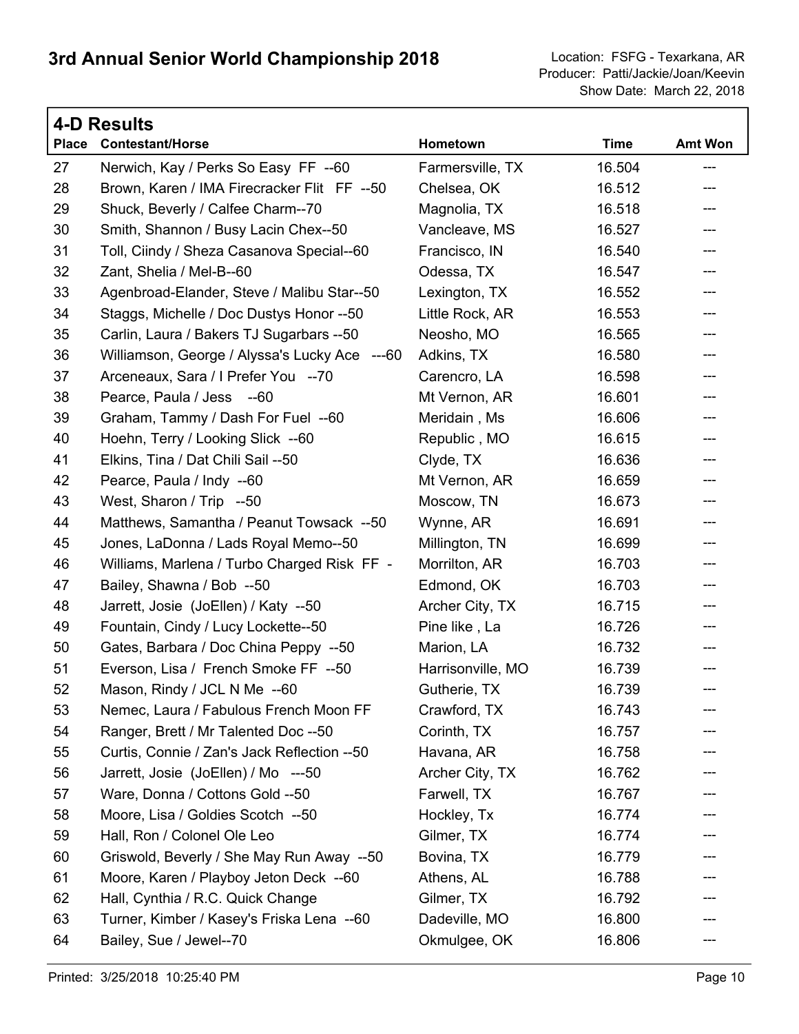# 3rd Annual Senior World Championship 2018

Location: FSFG - Texarkana, AR
Producer: Patti/Jackie/Joan/Keevin
Show Date: March 22, 2018

## 4-D Results

| Place | Contestant/Horse | Hometown | Time | Amt Won |
|---|---|---|---|---|
| 27 | Nerwich, Kay / Perks So Easy FF --60 | Farmersville, TX | 16.504 | --- |
| 28 | Brown, Karen / IMA Firecracker Flit FF --50 | Chelsea, OK | 16.512 | --- |
| 29 | Shuck, Beverly / Calfee Charm--70 | Magnolia, TX | 16.518 | --- |
| 30 | Smith, Shannon / Busy Lacin Chex--50 | Vancleave, MS | 16.527 | --- |
| 31 | Toll, Ciindy / Sheza Casanova Special--60 | Francisco, IN | 16.540 | --- |
| 32 | Zant, Shelia / Mel-B--60 | Odessa, TX | 16.547 | --- |
| 33 | Agenbroad-Elander, Steve / Malibu Star--50 | Lexington, TX | 16.552 | --- |
| 34 | Staggs, Michelle / Doc Dustys Honor --50 | Little Rock, AR | 16.553 | --- |
| 35 | Carlin, Laura / Bakers TJ Sugarbars --50 | Neosho, MO | 16.565 | --- |
| 36 | Williamson, George / Alyssa's Lucky Ace ---60 | Adkins, TX | 16.580 | --- |
| 37 | Arceneaux, Sara / I Prefer You --70 | Carencro, LA | 16.598 | --- |
| 38 | Pearce, Paula / Jess --60 | Mt Vernon, AR | 16.601 | --- |
| 39 | Graham, Tammy / Dash For Fuel --60 | Meridain , Ms | 16.606 | --- |
| 40 | Hoehn, Terry / Looking Slick --60 | Republic , MO | 16.615 | --- |
| 41 | Elkins, Tina / Dat Chili Sail --50 | Clyde, TX | 16.636 | --- |
| 42 | Pearce, Paula / Indy --60 | Mt Vernon, AR | 16.659 | --- |
| 43 | West, Sharon / Trip --50 | Moscow, TN | 16.673 | --- |
| 44 | Matthews, Samantha / Peanut Towsack --50 | Wynne, AR | 16.691 | --- |
| 45 | Jones, LaDonna / Lads Royal Memo--50 | Millington, TN | 16.699 | --- |
| 46 | Williams, Marlena / Turbo Charged Risk FF - | Morrilton, AR | 16.703 | --- |
| 47 | Bailey, Shawna / Bob --50 | Edmond, OK | 16.703 | --- |
| 48 | Jarrett, Josie (JoEllen) / Katy --50 | Archer City, TX | 16.715 | --- |
| 49 | Fountain, Cindy / Lucy Lockette--50 | Pine like , La | 16.726 | --- |
| 50 | Gates, Barbara / Doc China Peppy --50 | Marion, LA | 16.732 | --- |
| 51 | Everson, Lisa / French Smoke FF --50 | Harrisonville, MO | 16.739 | --- |
| 52 | Mason, Rindy / JCL N Me --60 | Gutherie, TX | 16.739 | --- |
| 53 | Nemec, Laura / Fabulous French Moon FF | Crawford, TX | 16.743 | --- |
| 54 | Ranger, Brett / Mr Talented Doc --50 | Corinth, TX | 16.757 | --- |
| 55 | Curtis, Connie / Zan's Jack Reflection --50 | Havana, AR | 16.758 | --- |
| 56 | Jarrett, Josie (JoEllen) / Mo ---50 | Archer City, TX | 16.762 | --- |
| 57 | Ware, Donna / Cottons Gold --50 | Farwell, TX | 16.767 | --- |
| 58 | Moore, Lisa / Goldies Scotch --50 | Hockley, Tx | 16.774 | --- |
| 59 | Hall, Ron / Colonel Ole Leo | Gilmer, TX | 16.774 | --- |
| 60 | Griswold, Beverly / She May Run Away --50 | Bovina, TX | 16.779 | --- |
| 61 | Moore, Karen / Playboy Jeton Deck --60 | Athens, AL | 16.788 | --- |
| 62 | Hall, Cynthia / R.C. Quick Change | Gilmer, TX | 16.792 | --- |
| 63 | Turner, Kimber / Kasey's Friska Lena --60 | Dadeville, MO | 16.800 | --- |
| 64 | Bailey, Sue / Jewel--70 | Okmulgee, OK | 16.806 | --- |

Printed: 3/25/2018 10:25:40 PM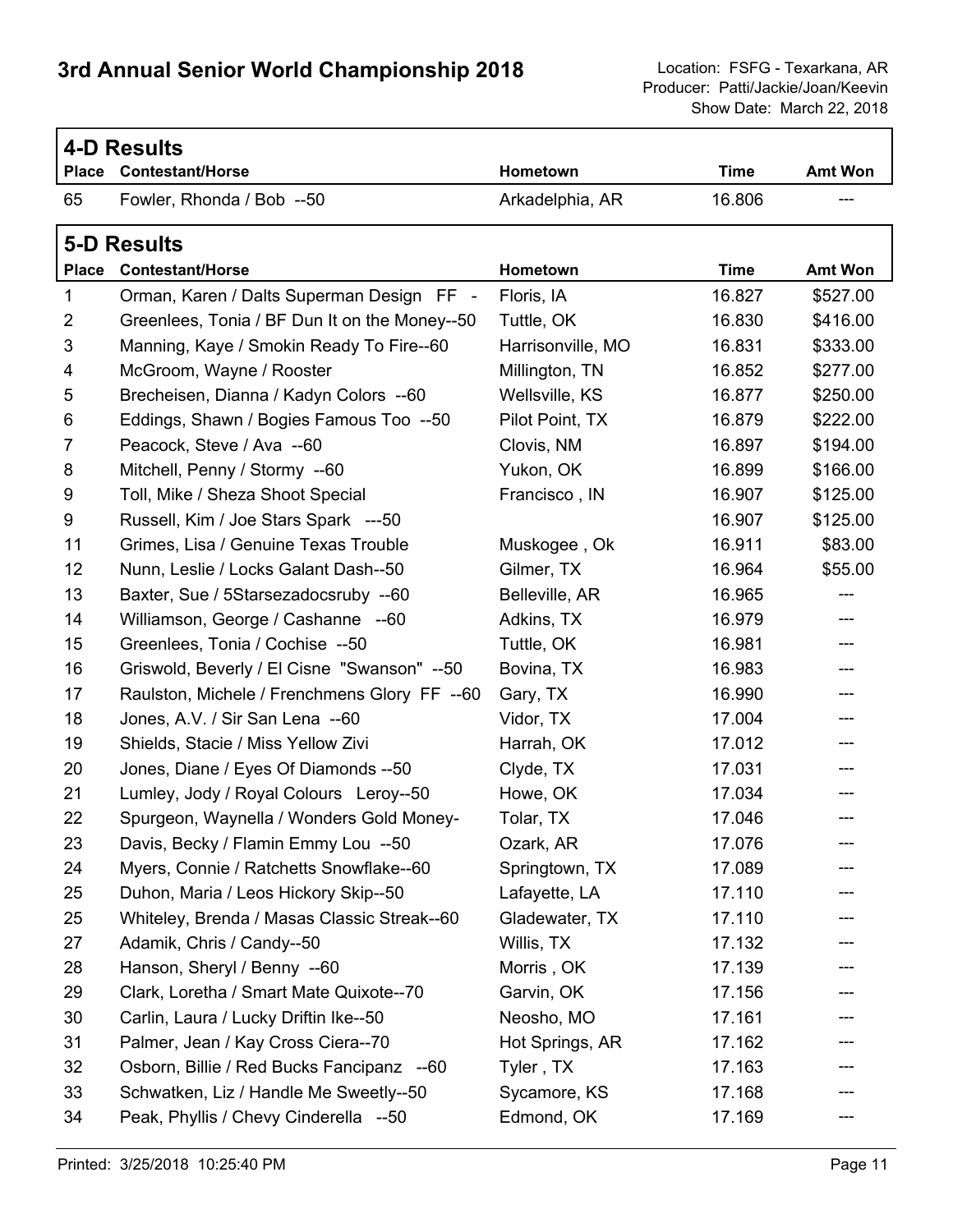# 3rd Annual Senior World Championship 2018

Location: FSFG - Texarkana, AR
Producer: Patti/Jackie/Joan/Keevin
Show Date: March 22, 2018

## 4-D Results

| Place | Contestant/Horse | Hometown | Time | Amt Won |
|---|---|---|---|---|
| 65 | Fowler, Rhonda / Bob --50 | Arkadelphia, AR | 16.806 | --- |

## 5-D Results

| Place | Contestant/Horse | Hometown | Time | Amt Won |
|---|---|---|---|---|
| 1 | Orman, Karen / Dalts Superman Design FF - | Floris, IA | 16.827 | $527.00 |
| 2 | Greenlees, Tonia / BF Dun It on the Money--50 | Tuttle, OK | 16.830 | $416.00 |
| 3 | Manning, Kaye / Smokin Ready To Fire--60 | Harrisonville, MO | 16.831 | $333.00 |
| 4 | McGroom, Wayne / Rooster | Millington, TN | 16.852 | $277.00 |
| 5 | Brecheisen, Dianna / Kadyn Colors --60 | Wellsville, KS | 16.877 | $250.00 |
| 6 | Eddings, Shawn / Bogies Famous Too --50 | Pilot Point, TX | 16.879 | $222.00 |
| 7 | Peacock, Steve / Ava --60 | Clovis, NM | 16.897 | $194.00 |
| 8 | Mitchell, Penny / Stormy --60 | Yukon, OK | 16.899 | $166.00 |
| 9 | Toll, Mike / Sheza Shoot Special | Francisco , IN | 16.907 | $125.00 |
| 9 | Russell, Kim / Joe Stars Spark ---50 | | 16.907 | $125.00 |
| 11 | Grimes, Lisa / Genuine Texas Trouble | Muskogee , Ok | 16.911 | $83.00 |
| 12 | Nunn, Leslie / Locks Galant Dash--50 | Gilmer, TX | 16.964 | $55.00 |
| 13 | Baxter, Sue / 5Starsezadocsruby --60 | Belleville, AR | 16.965 | --- |
| 14 | Williamson, George / Cashanne --60 | Adkins, TX | 16.979 | --- |
| 15 | Greenlees, Tonia / Cochise --50 | Tuttle, OK | 16.981 | --- |
| 16 | Griswold, Beverly / El Cisne "Swanson" --50 | Bovina, TX | 16.983 | --- |
| 17 | Raulston, Michele / Frenchmens Glory FF --60 | Gary, TX | 16.990 | --- |
| 18 | Jones, A.V. / Sir San Lena --60 | Vidor, TX | 17.004 | --- |
| 19 | Shields, Stacie / Miss Yellow Zivi | Harrah, OK | 17.012 | --- |
| 20 | Jones, Diane / Eyes Of Diamonds --50 | Clyde, TX | 17.031 | --- |
| 21 | Lumley, Jody / Royal Colours Leroy--50 | Howe, OK | 17.034 | --- |
| 22 | Spurgeon, Waynella / Wonders Gold Money- | Tolar, TX | 17.046 | --- |
| 23 | Davis, Becky / Flamin Emmy Lou --50 | Ozark, AR | 17.076 | --- |
| 24 | Myers, Connie / Ratchetts Snowflake--60 | Springtown, TX | 17.089 | --- |
| 25 | Duhon, Maria / Leos Hickory Skip--50 | Lafayette, LA | 17.110 | --- |
| 25 | Whiteley, Brenda / Masas Classic Streak--60 | Gladewater, TX | 17.110 | --- |
| 27 | Adamik, Chris / Candy--50 | Willis, TX | 17.132 | --- |
| 28 | Hanson, Sheryl / Benny --60 | Morris , OK | 17.139 | --- |
| 29 | Clark, Loretha / Smart Mate Quixote--70 | Garvin, OK | 17.156 | --- |
| 30 | Carlin, Laura / Lucky Driftin Ike--50 | Neosho, MO | 17.161 | --- |
| 31 | Palmer, Jean / Kay Cross Ciera--70 | Hot Springs, AR | 17.162 | --- |
| 32 | Osborn, Billie / Red Bucks Fancipanz --60 | Tyler , TX | 17.163 | --- |
| 33 | Schwatken, Liz / Handle Me Sweetly--50 | Sycamore, KS | 17.168 | --- |
| 34 | Peak, Phyllis / Chevy Cinderella --50 | Edmond, OK | 17.169 | --- |

Printed: 3/25/2018 10:25:40 PM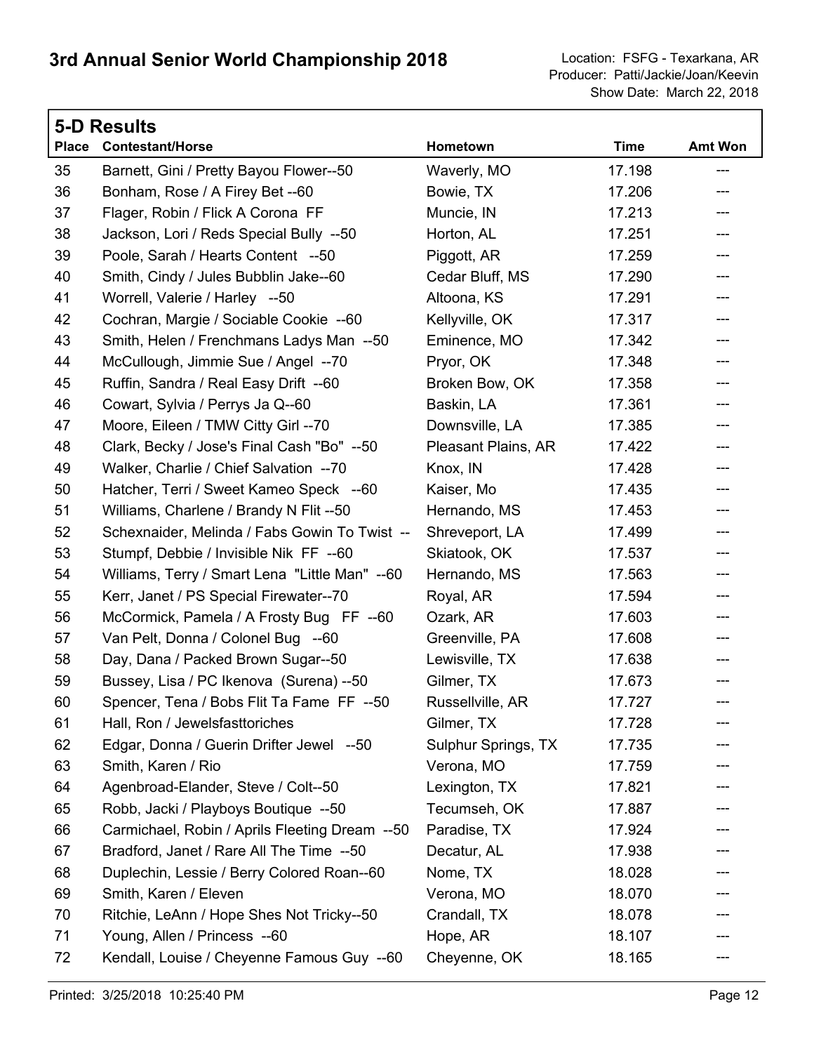# 3rd Annual Senior World Championship 2018

Location: FSFG - Texarkana, AR
Producer: Patti/Jackie/Joan/Keevin
Show Date: March 22, 2018

## 5-D Results

| Place | Contestant/Horse | Hometown | Time | Amt Won |
|---|---|---|---|---|
| 35 | Barnett, Gini / Pretty Bayou Flower--50 | Waverly, MO | 17.198 | --- |
| 36 | Bonham, Rose / A Firey Bet --60 | Bowie, TX | 17.206 | --- |
| 37 | Flager, Robin / Flick A Corona FF | Muncie, IN | 17.213 | --- |
| 38 | Jackson, Lori / Reds Special Bully --50 | Horton, AL | 17.251 | --- |
| 39 | Poole, Sarah / Hearts Content --50 | Piggott, AR | 17.259 | --- |
| 40 | Smith, Cindy / Jules Bubblin Jake--60 | Cedar Bluff, MS | 17.290 | --- |
| 41 | Worrell, Valerie / Harley --50 | Altoona, KS | 17.291 | --- |
| 42 | Cochran, Margie / Sociable Cookie --60 | Kellyville, OK | 17.317 | --- |
| 43 | Smith, Helen / Frenchmans Ladys Man --50 | Eminence, MO | 17.342 | --- |
| 44 | McCullough, Jimmie Sue / Angel --70 | Pryor, OK | 17.348 | --- |
| 45 | Ruffin, Sandra / Real Easy Drift --60 | Broken Bow, OK | 17.358 | --- |
| 46 | Cowart, Sylvia / Perrys Ja Q--60 | Baskin, LA | 17.361 | --- |
| 47 | Moore, Eileen / TMW Citty Girl --70 | Downsville, LA | 17.385 | --- |
| 48 | Clark, Becky / Jose's Final Cash "Bo" --50 | Pleasant Plains, AR | 17.422 | --- |
| 49 | Walker, Charlie / Chief Salvation --70 | Knox, IN | 17.428 | --- |
| 50 | Hatcher, Terri / Sweet Kameo Speck --60 | Kaiser, Mo | 17.435 | --- |
| 51 | Williams, Charlene / Brandy N Flit --50 | Hernando, MS | 17.453 | --- |
| 52 | Schexnaider, Melinda / Fabs Gowin To Twist -- | Shreveport, LA | 17.499 | --- |
| 53 | Stumpf, Debbie / Invisible Nik FF --60 | Skiatook, OK | 17.537 | --- |
| 54 | Williams, Terry / Smart Lena "Little Man" --60 | Hernando, MS | 17.563 | --- |
| 55 | Kerr, Janet / PS Special Firewater--70 | Royal, AR | 17.594 | --- |
| 56 | McCormick, Pamela / A Frosty Bug FF --60 | Ozark, AR | 17.603 | --- |
| 57 | Van Pelt, Donna / Colonel Bug --60 | Greenville, PA | 17.608 | --- |
| 58 | Day, Dana / Packed Brown Sugar--50 | Lewisville, TX | 17.638 | --- |
| 59 | Bussey, Lisa / PC Ikenova (Surena) --50 | Gilmer, TX | 17.673 | --- |
| 60 | Spencer, Tena / Bobs Flit Ta Fame FF --50 | Russellville, AR | 17.727 | --- |
| 61 | Hall, Ron / Jewelsfasttoriches | Gilmer, TX | 17.728 | --- |
| 62 | Edgar, Donna / Guerin Drifter Jewel --50 | Sulphur Springs, TX | 17.735 | --- |
| 63 | Smith, Karen / Rio | Verona, MO | 17.759 | --- |
| 64 | Agenbroad-Elander, Steve / Colt--50 | Lexington, TX | 17.821 | --- |
| 65 | Robb, Jacki / Playboys Boutique --50 | Tecumseh, OK | 17.887 | --- |
| 66 | Carmichael, Robin / Aprils Fleeting Dream --50 | Paradise, TX | 17.924 | --- |
| 67 | Bradford, Janet / Rare All The Time --50 | Decatur, AL | 17.938 | --- |
| 68 | Duplechin, Lessie / Berry Colored Roan--60 | Nome, TX | 18.028 | --- |
| 69 | Smith, Karen / Eleven | Verona, MO | 18.070 | --- |
| 70 | Ritchie, LeAnn / Hope Shes Not Tricky--50 | Crandall, TX | 18.078 | --- |
| 71 | Young, Allen / Princess --60 | Hope, AR | 18.107 | --- |
| 72 | Kendall, Louise / Cheyenne Famous Guy --60 | Cheyenne, OK | 18.165 | --- |

Printed: 3/25/2018 10:25:40 PM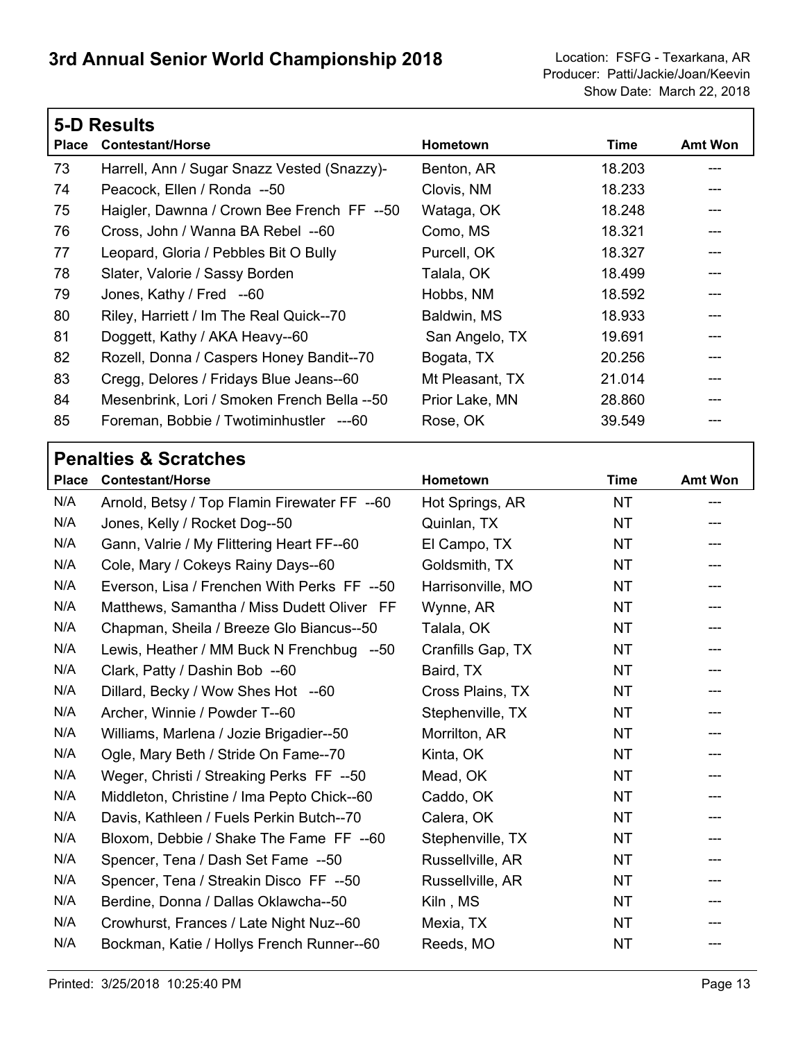# 3rd Annual Senior World Championship 2018

Location: FSFG - Texarkana, AR
Producer: Patti/Jackie/Joan/Keevin
Show Date: March 22, 2018

## 5-D Results

| Place | Contestant/Horse | Hometown | Time | Amt Won |
|---|---|---|---|---|
| 73 | Harrell, Ann / Sugar Snazz Vested (Snazzy)- | Benton, AR | 18.203 | --- |
| 74 | Peacock, Ellen / Ronda --50 | Clovis, NM | 18.233 | --- |
| 75 | Haigler, Dawnna / Crown Bee French FF --50 | Wataga, OK | 18.248 | --- |
| 76 | Cross, John / Wanna BA Rebel --60 | Como, MS | 18.321 | --- |
| 77 | Leopard, Gloria / Pebbles Bit O Bully | Purcell, OK | 18.327 | --- |
| 78 | Slater, Valorie / Sassy Borden | Talala, OK | 18.499 | --- |
| 79 | Jones, Kathy / Fred --60 | Hobbs, NM | 18.592 | --- |
| 80 | Riley, Harriett / Im The Real Quick--70 | Baldwin, MS | 18.933 | --- |
| 81 | Doggett, Kathy / AKA Heavy--60 | San Angelo, TX | 19.691 | --- |
| 82 | Rozell, Donna / Caspers Honey Bandit--70 | Bogata, TX | 20.256 | --- |
| 83 | Cregg, Delores / Fridays Blue Jeans--60 | Mt Pleasant, TX | 21.014 | --- |
| 84 | Mesenbrink, Lori / Smoken French Bella --50 | Prior Lake, MN | 28.860 | --- |
| 85 | Foreman, Bobbie / Twotiminhustler ---60 | Rose, OK | 39.549 | --- |

## Penalties & Scratches

| Place | Contestant/Horse | Hometown | Time | Amt Won |
|---|---|---|---|---|
| N/A | Arnold, Betsy / Top Flamin Firewater FF --60 | Hot Springs, AR | NT | --- |
| N/A | Jones, Kelly / Rocket Dog--50 | Quinlan, TX | NT | --- |
| N/A | Gann, Valrie / My Flittering Heart FF--60 | El Campo, TX | NT | --- |
| N/A | Cole, Mary / Cokeys Rainy Days--60 | Goldsmith, TX | NT | --- |
| N/A | Everson, Lisa / Frenchen With Perks FF --50 | Harrisonville, MO | NT | --- |
| N/A | Matthews, Samantha / Miss Dudett Oliver FF | Wynne, AR | NT | --- |
| N/A | Chapman, Sheila / Breeze Glo Biancus--50 | Talala, OK | NT | --- |
| N/A | Lewis, Heather / MM Buck N Frenchbug --50 | Cranfills Gap, TX | NT | --- |
| N/A | Clark, Patty / Dashin Bob --60 | Baird, TX | NT | --- |
| N/A | Dillard, Becky / Wow Shes Hot --60 | Cross Plains, TX | NT | --- |
| N/A | Archer, Winnie / Powder T--60 | Stephenville, TX | NT | --- |
| N/A | Williams, Marlena / Jozie Brigadier--50 | Morrilton, AR | NT | --- |
| N/A | Ogle, Mary Beth / Stride On Fame--70 | Kinta, OK | NT | --- |
| N/A | Weger, Christi / Streaking Perks FF --50 | Mead, OK | NT | --- |
| N/A | Middleton, Christine / Ima Pepto Chick--60 | Caddo, OK | NT | --- |
| N/A | Davis, Kathleen / Fuels Perkin Butch--70 | Calera, OK | NT | --- |
| N/A | Bloxom, Debbie / Shake The Fame FF --60 | Stephenville, TX | NT | --- |
| N/A | Spencer, Tena / Dash Set Fame --50 | Russellville, AR | NT | --- |
| N/A | Spencer, Tena / Streakin Disco FF --50 | Russellville, AR | NT | --- |
| N/A | Berdine, Donna / Dallas Oklawcha--50 | Kiln , MS | NT | --- |
| N/A | Crowhurst, Frances / Late Night Nuz--60 | Mexia, TX | NT | --- |
| N/A | Bockman, Katie / Hollys French Runner--60 | Reeds, MO | NT | --- |

Printed: 3/25/2018 10:25:40 PM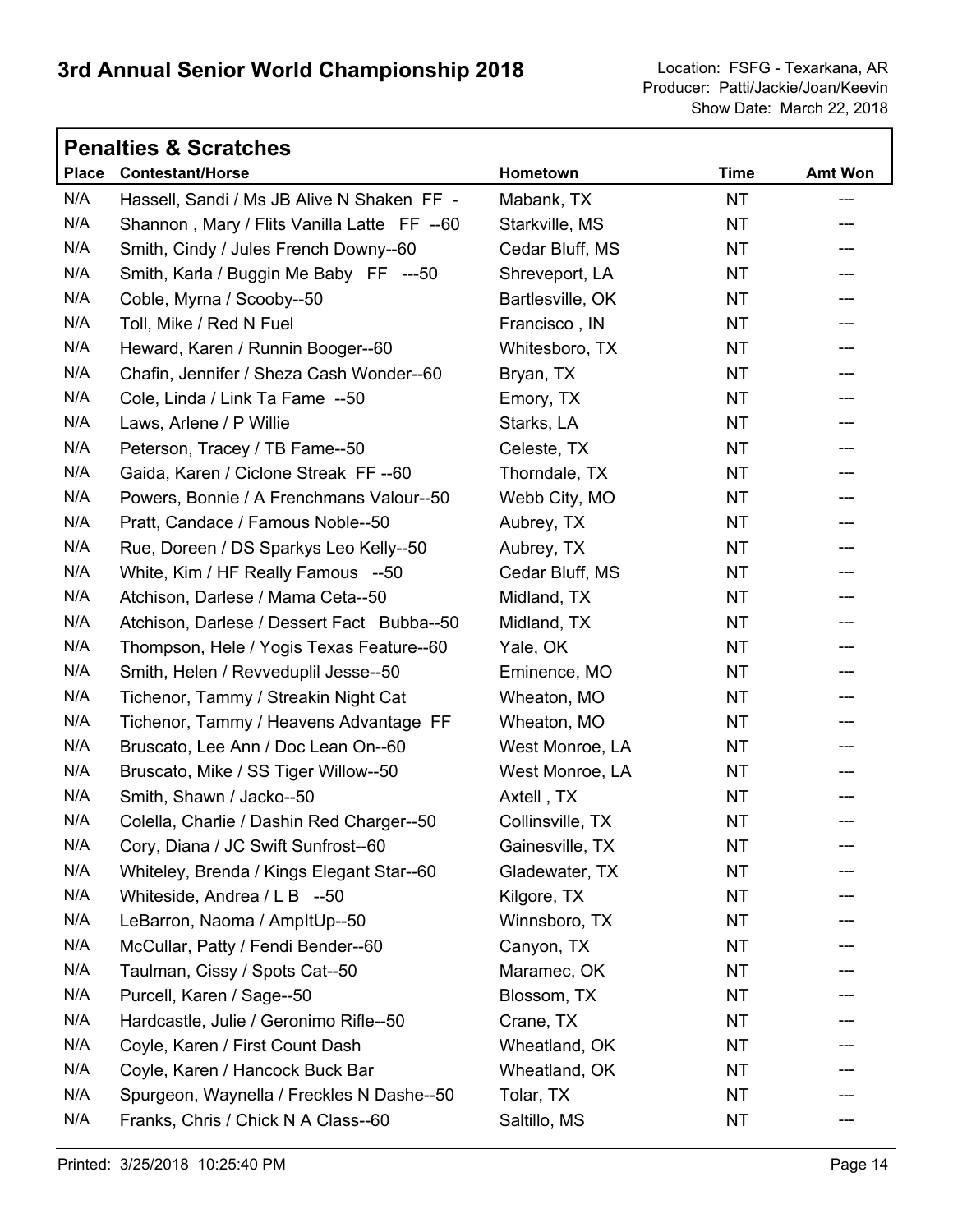# 3rd Annual Senior World Championship 2018

Location: FSFG - Texarkana, AR
Producer: Patti/Jackie/Joan/Keevin
Show Date: March 22, 2018

## Penalties & Scratches

| Place | Contestant/Horse | Hometown | Time | Amt Won |
|---|---|---|---|---|
| N/A | Hassell, Sandi / Ms JB Alive N Shaken FF - | Mabank, TX | NT | --- |
| N/A | Shannon , Mary / Flits Vanilla Latte FF --60 | Starkville, MS | NT | --- |
| N/A | Smith, Cindy / Jules French Downy--60 | Cedar Bluff, MS | NT | --- |
| N/A | Smith, Karla / Buggin Me Baby FF ---50 | Shreveport, LA | NT | --- |
| N/A | Coble, Myrna / Scooby--50 | Bartlesville, OK | NT | --- |
| N/A | Toll, Mike / Red N Fuel | Francisco , IN | NT | --- |
| N/A | Heward, Karen / Runnin Booger--60 | Whitesboro, TX | NT | --- |
| N/A | Chafin, Jennifer / Sheza Cash Wonder--60 | Bryan, TX | NT | --- |
| N/A | Cole, Linda / Link Ta Fame --50 | Emory, TX | NT | --- |
| N/A | Laws, Arlene / P Willie | Starks, LA | NT | --- |
| N/A | Peterson, Tracey / TB Fame--50 | Celeste, TX | NT | --- |
| N/A | Gaida, Karen / Ciclone Streak FF --60 | Thorndale, TX | NT | --- |
| N/A | Powers, Bonnie / A Frenchmans Valour--50 | Webb City, MO | NT | --- |
| N/A | Pratt, Candace / Famous Noble--50 | Aubrey, TX | NT | --- |
| N/A | Rue, Doreen / DS Sparkys Leo Kelly--50 | Aubrey, TX | NT | --- |
| N/A | White, Kim / HF Really Famous --50 | Cedar Bluff, MS | NT | --- |
| N/A | Atchison, Darlese / Mama Ceta--50 | Midland, TX | NT | --- |
| N/A | Atchison, Darlese / Dessert Fact Bubba--50 | Midland, TX | NT | --- |
| N/A | Thompson, Hele / Yogis Texas Feature--60 | Yale, OK | NT | --- |
| N/A | Smith, Helen / Revveduplil Jesse--50 | Eminence, MO | NT | --- |
| N/A | Tichenor, Tammy / Streakin Night Cat | Wheaton, MO | NT | --- |
| N/A | Tichenor, Tammy / Heavens Advantage FF | Wheaton, MO | NT | --- |
| N/A | Bruscato, Lee Ann / Doc Lean On--60 | West Monroe, LA | NT | --- |
| N/A | Bruscato, Mike / SS Tiger Willow--50 | West Monroe, LA | NT | --- |
| N/A | Smith, Shawn / Jacko--50 | Axtell , TX | NT | --- |
| N/A | Colella, Charlie / Dashin Red Charger--50 | Collinsville, TX | NT | --- |
| N/A | Cory, Diana / JC Swift Sunfrost--60 | Gainesville, TX | NT | --- |
| N/A | Whiteley, Brenda / Kings Elegant Star--60 | Gladewater, TX | NT | --- |
| N/A | Whiteside, Andrea / L B --50 | Kilgore, TX | NT | --- |
| N/A | LeBarron, Naoma / AmpItUp--50 | Winnsboro, TX | NT | --- |
| N/A | McCullar, Patty / Fendi Bender--60 | Canyon, TX | NT | --- |
| N/A | Taulman, Cissy / Spots Cat--50 | Maramec, OK | NT | --- |
| N/A | Purcell, Karen / Sage--50 | Blossom, TX | NT | --- |
| N/A | Hardcastle, Julie / Geronimo Rifle--50 | Crane, TX | NT | --- |
| N/A | Coyle, Karen / First Count Dash | Wheatland, OK | NT | --- |
| N/A | Coyle, Karen / Hancock Buck Bar | Wheatland, OK | NT | --- |
| N/A | Spurgeon, Waynella / Freckles N Dashe--50 | Tolar, TX | NT | --- |
| N/A | Franks, Chris / Chick N A Class--60 | Saltillo, MS | NT | --- |

Printed: 3/25/2018 10:25:40 PM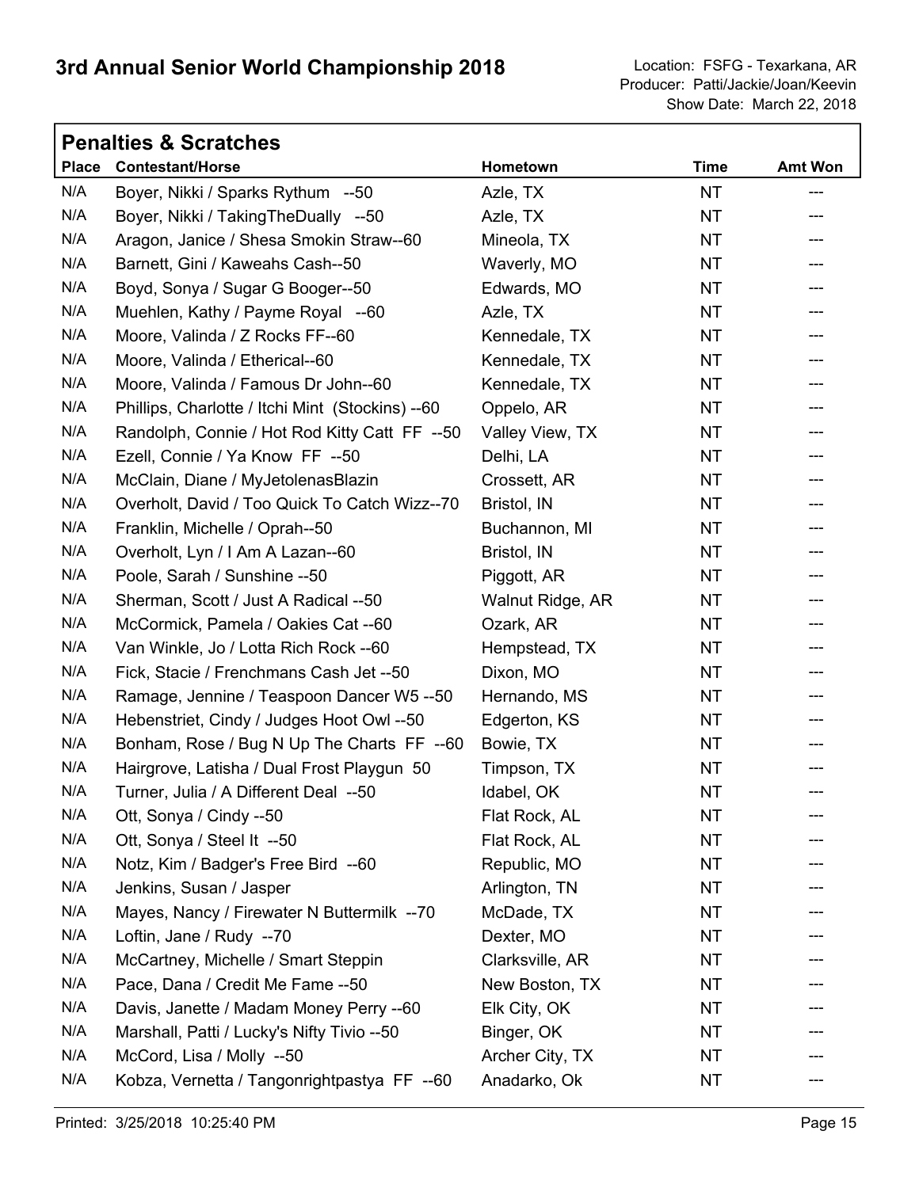# 3rd Annual Senior World Championship 2018

Location: FSFG - Texarkana, AR
Producer: Patti/Jackie/Joan/Keevin
Show Date: March 22, 2018

## Penalties & Scratches

| Place | Contestant/Horse | Hometown | Time | Amt Won |
|---|---|---|---|---|
| N/A | Boyer, Nikki / Sparks Rythum --50 | Azle, TX | NT | --- |
| N/A | Boyer, Nikki / TakingTheDually --50 | Azle, TX | NT | --- |
| N/A | Aragon, Janice / Shesa Smokin Straw--60 | Mineola, TX | NT | --- |
| N/A | Barnett, Gini / Kaweahs Cash--50 | Waverly, MO | NT | --- |
| N/A | Boyd, Sonya / Sugar G Booger--50 | Edwards, MO | NT | --- |
| N/A | Muehlen, Kathy / Payme Royal --60 | Azle, TX | NT | --- |
| N/A | Moore, Valinda / Z Rocks FF--60 | Kennedale, TX | NT | --- |
| N/A | Moore, Valinda / Etherical--60 | Kennedale, TX | NT | --- |
| N/A | Moore, Valinda / Famous Dr John--60 | Kennedale, TX | NT | --- |
| N/A | Phillips, Charlotte / Itchi Mint (Stockins) --60 | Oppelo, AR | NT | --- |
| N/A | Randolph, Connie / Hot Rod Kitty Catt FF --50 | Valley View, TX | NT | --- |
| N/A | Ezell, Connie / Ya Know FF --50 | Delhi, LA | NT | --- |
| N/A | McClain, Diane / MyJetolenasBlazin | Crossett, AR | NT | --- |
| N/A | Overholt, David / Too Quick To Catch Wizz--70 | Bristol, IN | NT | --- |
| N/A | Franklin, Michelle / Oprah--50 | Buchannon, MI | NT | --- |
| N/A | Overholt, Lyn / I Am A Lazan--60 | Bristol, IN | NT | --- |
| N/A | Poole, Sarah / Sunshine --50 | Piggott, AR | NT | --- |
| N/A | Sherman, Scott / Just A Radical --50 | Walnut Ridge, AR | NT | --- |
| N/A | McCormick, Pamela / Oakies Cat --60 | Ozark, AR | NT | --- |
| N/A | Van Winkle, Jo / Lotta Rich Rock --60 | Hempstead, TX | NT | --- |
| N/A | Fick, Stacie / Frenchmans Cash Jet --50 | Dixon, MO | NT | --- |
| N/A | Ramage, Jennine / Teaspoon Dancer W5 --50 | Hernando, MS | NT | --- |
| N/A | Hebenstriet, Cindy / Judges Hoot Owl --50 | Edgerton, KS | NT | --- |
| N/A | Bonham, Rose / Bug N Up The Charts FF --60 | Bowie, TX | NT | --- |
| N/A | Hairgrove, Latisha / Dual Frost Playgun 50 | Timpson, TX | NT | --- |
| N/A | Turner, Julia / A Different Deal --50 | Idabel, OK | NT | --- |
| N/A | Ott, Sonya / Cindy --50 | Flat Rock, AL | NT | --- |
| N/A | Ott, Sonya / Steel It --50 | Flat Rock, AL | NT | --- |
| N/A | Notz, Kim / Badger's Free Bird --60 | Republic, MO | NT | --- |
| N/A | Jenkins, Susan / Jasper | Arlington, TN | NT | --- |
| N/A | Mayes, Nancy / Firewater N Buttermilk --70 | McDade, TX | NT | --- |
| N/A | Loftin, Jane / Rudy --70 | Dexter, MO | NT | --- |
| N/A | McCartney, Michelle / Smart Steppin | Clarksville, AR | NT | --- |
| N/A | Pace, Dana / Credit Me Fame --50 | New Boston, TX | NT | --- |
| N/A | Davis, Janette / Madam Money Perry --60 | Elk City, OK | NT | --- |
| N/A | Marshall, Patti / Lucky's Nifty Tivio --50 | Binger, OK | NT | --- |
| N/A | McCord, Lisa / Molly --50 | Archer City, TX | NT | --- |
| N/A | Kobza, Vernetta / Tangonrightpastya FF --60 | Anadarko, Ok | NT | --- |

Printed: 3/25/2018 10:25:40 PM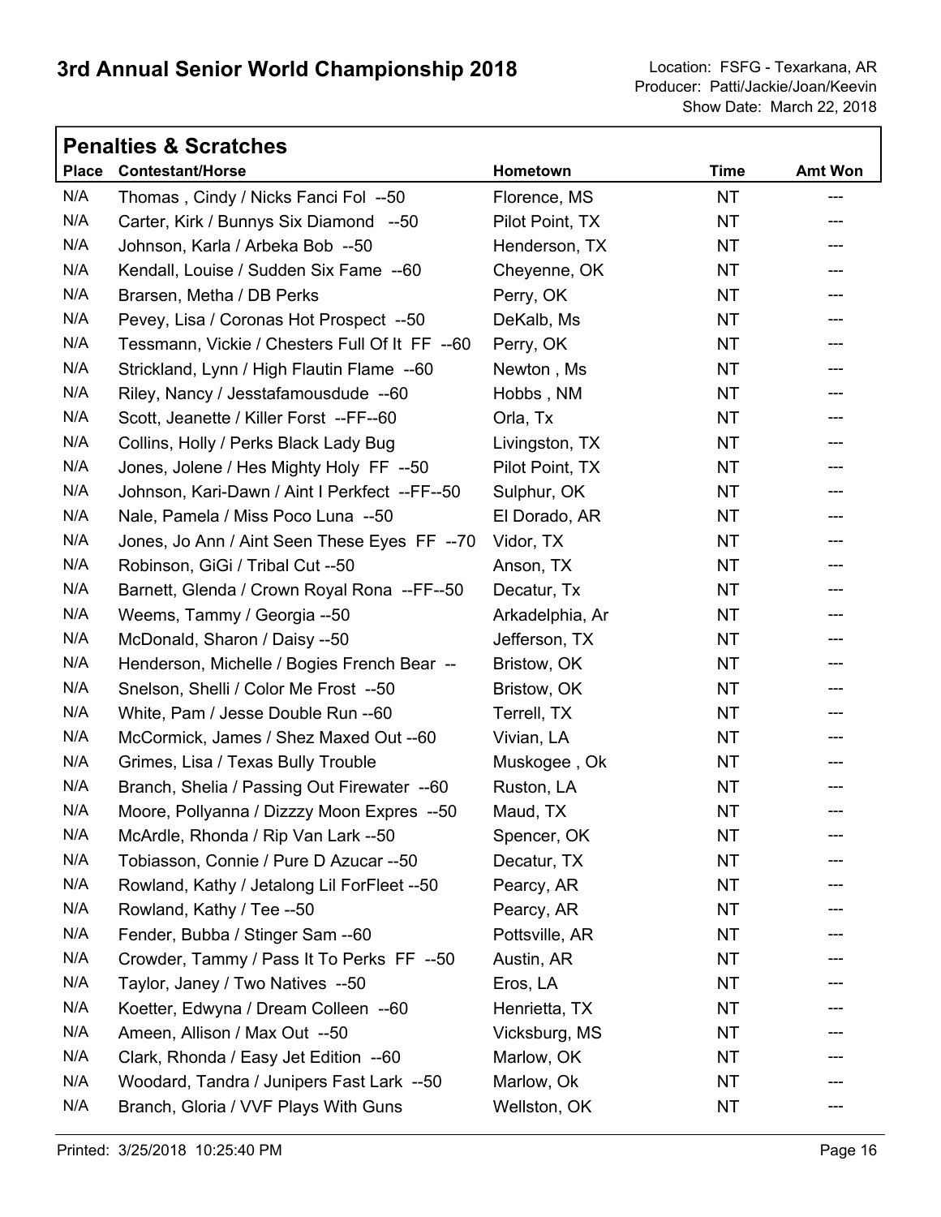# 3rd Annual Senior World Championship 2018

Location: FSFG - Texarkana, AR
Producer: Patti/Jackie/Joan/Keevin
Show Date: March 22, 2018

## Penalties & Scratches

| Place | Contestant/Horse | Hometown | Time | Amt Won |
|---|---|---|---|---|
| N/A | Thomas , Cindy / Nicks Fanci Fol --50 | Florence, MS | NT | --- |
| N/A | Carter, Kirk / Bunnys Six Diamond --50 | Pilot Point, TX | NT | --- |
| N/A | Johnson, Karla / Arbeka Bob --50 | Henderson, TX | NT | --- |
| N/A | Kendall, Louise / Sudden Six Fame --60 | Cheyenne, OK | NT | --- |
| N/A | Brarsen, Metha / DB Perks | Perry, OK | NT | --- |
| N/A | Pevey, Lisa / Coronas Hot Prospect --50 | DeKalb, Ms | NT | --- |
| N/A | Tessmann, Vickie / Chesters Full Of It FF --60 | Perry, OK | NT | --- |
| N/A | Strickland, Lynn / High Flautin Flame --60 | Newton , Ms | NT | --- |
| N/A | Riley, Nancy / Jesstafamousdude --60 | Hobbs , NM | NT | --- |
| N/A | Scott, Jeanette / Killer Forst --FF--60 | Orla, Tx | NT | --- |
| N/A | Collins, Holly / Perks Black Lady Bug | Livingston, TX | NT | --- |
| N/A | Jones, Jolene / Hes Mighty Holy FF --50 | Pilot Point, TX | NT | --- |
| N/A | Johnson, Kari-Dawn / Aint I Perkfect --FF--50 | Sulphur, OK | NT | --- |
| N/A | Nale, Pamela / Miss Poco Luna --50 | El Dorado, AR | NT | --- |
| N/A | Jones, Jo Ann / Aint Seen These Eyes FF --70 | Vidor, TX | NT | --- |
| N/A | Robinson, GiGi / Tribal Cut --50 | Anson, TX | NT | --- |
| N/A | Barnett, Glenda / Crown Royal Rona --FF--50 | Decatur, Tx | NT | --- |
| N/A | Weems, Tammy / Georgia --50 | Arkadelphia, Ar | NT | --- |
| N/A | McDonald, Sharon / Daisy --50 | Jefferson, TX | NT | --- |
| N/A | Henderson, Michelle / Bogies French Bear -- | Bristow, OK | NT | --- |
| N/A | Snelson, Shelli / Color Me Frost --50 | Bristow, OK | NT | --- |
| N/A | White, Pam / Jesse Double Run --60 | Terrell, TX | NT | --- |
| N/A | McCormick, James / Shez Maxed Out --60 | Vivian, LA | NT | --- |
| N/A | Grimes, Lisa / Texas Bully Trouble | Muskogee , Ok | NT | --- |
| N/A | Branch, Shelia / Passing Out Firewater --60 | Ruston, LA | NT | --- |
| N/A | Moore, Pollyanna / Dizzzy Moon Expres --50 | Maud, TX | NT | --- |
| N/A | McArdle, Rhonda / Rip Van Lark --50 | Spencer, OK | NT | --- |
| N/A | Tobiasson, Connie / Pure D Azucar --50 | Decatur, TX | NT | --- |
| N/A | Rowland, Kathy / Jetalong Lil ForFleet --50 | Pearcy, AR | NT | --- |
| N/A | Rowland, Kathy / Tee --50 | Pearcy, AR | NT | --- |
| N/A | Fender, Bubba / Stinger Sam --60 | Pottsville, AR | NT | --- |
| N/A | Crowder, Tammy / Pass It To Perks FF --50 | Austin, AR | NT | --- |
| N/A | Taylor, Janey / Two Natives --50 | Eros, LA | NT | --- |
| N/A | Koetter, Edwyna / Dream Colleen --60 | Henrietta, TX | NT | --- |
| N/A | Ameen, Allison / Max Out --50 | Vicksburg, MS | NT | --- |
| N/A | Clark, Rhonda / Easy Jet Edition --60 | Marlow, OK | NT | --- |
| N/A | Woodard, Tandra / Junipers Fast Lark --50 | Marlow, Ok | NT | --- |
| N/A | Branch, Gloria / VVF Plays With Guns | Wellston, OK | NT | --- |

Printed: 3/25/2018 10:25:40 PM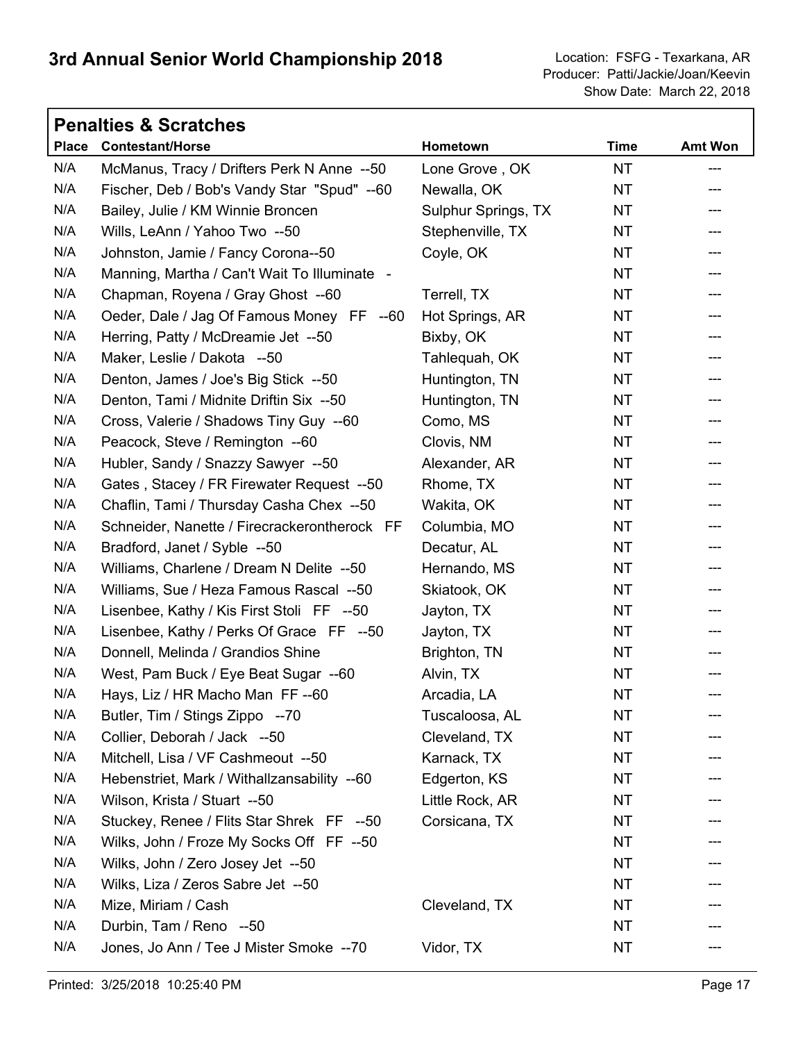# 3rd Annual Senior World Championship 2018

Location: FSFG - Texarkana, AR
Producer: Patti/Jackie/Joan/Keevin
Show Date: March 22, 2018

## Penalties & Scratches

| Place | Contestant/Horse | Hometown | Time | Amt Won |
|---|---|---|---|---|
| N/A | McManus, Tracy / Drifters Perk N Anne --50 | Lone Grove , OK | NT | --- |
| N/A | Fischer, Deb / Bob's Vandy Star "Spud" --60 | Newalla, OK | NT | --- |
| N/A | Bailey, Julie / KM Winnie Broncen | Sulphur Springs, TX | NT | --- |
| N/A | Wills, LeAnn / Yahoo Two --50 | Stephenville, TX | NT | --- |
| N/A | Johnston, Jamie / Fancy Corona--50 | Coyle, OK | NT | --- |
| N/A | Manning, Martha / Can't Wait To Illuminate - | | NT | --- |
| N/A | Chapman, Royena / Gray Ghost --60 | Terrell, TX | NT | --- |
| N/A | Oeder, Dale / Jag Of Famous Money FF --60 | Hot Springs, AR | NT | --- |
| N/A | Herring, Patty / McDreamie Jet --50 | Bixby, OK | NT | --- |
| N/A | Maker, Leslie / Dakota --50 | Tahlequah, OK | NT | --- |
| N/A | Denton, James / Joe's Big Stick --50 | Huntington, TN | NT | --- |
| N/A | Denton, Tami / Midnite Driftin Six --50 | Huntington, TN | NT | --- |
| N/A | Cross, Valerie / Shadows Tiny Guy --60 | Como, MS | NT | --- |
| N/A | Peacock, Steve / Remington --60 | Clovis, NM | NT | --- |
| N/A | Hubler, Sandy / Snazzy Sawyer --50 | Alexander, AR | NT | --- |
| N/A | Gates , Stacey / FR Firewater Request --50 | Rhome, TX | NT | --- |
| N/A | Chaflin, Tami / Thursday Casha Chex --50 | Wakita, OK | NT | --- |
| N/A | Schneider, Nanette / Firecrackerontherock FF | Columbia, MO | NT | --- |
| N/A | Bradford, Janet / Syble --50 | Decatur, AL | NT | --- |
| N/A | Williams, Charlene / Dream N Delite --50 | Hernando, MS | NT | --- |
| N/A | Williams, Sue / Heza Famous Rascal --50 | Skiatook, OK | NT | --- |
| N/A | Lisenbee, Kathy / Kis First Stoli FF --50 | Jayton, TX | NT | --- |
| N/A | Lisenbee, Kathy / Perks Of Grace FF --50 | Jayton, TX | NT | --- |
| N/A | Donnell, Melinda / Grandios Shine | Brighton, TN | NT | --- |
| N/A | West, Pam Buck / Eye Beat Sugar --60 | Alvin, TX | NT | --- |
| N/A | Hays, Liz / HR Macho Man FF --60 | Arcadia, LA | NT | --- |
| N/A | Butler, Tim / Stings Zippo --70 | Tuscaloosa, AL | NT | --- |
| N/A | Collier, Deborah / Jack --50 | Cleveland, TX | NT | --- |
| N/A | Mitchell, Lisa / VF Cashmeout --50 | Karnack, TX | NT | --- |
| N/A | Hebenstriet, Mark / Withallzansability --60 | Edgerton, KS | NT | --- |
| N/A | Wilson, Krista / Stuart --50 | Little Rock, AR | NT | --- |
| N/A | Stuckey, Renee / Flits Star Shrek FF --50 | Corsicana, TX | NT | --- |
| N/A | Wilks, John / Froze My Socks Off FF --50 | | NT | --- |
| N/A | Wilks, John / Zero Josey Jet --50 | | NT | --- |
| N/A | Wilks, Liza / Zeros Sabre Jet --50 | | NT | --- |
| N/A | Mize, Miriam / Cash | Cleveland, TX | NT | --- |
| N/A | Durbin, Tam / Reno --50 | | NT | --- |
| N/A | Jones, Jo Ann / Tee J Mister Smoke --70 | Vidor, TX | NT | --- |

Printed: 3/25/2018 10:25:40 PM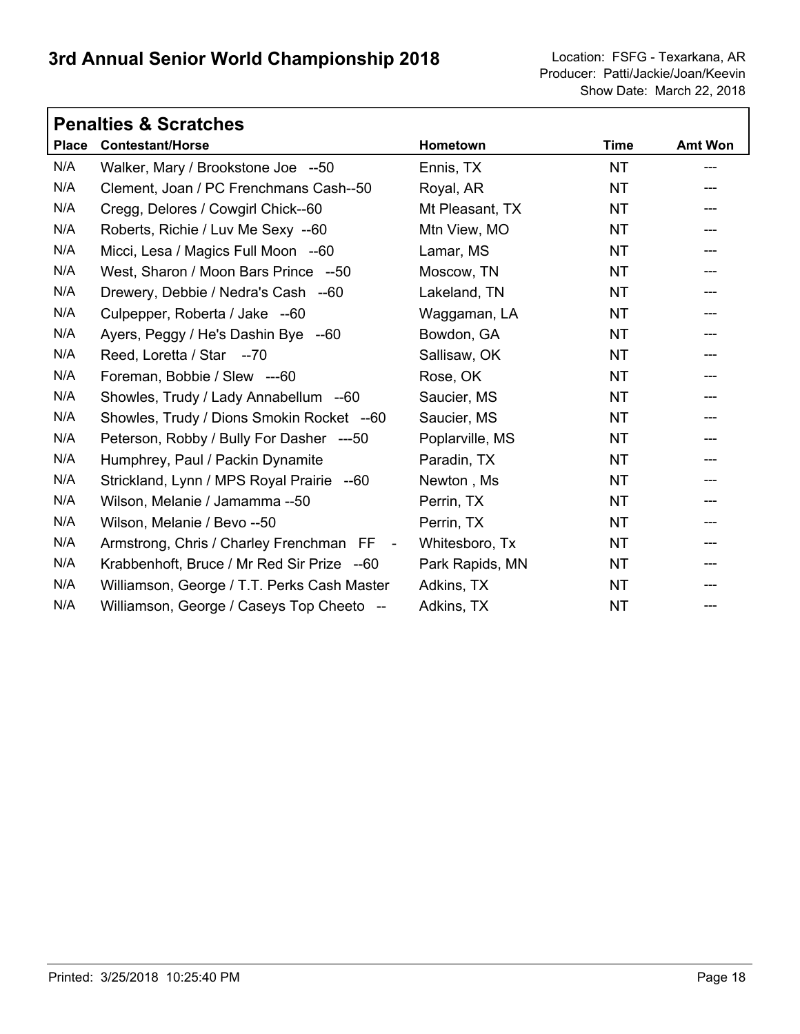# 3rd Annual Senior World Championship 2018

Location: FSFG - Texarkana, AR
Producer: Patti/Jackie/Joan/Keevin
Show Date: March 22, 2018

## Penalties & Scratches

| Place | Contestant/Horse | Hometown | Time | Amt Won |
|---|---|---|---|---|
| N/A | Walker, Mary / Brookstone Joe --50 | Ennis, TX | NT | --- |
| N/A | Clement, Joan / PC Frenchmans Cash--50 | Royal, AR | NT | --- |
| N/A | Cregg, Delores / Cowgirl Chick--60 | Mt Pleasant, TX | NT | --- |
| N/A | Roberts, Richie / Luv Me Sexy --60 | Mtn View, MO | NT | --- |
| N/A | Micci, Lesa / Magics Full Moon --60 | Lamar, MS | NT | --- |
| N/A | West, Sharon / Moon Bars Prince --50 | Moscow, TN | NT | --- |
| N/A | Drewery, Debbie / Nedra's Cash --60 | Lakeland, TN | NT | --- |
| N/A | Culpepper, Roberta / Jake --60 | Waggaman, LA | NT | --- |
| N/A | Ayers, Peggy / He's Dashin Bye --60 | Bowdon, GA | NT | --- |
| N/A | Reed, Loretta / Star --70 | Sallisaw, OK | NT | --- |
| N/A | Foreman, Bobbie / Slew ---60 | Rose, OK | NT | --- |
| N/A | Showles, Trudy / Lady Annabellum --60 | Saucier, MS | NT | --- |
| N/A | Showles, Trudy / Dions Smokin Rocket --60 | Saucier, MS | NT | --- |
| N/A | Peterson, Robby / Bully For Dasher ---50 | Poplarville, MS | NT | --- |
| N/A | Humphrey, Paul / Packin Dynamite | Paradin, TX | NT | --- |
| N/A | Strickland, Lynn / MPS Royal Prairie --60 | Newton , Ms | NT | --- |
| N/A | Wilson, Melanie / Jamamma --50 | Perrin, TX | NT | --- |
| N/A | Wilson, Melanie / Bevo --50 | Perrin, TX | NT | --- |
| N/A | Armstrong, Chris / Charley Frenchman FF - | Whitesboro, Tx | NT | --- |
| N/A | Krabbenhoft, Bruce / Mr Red Sir Prize --60 | Park Rapids, MN | NT | --- |
| N/A | Williamson, George / T.T. Perks Cash Master | Adkins, TX | NT | --- |
| N/A | Williamson, George / Caseys Top Cheeto -- | Adkins, TX | NT | --- |

Printed: 3/25/2018 10:25:40 PM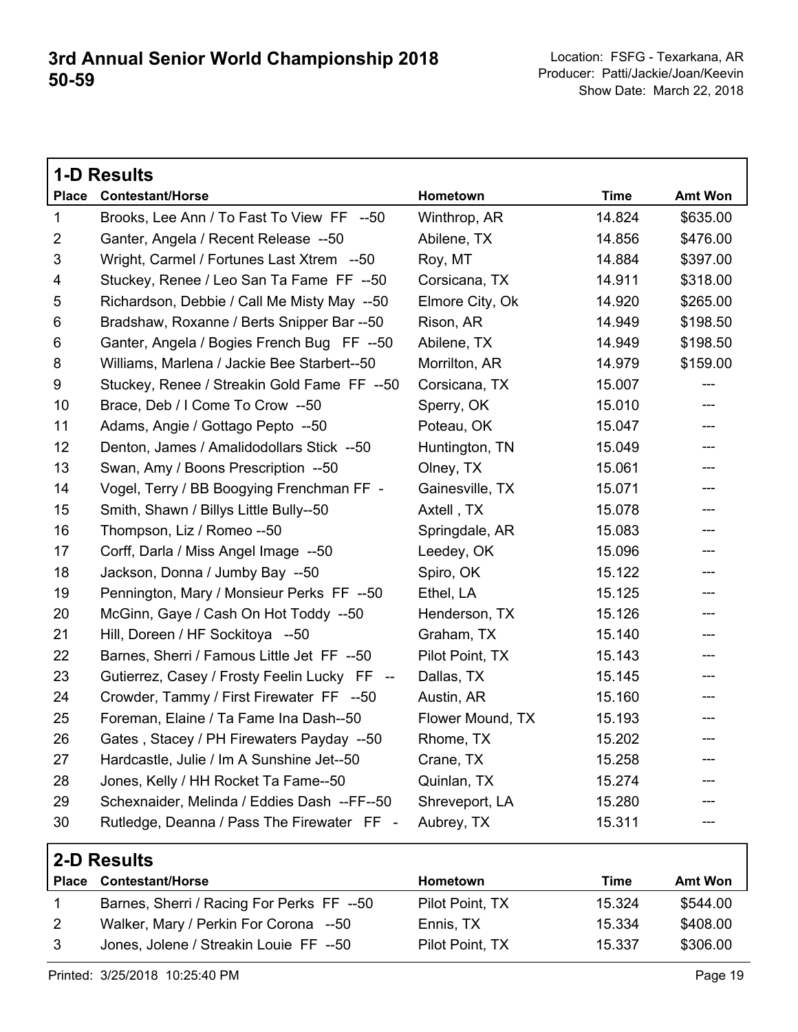# 3rd Annual Senior World Championship 2018
# 50-59

Location: FSFG - Texarkana, AR
Producer: Patti/Jackie/Joan/Keevin
Show Date: March 22, 2018

## 1-D Results

| Place | Contestant/Horse | Hometown | Time | Amt Won |
|---|---|---|---|---|
| 1 | Brooks, Lee Ann / To Fast To View FF --50 | Winthrop, AR | 14.824 | $635.00 |
| 2 | Ganter, Angela / Recent Release --50 | Abilene, TX | 14.856 | $476.00 |
| 3 | Wright, Carmel / Fortunes Last Xtrem --50 | Roy, MT | 14.884 | $397.00 |
| 4 | Stuckey, Renee / Leo San Ta Fame FF --50 | Corsicana, TX | 14.911 | $318.00 |
| 5 | Richardson, Debbie / Call Me Misty May --50 | Elmore City, Ok | 14.920 | $265.00 |
| 6 | Bradshaw, Roxanne / Berts Snipper Bar --50 | Rison, AR | 14.949 | $198.50 |
| 6 | Ganter, Angela / Bogies French Bug FF --50 | Abilene, TX | 14.949 | $198.50 |
| 8 | Williams, Marlena / Jackie Bee Starbert--50 | Morrilton, AR | 14.979 | $159.00 |
| 9 | Stuckey, Renee / Streakin Gold Fame FF --50 | Corsicana, TX | 15.007 | --- |
| 10 | Brace, Deb / I Come To Crow --50 | Sperry, OK | 15.010 | --- |
| 11 | Adams, Angie / Gottago Pepto --50 | Poteau, OK | 15.047 | --- |
| 12 | Denton, James / Amalidodollars Stick --50 | Huntington, TN | 15.049 | --- |
| 13 | Swan, Amy / Boons Prescription --50 | Olney, TX | 15.061 | --- |
| 14 | Vogel, Terry / BB Boogying Frenchman FF - | Gainesville, TX | 15.071 | --- |
| 15 | Smith, Shawn / Billys Little Bully--50 | Axtell , TX | 15.078 | --- |
| 16 | Thompson, Liz / Romeo --50 | Springdale, AR | 15.083 | --- |
| 17 | Corff, Darla / Miss Angel Image --50 | Leedey, OK | 15.096 | --- |
| 18 | Jackson, Donna / Jumby Bay --50 | Spiro, OK | 15.122 | --- |
| 19 | Pennington, Mary / Monsieur Perks FF --50 | Ethel, LA | 15.125 | --- |
| 20 | McGinn, Gaye / Cash On Hot Toddy --50 | Henderson, TX | 15.126 | --- |
| 21 | Hill, Doreen / HF Sockitoya --50 | Graham, TX | 15.140 | --- |
| 22 | Barnes, Sherri / Famous Little Jet FF --50 | Pilot Point, TX | 15.143 | --- |
| 23 | Gutierrez, Casey / Frosty Feelin Lucky FF -- | Dallas, TX | 15.145 | --- |
| 24 | Crowder, Tammy / First Firewater FF --50 | Austin, AR | 15.160 | --- |
| 25 | Foreman, Elaine / Ta Fame Ina Dash--50 | Flower Mound, TX | 15.193 | --- |
| 26 | Gates , Stacey / PH Firewaters Payday --50 | Rhome, TX | 15.202 | --- |
| 27 | Hardcastle, Julie / Im A Sunshine Jet--50 | Crane, TX | 15.258 | --- |
| 28 | Jones, Kelly / HH Rocket Ta Fame--50 | Quinlan, TX | 15.274 | --- |
| 29 | Schexnaider, Melinda / Eddies Dash --FF--50 | Shreveport, LA | 15.280 | --- |
| 30 | Rutledge, Deanna / Pass The Firewater FF - | Aubrey, TX | 15.311 | --- |

## 2-D Results

| Place | Contestant/Horse | Hometown | Time | Amt Won |
|---|---|---|---|---|
| 1 | Barnes, Sherri / Racing For Perks FF --50 | Pilot Point, TX | 15.324 | $544.00 |
| 2 | Walker, Mary / Perkin For Corona --50 | Ennis, TX | 15.334 | $408.00 |
| 3 | Jones, Jolene / Streakin Louie FF --50 | Pilot Point, TX | 15.337 | $306.00 |

Printed: 3/25/2018 10:25:40 PM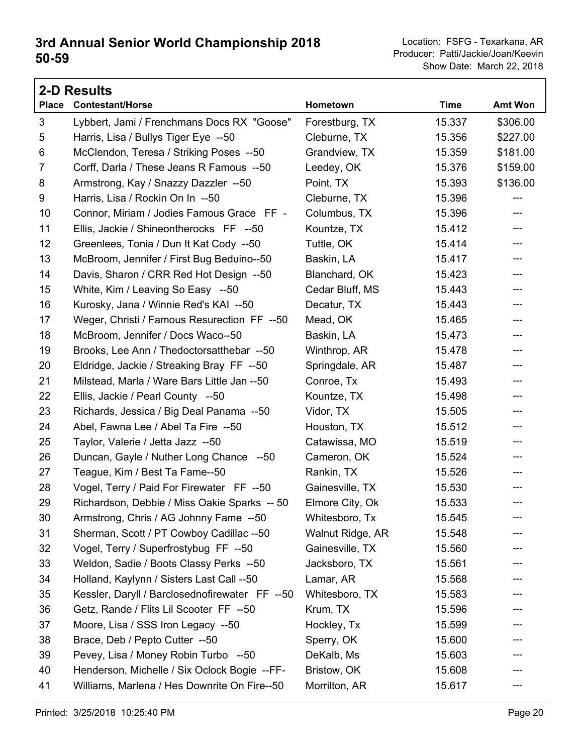# 3rd Annual Senior World Championship 2018
## 50-59

Location: FSFG - Texarkana, AR
Producer: Patti/Jackie/Joan/Keevin
Show Date: March 22, 2018

### 2-D Results

| Place | Contestant/Horse | Hometown | Time | Amt Won |
|---|---|---|---|---|
| 3 | Lybbert, Jami / Frenchmans Docs RX "Goose" | Forestburg, TX | 15.337 | $306.00 |
| 5 | Harris, Lisa / Bullys Tiger Eye --50 | Cleburne, TX | 15.356 | $227.00 |
| 6 | McClendon, Teresa / Striking Poses --50 | Grandview, TX | 15.359 | $181.00 |
| 7 | Corff, Darla / These Jeans R Famous --50 | Leedey, OK | 15.376 | $159.00 |
| 8 | Armstrong, Kay / Snazzy Dazzler --50 | Point, TX | 15.393 | $136.00 |
| 9 | Harris, Lisa / Rockin On In --50 | Cleburne, TX | 15.396 | --- |
| 10 | Connor, Miriam / Jodies Famous Grace FF - | Columbus, TX | 15.396 | --- |
| 11 | Ellis, Jackie / Shineontherocks FF --50 | Kountze, TX | 15.412 | --- |
| 12 | Greenlees, Tonia / Dun It Kat Cody --50 | Tuttle, OK | 15.414 | --- |
| 13 | McBroom, Jennifer / First Bug Beduino--50 | Baskin, LA | 15.417 | --- |
| 14 | Davis, Sharon / CRR Red Hot Design --50 | Blanchard, OK | 15.423 | --- |
| 15 | White, Kim / Leaving So Easy --50 | Cedar Bluff, MS | 15.443 | --- |
| 16 | Kurosky, Jana / Winnie Red's KAI --50 | Decatur, TX | 15.443 | --- |
| 17 | Weger, Christi / Famous Resurection FF --50 | Mead, OK | 15.465 | --- |
| 18 | McBroom, Jennifer / Docs Waco--50 | Baskin, LA | 15.473 | --- |
| 19 | Brooks, Lee Ann / Thedoctorsatthebar --50 | Winthrop, AR | 15.478 | --- |
| 20 | Eldridge, Jackie / Streaking Bray FF --50 | Springdale, AR | 15.487 | --- |
| 21 | Milstead, Marla / Ware Bars Little Jan --50 | Conroe, Tx | 15.493 | --- |
| 22 | Ellis, Jackie / Pearl County --50 | Kountze, TX | 15.498 | --- |
| 23 | Richards, Jessica / Big Deal Panama --50 | Vidor, TX | 15.505 | --- |
| 24 | Abel, Fawna Lee / Abel Ta Fire --50 | Houston, TX | 15.512 | --- |
| 25 | Taylor, Valerie / Jetta Jazz --50 | Catawissa, MO | 15.519 | --- |
| 26 | Duncan, Gayle / Nuther Long Chance --50 | Cameron, OK | 15.524 | --- |
| 27 | Teague, Kim / Best Ta Fame--50 | Rankin, TX | 15.526 | --- |
| 28 | Vogel, Terry / Paid For Firewater FF --50 | Gainesville, TX | 15.530 | --- |
| 29 | Richardson, Debbie / Miss Oakie Sparks -- 50 | Elmore City, Ok | 15.533 | --- |
| 30 | Armstrong, Chris / AG Johnny Fame --50 | Whitesboro, Tx | 15.545 | --- |
| 31 | Sherman, Scott / PT Cowboy Cadillac --50 | Walnut Ridge, AR | 15.548 | --- |
| 32 | Vogel, Terry / Superfrostybug FF --50 | Gainesville, TX | 15.560 | --- |
| 33 | Weldon, Sadie / Boots Classy Perks --50 | Jacksboro, TX | 15.561 | --- |
| 34 | Holland, Kaylynn / Sisters Last Call --50 | Lamar, AR | 15.568 | --- |
| 35 | Kessler, Daryll / Barclosednofirewater FF --50 | Whitesboro, TX | 15.583 | --- |
| 36 | Getz, Rande / Flits Lil Scooter FF --50 | Krum, TX | 15.596 | --- |
| 37 | Moore, Lisa / SSS Iron Legacy --50 | Hockley, Tx | 15.599 | --- |
| 38 | Brace, Deb / Pepto Cutter --50 | Sperry, OK | 15.600 | --- |
| 39 | Pevey, Lisa / Money Robin Turbo --50 | DeKalb, Ms | 15.603 | --- |
| 40 | Henderson, Michelle / Six Oclock Bogie --FF- | Bristow, OK | 15.608 | --- |
| 41 | Williams, Marlena / Hes Downrite On Fire--50 | Morrilton, AR | 15.617 | --- |

Printed: 3/25/2018 10:25:40 PM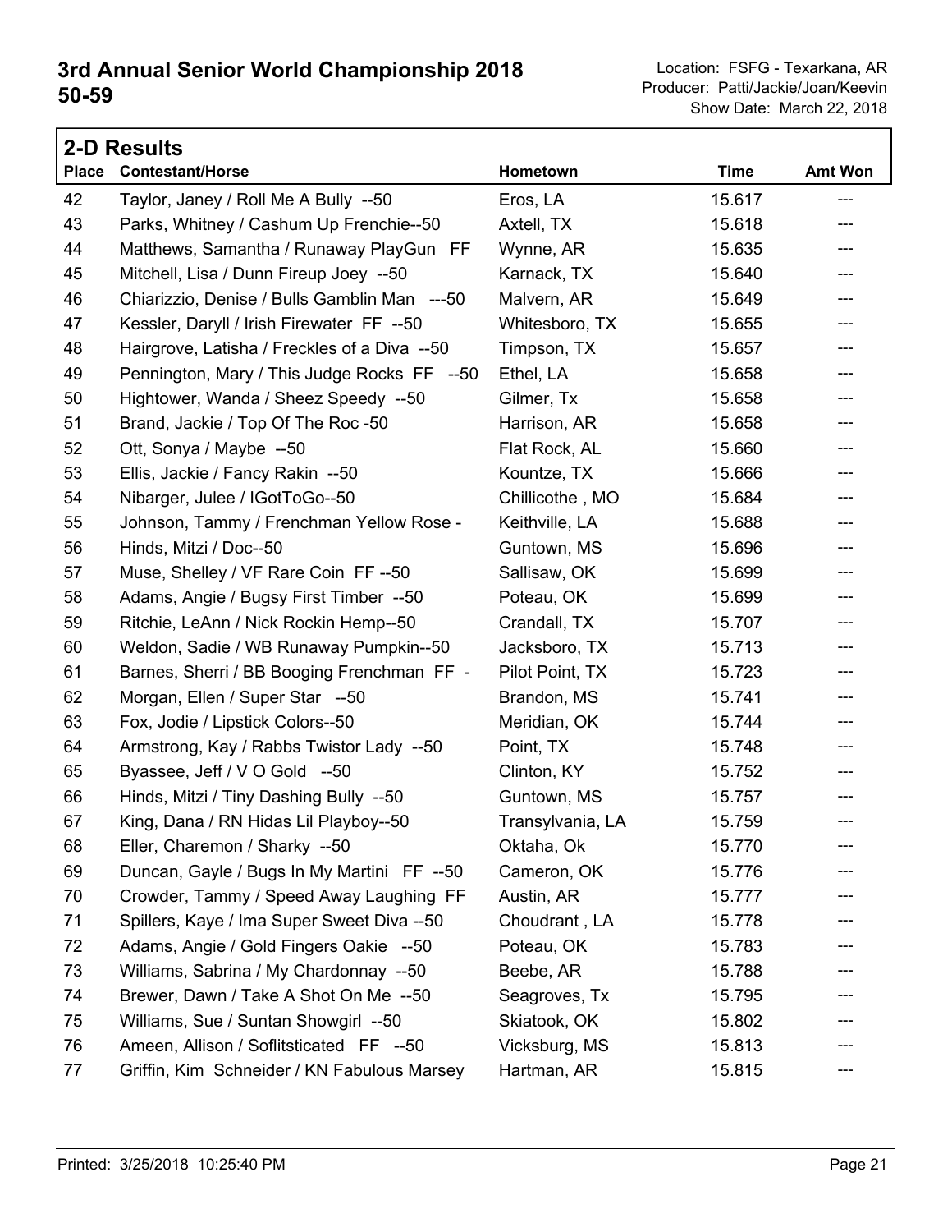# 3rd Annual Senior World Championship 2018
# 50-59

Location: FSFG - Texarkana, AR
Producer: Patti/Jackie/Joan/Keevin
Show Date: March 22, 2018

## 2-D Results

| Place | Contestant/Horse | Hometown | Time | Amt Won |
|---|---|---|---|---|
| 42 | Taylor, Janey / Roll Me A Bully --50 | Eros, LA | 15.617 | --- |
| 43 | Parks, Whitney / Cashum Up Frenchie--50 | Axtell, TX | 15.618 | --- |
| 44 | Matthews, Samantha / Runaway PlayGun FF | Wynne, AR | 15.635 | --- |
| 45 | Mitchell, Lisa / Dunn Fireup Joey --50 | Karnack, TX | 15.640 | --- |
| 46 | Chiarizzio, Denise / Bulls Gamblin Man ---50 | Malvern, AR | 15.649 | --- |
| 47 | Kessler, Daryll / Irish Firewater FF --50 | Whitesboro, TX | 15.655 | --- |
| 48 | Hairgrove, Latisha / Freckles of a Diva --50 | Timpson, TX | 15.657 | --- |
| 49 | Pennington, Mary / This Judge Rocks FF --50 | Ethel, LA | 15.658 | --- |
| 50 | Hightower, Wanda / Sheez Speedy --50 | Gilmer, Tx | 15.658 | --- |
| 51 | Brand, Jackie / Top Of The Roc -50 | Harrison, AR | 15.658 | --- |
| 52 | Ott, Sonya / Maybe --50 | Flat Rock, AL | 15.660 | --- |
| 53 | Ellis, Jackie / Fancy Rakin --50 | Kountze, TX | 15.666 | --- |
| 54 | Nibarger, Julee / IGotToGo--50 | Chillicothe , MO | 15.684 | --- |
| 55 | Johnson, Tammy / Frenchman Yellow Rose - | Keithville, LA | 15.688 | --- |
| 56 | Hinds, Mitzi / Doc--50 | Guntown, MS | 15.696 | --- |
| 57 | Muse, Shelley / VF Rare Coin FF --50 | Sallisaw, OK | 15.699 | --- |
| 58 | Adams, Angie / Bugsy First Timber --50 | Poteau, OK | 15.699 | --- |
| 59 | Ritchie, LeAnn / Nick Rockin Hemp--50 | Crandall, TX | 15.707 | --- |
| 60 | Weldon, Sadie / WB Runaway Pumpkin--50 | Jacksboro, TX | 15.713 | --- |
| 61 | Barnes, Sherri / BB Booging Frenchman FF - | Pilot Point, TX | 15.723 | --- |
| 62 | Morgan, Ellen / Super Star --50 | Brandon, MS | 15.741 | --- |
| 63 | Fox, Jodie / Lipstick Colors--50 | Meridian, OK | 15.744 | --- |
| 64 | Armstrong, Kay / Rabbs Twistor Lady --50 | Point, TX | 15.748 | --- |
| 65 | Byassee, Jeff / V O Gold --50 | Clinton, KY | 15.752 | --- |
| 66 | Hinds, Mitzi / Tiny Dashing Bully --50 | Guntown, MS | 15.757 | --- |
| 67 | King, Dana / RN Hidas Lil Playboy--50 | Transylvania, LA | 15.759 | --- |
| 68 | Eller, Charemon / Sharky --50 | Oktaha, Ok | 15.770 | --- |
| 69 | Duncan, Gayle / Bugs In My Martini FF --50 | Cameron, OK | 15.776 | --- |
| 70 | Crowder, Tammy / Speed Away Laughing FF | Austin, AR | 15.777 | --- |
| 71 | Spillers, Kaye / Ima Super Sweet Diva --50 | Choudrant , LA | 15.778 | --- |
| 72 | Adams, Angie / Gold Fingers Oakie --50 | Poteau, OK | 15.783 | --- |
| 73 | Williams, Sabrina / My Chardonnay --50 | Beebe, AR | 15.788 | --- |
| 74 | Brewer, Dawn / Take A Shot On Me --50 | Seagroves, Tx | 15.795 | --- |
| 75 | Williams, Sue / Suntan Showgirl --50 | Skiatook, OK | 15.802 | --- |
| 76 | Ameen, Allison / Soflitsticated FF --50 | Vicksburg, MS | 15.813 | --- |
| 77 | Griffin, Kim Schneider / KN Fabulous Marsey | Hartman, AR | 15.815 | --- |

Printed: 3/25/2018 10:25:40 PM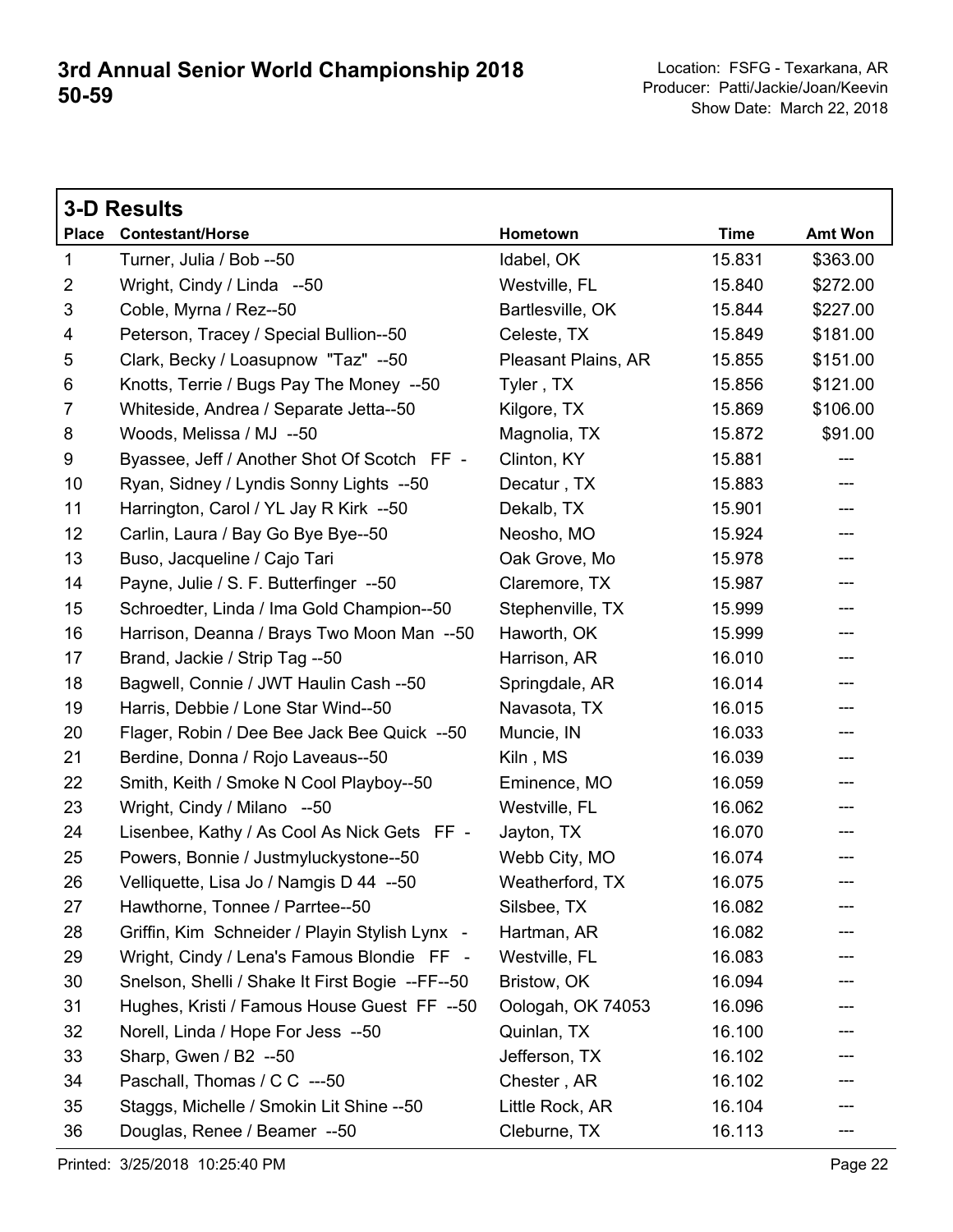# 3rd Annual Senior World Championship 2018
# 50-59

Location: FSFG - Texarkana, AR
Producer: Patti/Jackie/Joan/Keevin
Show Date: March 22, 2018

## 3-D Results

| Place | Contestant/Horse | Hometown | Time | Amt Won |
|---|---|---|---|---|
| 1 | Turner, Julia / Bob --50 | Idabel, OK | 15.831 | $363.00 |
| 2 | Wright, Cindy / Linda --50 | Westville, FL | 15.840 | $272.00 |
| 3 | Coble, Myrna / Rez--50 | Bartlesville, OK | 15.844 | $227.00 |
| 4 | Peterson, Tracey / Special Bullion--50 | Celeste, TX | 15.849 | $181.00 |
| 5 | Clark, Becky / Loasupnow "Taz" --50 | Pleasant Plains, AR | 15.855 | $151.00 |
| 6 | Knotts, Terrie / Bugs Pay The Money --50 | Tyler , TX | 15.856 | $121.00 |
| 7 | Whiteside, Andrea / Separate Jetta--50 | Kilgore, TX | 15.869 | $106.00 |
| 8 | Woods, Melissa / MJ --50 | Magnolia, TX | 15.872 | $91.00 |
| 9 | Byassee, Jeff / Another Shot Of Scotch FF - | Clinton, KY | 15.881 | --- |
| 10 | Ryan, Sidney / Lyndis Sonny Lights --50 | Decatur , TX | 15.883 | --- |
| 11 | Harrington, Carol / YL Jay R Kirk --50 | Dekalb, TX | 15.901 | --- |
| 12 | Carlin, Laura / Bay Go Bye Bye--50 | Neosho, MO | 15.924 | --- |
| 13 | Buso, Jacqueline / Cajo Tari | Oak Grove, Mo | 15.978 | --- |
| 14 | Payne, Julie / S. F. Butterfinger --50 | Claremore, TX | 15.987 | --- |
| 15 | Schroedter, Linda / Ima Gold Champion--50 | Stephenville, TX | 15.999 | --- |
| 16 | Harrison, Deanna / Brays Two Moon Man --50 | Haworth, OK | 15.999 | --- |
| 17 | Brand, Jackie / Strip Tag --50 | Harrison, AR | 16.010 | --- |
| 18 | Bagwell, Connie / JWT Haulin Cash --50 | Springdale, AR | 16.014 | --- |
| 19 | Harris, Debbie / Lone Star Wind--50 | Navasota, TX | 16.015 | --- |
| 20 | Flager, Robin / Dee Bee Jack Bee Quick --50 | Muncie, IN | 16.033 | --- |
| 21 | Berdine, Donna / Rojo Laveaus--50 | Kiln , MS | 16.039 | --- |
| 22 | Smith, Keith / Smoke N Cool Playboy--50 | Eminence, MO | 16.059 | --- |
| 23 | Wright, Cindy / Milano --50 | Westville, FL | 16.062 | --- |
| 24 | Lisenbee, Kathy / As Cool As Nick Gets FF - | Jayton, TX | 16.070 | --- |
| 25 | Powers, Bonnie / Justmyluckystone--50 | Webb City, MO | 16.074 | --- |
| 26 | Velliquette, Lisa Jo / Namgis D 44 --50 | Weatherford, TX | 16.075 | --- |
| 27 | Hawthorne, Tonnee / Parrtee--50 | Silsbee, TX | 16.082 | --- |
| 28 | Griffin, Kim Schneider / Playin Stylish Lynx - | Hartman, AR | 16.082 | --- |
| 29 | Wright, Cindy / Lena's Famous Blondie FF - | Westville, FL | 16.083 | --- |
| 30 | Snelson, Shelli / Shake It First Bogie --FF--50 | Bristow, OK | 16.094 | --- |
| 31 | Hughes, Kristi / Famous House Guest FF --50 | Oologah, OK 74053 | 16.096 | --- |
| 32 | Norell, Linda / Hope For Jess --50 | Quinlan, TX | 16.100 | --- |
| 33 | Sharp, Gwen / B2 --50 | Jefferson, TX | 16.102 | --- |
| 34 | Paschall, Thomas / C C ---50 | Chester , AR | 16.102 | --- |
| 35 | Staggs, Michelle / Smokin Lit Shine --50 | Little Rock, AR | 16.104 | --- |
| 36 | Douglas, Renee / Beamer --50 | Cleburne, TX | 16.113 | --- |

Printed: 3/25/2018 10:25:40 PM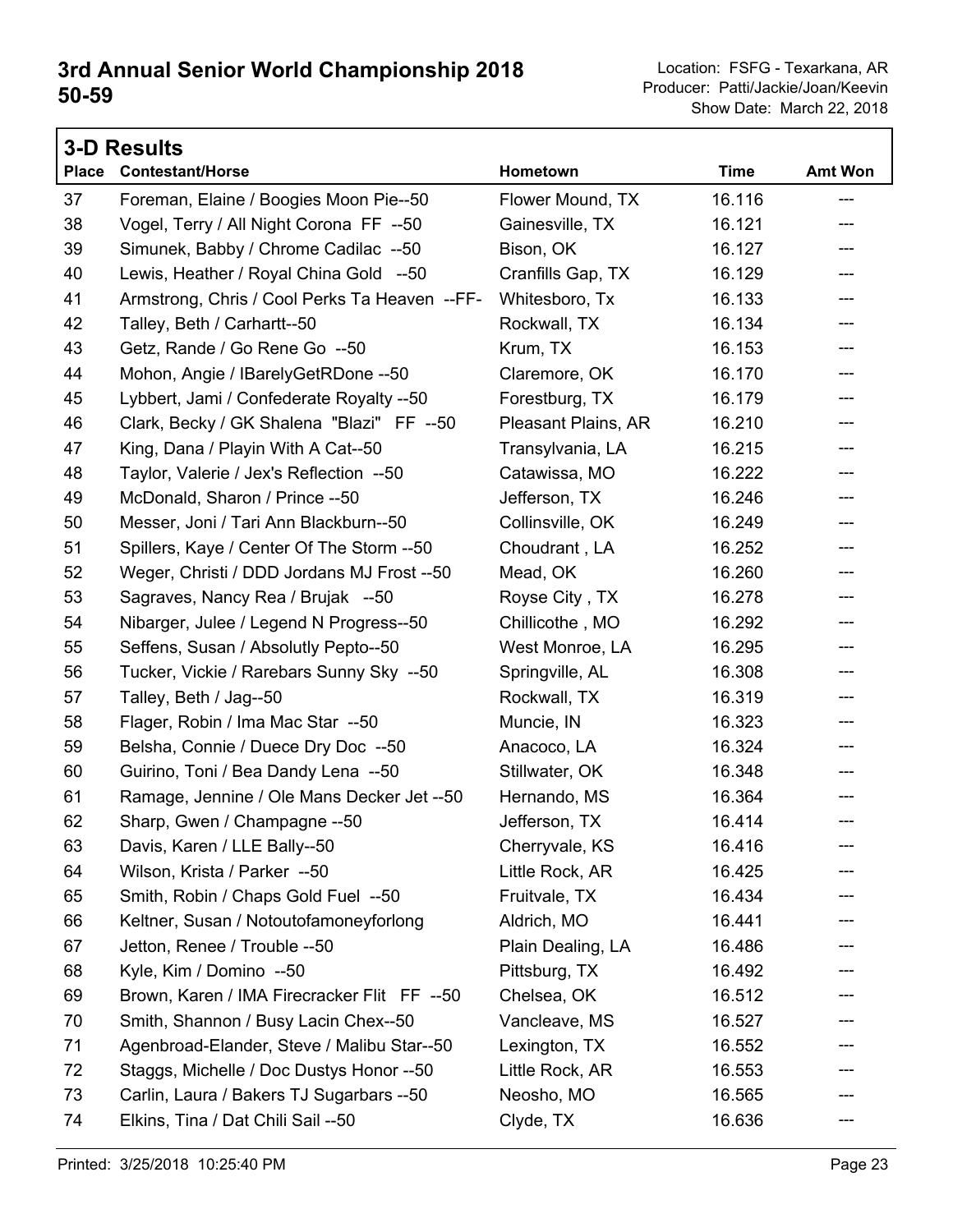# 3rd Annual Senior World Championship 2018
## 50-59

Location: FSFG - Texarkana, AR
Producer: Patti/Jackie/Joan/Keevin
Show Date: March 22, 2018

### 3-D Results

| Place | Contestant/Horse | Hometown | Time | Amt Won |
|---|---|---|---|---|
| 37 | Foreman, Elaine / Boogies Moon Pie--50 | Flower Mound, TX | 16.116 | --- |
| 38 | Vogel, Terry / All Night Corona FF --50 | Gainesville, TX | 16.121 | --- |
| 39 | Simunek, Babby / Chrome Cadilac --50 | Bison, OK | 16.127 | --- |
| 40 | Lewis, Heather / Royal China Gold --50 | Cranfills Gap, TX | 16.129 | --- |
| 41 | Armstrong, Chris / Cool Perks Ta Heaven --FF- | Whitesboro, Tx | 16.133 | --- |
| 42 | Talley, Beth / Carhartt--50 | Rockwall, TX | 16.134 | --- |
| 43 | Getz, Rande / Go Rene Go --50 | Krum, TX | 16.153 | --- |
| 44 | Mohon, Angie / IBarelyGetRDone --50 | Claremore, OK | 16.170 | --- |
| 45 | Lybbert, Jami / Confederate Royalty --50 | Forestburg, TX | 16.179 | --- |
| 46 | Clark, Becky / GK Shalena "Blazi" FF --50 | Pleasant Plains, AR | 16.210 | --- |
| 47 | King, Dana / Playin With A Cat--50 | Transylvania, LA | 16.215 | --- |
| 48 | Taylor, Valerie / Jex's Reflection --50 | Catawissa, MO | 16.222 | --- |
| 49 | McDonald, Sharon / Prince --50 | Jefferson, TX | 16.246 | --- |
| 50 | Messer, Joni / Tari Ann Blackburn--50 | Collinsville, OK | 16.249 | --- |
| 51 | Spillers, Kaye / Center Of The Storm --50 | Choudrant , LA | 16.252 | --- |
| 52 | Weger, Christi / DDD Jordans MJ Frost --50 | Mead, OK | 16.260 | --- |
| 53 | Sagraves, Nancy Rea / Brujak --50 | Royse City , TX | 16.278 | --- |
| 54 | Nibarger, Julee / Legend N Progress--50 | Chillicothe , MO | 16.292 | --- |
| 55 | Seffens, Susan / Absolutly Pepto--50 | West Monroe, LA | 16.295 | --- |
| 56 | Tucker, Vickie / Rarebars Sunny Sky --50 | Springville, AL | 16.308 | --- |
| 57 | Talley, Beth / Jag--50 | Rockwall, TX | 16.319 | --- |
| 58 | Flager, Robin / Ima Mac Star --50 | Muncie, IN | 16.323 | --- |
| 59 | Belsha, Connie / Duece Dry Doc --50 | Anacoco, LA | 16.324 | --- |
| 60 | Guirino, Toni / Bea Dandy Lena --50 | Stillwater, OK | 16.348 | --- |
| 61 | Ramage, Jennine / Ole Mans Decker Jet --50 | Hernando, MS | 16.364 | --- |
| 62 | Sharp, Gwen / Champagne --50 | Jefferson, TX | 16.414 | --- |
| 63 | Davis, Karen / LLE Bally--50 | Cherryvale, KS | 16.416 | --- |
| 64 | Wilson, Krista / Parker --50 | Little Rock, AR | 16.425 | --- |
| 65 | Smith, Robin / Chaps Gold Fuel --50 | Fruitvale, TX | 16.434 | --- |
| 66 | Keltner, Susan / Notoutofamoneyforlong | Aldrich, MO | 16.441 | --- |
| 67 | Jetton, Renee / Trouble --50 | Plain Dealing, LA | 16.486 | --- |
| 68 | Kyle, Kim / Domino --50 | Pittsburg, TX | 16.492 | --- |
| 69 | Brown, Karen / IMA Firecracker Flit FF --50 | Chelsea, OK | 16.512 | --- |
| 70 | Smith, Shannon / Busy Lacin Chex--50 | Vancleave, MS | 16.527 | --- |
| 71 | Agenbroad-Elander, Steve / Malibu Star--50 | Lexington, TX | 16.552 | --- |
| 72 | Staggs, Michelle / Doc Dustys Honor --50 | Little Rock, AR | 16.553 | --- |
| 73 | Carlin, Laura / Bakers TJ Sugarbars --50 | Neosho, MO | 16.565 | --- |
| 74 | Elkins, Tina / Dat Chili Sail --50 | Clyde, TX | 16.636 | --- |

Printed: 3/25/2018 10:25:40 PM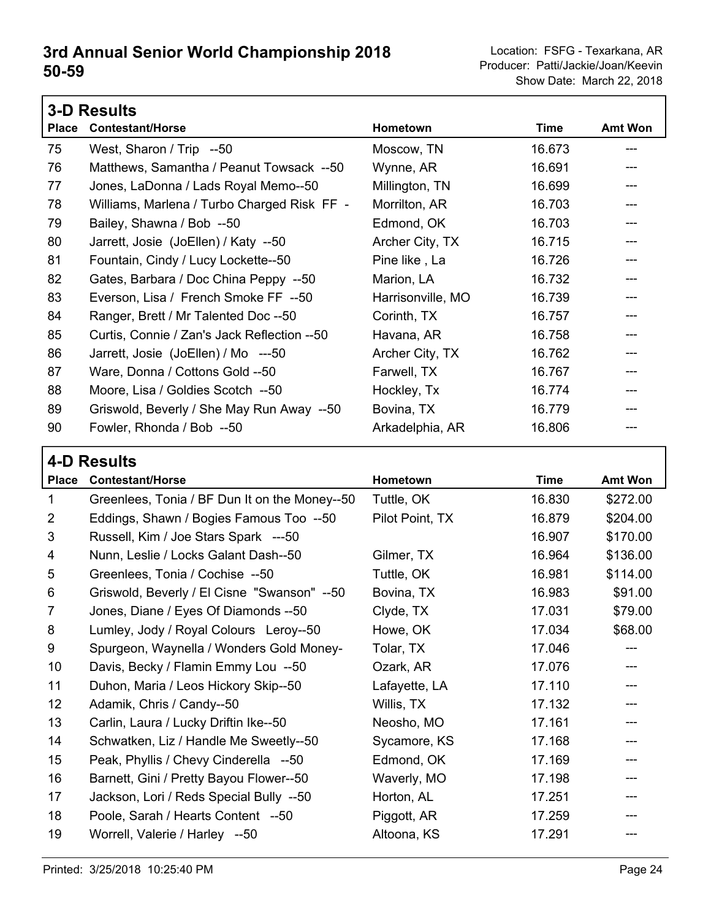# 3rd Annual Senior World Championship 2018
## 50-59

Location: FSFG - Texarkana, AR
Producer: Patti/Jackie/Joan/Keevin
Show Date: March 22, 2018

### 3-D Results

| Place | Contestant/Horse | Hometown | Time | Amt Won |
|---|---|---|---|---|
| 75 | West, Sharon / Trip --50 | Moscow, TN | 16.673 | --- |
| 76 | Matthews, Samantha / Peanut Towsack --50 | Wynne, AR | 16.691 | --- |
| 77 | Jones, LaDonna / Lads Royal Memo--50 | Millington, TN | 16.699 | --- |
| 78 | Williams, Marlena / Turbo Charged Risk FF - | Morrilton, AR | 16.703 | --- |
| 79 | Bailey, Shawna / Bob --50 | Edmond, OK | 16.703 | --- |
| 80 | Jarrett, Josie (JoEllen) / Katy --50 | Archer City, TX | 16.715 | --- |
| 81 | Fountain, Cindy / Lucy Lockette--50 | Pine like , La | 16.726 | --- |
| 82 | Gates, Barbara / Doc China Peppy --50 | Marion, LA | 16.732 | --- |
| 83 | Everson, Lisa / French Smoke FF --50 | Harrisonville, MO | 16.739 | --- |
| 84 | Ranger, Brett / Mr Talented Doc --50 | Corinth, TX | 16.757 | --- |
| 85 | Curtis, Connie / Zan's Jack Reflection --50 | Havana, AR | 16.758 | --- |
| 86 | Jarrett, Josie (JoEllen) / Mo ---50 | Archer City, TX | 16.762 | --- |
| 87 | Ware, Donna / Cottons Gold --50 | Farwell, TX | 16.767 | --- |
| 88 | Moore, Lisa / Goldies Scotch --50 | Hockley, Tx | 16.774 | --- |
| 89 | Griswold, Beverly / She May Run Away --50 | Bovina, TX | 16.779 | --- |
| 90 | Fowler, Rhonda / Bob --50 | Arkadelphia, AR | 16.806 | --- |

### 4-D Results

| Place | Contestant/Horse | Hometown | Time | Amt Won |
|---|---|---|---|---|
| 1 | Greenlees, Tonia / BF Dun It on the Money--50 | Tuttle, OK | 16.830 | $272.00 |
| 2 | Eddings, Shawn / Bogies Famous Too --50 | Pilot Point, TX | 16.879 | $204.00 |
| 3 | Russell, Kim / Joe Stars Spark ---50 | | 16.907 | $170.00 |
| 4 | Nunn, Leslie / Locks Galant Dash--50 | Gilmer, TX | 16.964 | $136.00 |
| 5 | Greenlees, Tonia / Cochise --50 | Tuttle, OK | 16.981 | $114.00 |
| 6 | Griswold, Beverly / El Cisne "Swanson" --50 | Bovina, TX | 16.983 | $91.00 |
| 7 | Jones, Diane / Eyes Of Diamonds --50 | Clyde, TX | 17.031 | $79.00 |
| 8 | Lumley, Jody / Royal Colours Leroy--50 | Howe, OK | 17.034 | $68.00 |
| 9 | Spurgeon, Waynella / Wonders Gold Money- | Tolar, TX | 17.046 | --- |
| 10 | Davis, Becky / Flamin Emmy Lou --50 | Ozark, AR | 17.076 | --- |
| 11 | Duhon, Maria / Leos Hickory Skip--50 | Lafayette, LA | 17.110 | --- |
| 12 | Adamik, Chris / Candy--50 | Willis, TX | 17.132 | --- |
| 13 | Carlin, Laura / Lucky Driftin Ike--50 | Neosho, MO | 17.161 | --- |
| 14 | Schwatken, Liz / Handle Me Sweetly--50 | Sycamore, KS | 17.168 | --- |
| 15 | Peak, Phyllis / Chevy Cinderella --50 | Edmond, OK | 17.169 | --- |
| 16 | Barnett, Gini / Pretty Bayou Flower--50 | Waverly, MO | 17.198 | --- |
| 17 | Jackson, Lori / Reds Special Bully --50 | Horton, AL | 17.251 | --- |
| 18 | Poole, Sarah / Hearts Content --50 | Piggott, AR | 17.259 | --- |
| 19 | Worrell, Valerie / Harley --50 | Altoona, KS | 17.291 | --- |

Printed: 3/25/2018 10:25:40 PM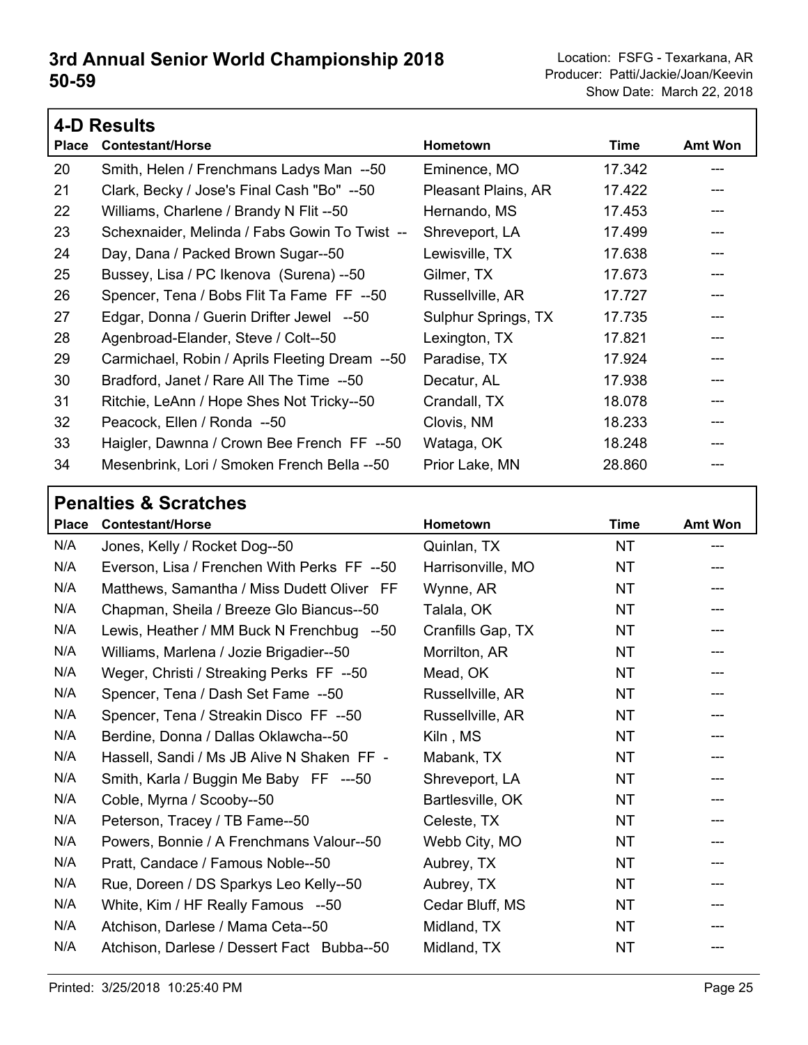# 3rd Annual Senior World Championship 2018
## 50-59

Location: FSFG - Texarkana, AR
Producer: Patti/Jackie/Joan/Keevin
Show Date: March 22, 2018

### 4-D Results

| Place | Contestant/Horse | Hometown | Time | Amt Won |
|---|---|---|---|---|
| 20 | Smith, Helen / Frenchmans Ladys Man --50 | Eminence, MO | 17.342 | --- |
| 21 | Clark, Becky / Jose's Final Cash "Bo" --50 | Pleasant Plains, AR | 17.422 | --- |
| 22 | Williams, Charlene / Brandy N Flit --50 | Hernando, MS | 17.453 | --- |
| 23 | Schexnaider, Melinda / Fabs Gowin To Twist -- | Shreveport, LA | 17.499 | --- |
| 24 | Day, Dana / Packed Brown Sugar--50 | Lewisville, TX | 17.638 | --- |
| 25 | Bussey, Lisa / PC Ikenova (Surena) --50 | Gilmer, TX | 17.673 | --- |
| 26 | Spencer, Tena / Bobs Flit Ta Fame FF --50 | Russellville, AR | 17.727 | --- |
| 27 | Edgar, Donna / Guerin Drifter Jewel --50 | Sulphur Springs, TX | 17.735 | --- |
| 28 | Agenbroad-Elander, Steve / Colt--50 | Lexington, TX | 17.821 | --- |
| 29 | Carmichael, Robin / Aprils Fleeting Dream --50 | Paradise, TX | 17.924 | --- |
| 30 | Bradford, Janet / Rare All The Time --50 | Decatur, AL | 17.938 | --- |
| 31 | Ritchie, LeAnn / Hope Shes Not Tricky--50 | Crandall, TX | 18.078 | --- |
| 32 | Peacock, Ellen / Ronda --50 | Clovis, NM | 18.233 | --- |
| 33 | Haigler, Dawnna / Crown Bee French FF --50 | Wataga, OK | 18.248 | --- |
| 34 | Mesenbrink, Lori / Smoken French Bella --50 | Prior Lake, MN | 28.860 | --- |

### Penalties & Scratches

| Place | Contestant/Horse | Hometown | Time | Amt Won |
|---|---|---|---|---|
| N/A | Jones, Kelly / Rocket Dog--50 | Quinlan, TX | NT | --- |
| N/A | Everson, Lisa / Frenchen With Perks FF --50 | Harrisonville, MO | NT | --- |
| N/A | Matthews, Samantha / Miss Dudett Oliver FF | Wynne, AR | NT | --- |
| N/A | Chapman, Sheila / Breeze Glo Biancus--50 | Talala, OK | NT | --- |
| N/A | Lewis, Heather / MM Buck N Frenchbug --50 | Cranfills Gap, TX | NT | --- |
| N/A | Williams, Marlena / Jozie Brigadier--50 | Morrilton, AR | NT | --- |
| N/A | Weger, Christi / Streaking Perks FF --50 | Mead, OK | NT | --- |
| N/A | Spencer, Tena / Dash Set Fame --50 | Russellville, AR | NT | --- |
| N/A | Spencer, Tena / Streakin Disco FF --50 | Russellville, AR | NT | --- |
| N/A | Berdine, Donna / Dallas Oklawcha--50 | Kiln , MS | NT | --- |
| N/A | Hassell, Sandi / Ms JB Alive N Shaken FF - | Mabank, TX | NT | --- |
| N/A | Smith, Karla / Buggin Me Baby FF ---50 | Shreveport, LA | NT | --- |
| N/A | Coble, Myrna / Scooby--50 | Bartlesville, OK | NT | --- |
| N/A | Peterson, Tracey / TB Fame--50 | Celeste, TX | NT | --- |
| N/A | Powers, Bonnie / A Frenchmans Valour--50 | Webb City, MO | NT | --- |
| N/A | Pratt, Candace / Famous Noble--50 | Aubrey, TX | NT | --- |
| N/A | Rue, Doreen / DS Sparkys Leo Kelly--50 | Aubrey, TX | NT | --- |
| N/A | White, Kim / HF Really Famous --50 | Cedar Bluff, MS | NT | --- |
| N/A | Atchison, Darlese / Mama Ceta--50 | Midland, TX | NT | --- |
| N/A | Atchison, Darlese / Dessert Fact Bubba--50 | Midland, TX | NT | --- |

Printed: 3/25/2018 10:25:40 PM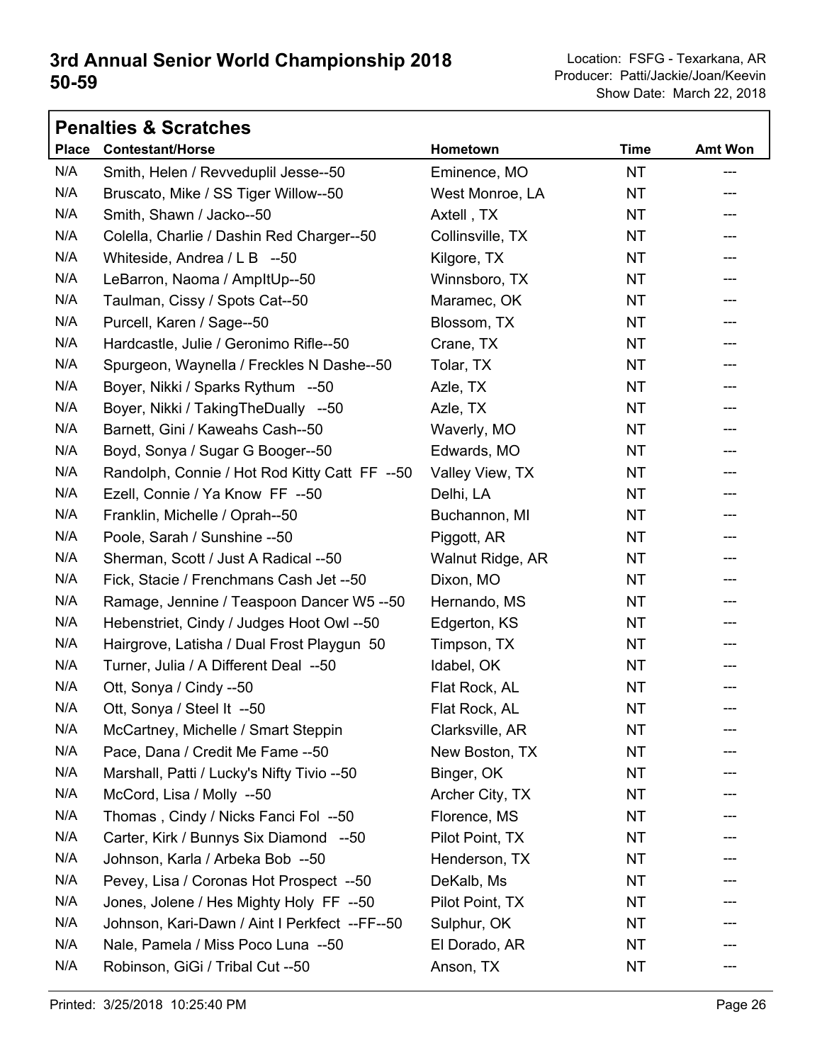# 3rd Annual Senior World Championship 2018
## 50-59

Location: FSFG - Texarkana, AR
Producer: Patti/Jackie/Joan/Keevin
Show Date: March 22, 2018

### Penalties & Scratches

| Place | Contestant/Horse | Hometown | Time | Amt Won |
|---|---|---|---|---|
| N/A | Smith, Helen / Revveduplil Jesse--50 | Eminence, MO | NT | --- |
| N/A | Bruscato, Mike / SS Tiger Willow--50 | West Monroe, LA | NT | --- |
| N/A | Smith, Shawn / Jacko--50 | Axtell , TX | NT | --- |
| N/A | Colella, Charlie / Dashin Red Charger--50 | Collinsville, TX | NT | --- |
| N/A | Whiteside, Andrea / L B --50 | Kilgore, TX | NT | --- |
| N/A | LeBarron, Naoma / AmpItUp--50 | Winnsboro, TX | NT | --- |
| N/A | Taulman, Cissy / Spots Cat--50 | Maramec, OK | NT | --- |
| N/A | Purcell, Karen / Sage--50 | Blossom, TX | NT | --- |
| N/A | Hardcastle, Julie / Geronimo Rifle--50 | Crane, TX | NT | --- |
| N/A | Spurgeon, Waynella / Freckles N Dashe--50 | Tolar, TX | NT | --- |
| N/A | Boyer, Nikki / Sparks Rythum --50 | Azle, TX | NT | --- |
| N/A | Boyer, Nikki / TakingTheDually --50 | Azle, TX | NT | --- |
| N/A | Barnett, Gini / Kaweahs Cash--50 | Waverly, MO | NT | --- |
| N/A | Boyd, Sonya / Sugar G Booger--50 | Edwards, MO | NT | --- |
| N/A | Randolph, Connie / Hot Rod Kitty Catt FF --50 | Valley View, TX | NT | --- |
| N/A | Ezell, Connie / Ya Know FF --50 | Delhi, LA | NT | --- |
| N/A | Franklin, Michelle / Oprah--50 | Buchannon, MI | NT | --- |
| N/A | Poole, Sarah / Sunshine --50 | Piggott, AR | NT | --- |
| N/A | Sherman, Scott / Just A Radical --50 | Walnut Ridge, AR | NT | --- |
| N/A | Fick, Stacie / Frenchmans Cash Jet --50 | Dixon, MO | NT | --- |
| N/A | Ramage, Jennine / Teaspoon Dancer W5 --50 | Hernando, MS | NT | --- |
| N/A | Hebenstriet, Cindy / Judges Hoot Owl --50 | Edgerton, KS | NT | --- |
| N/A | Hairgrove, Latisha / Dual Frost Playgun 50 | Timpson, TX | NT | --- |
| N/A | Turner, Julia / A Different Deal --50 | Idabel, OK | NT | --- |
| N/A | Ott, Sonya / Cindy --50 | Flat Rock, AL | NT | --- |
| N/A | Ott, Sonya / Steel It --50 | Flat Rock, AL | NT | --- |
| N/A | McCartney, Michelle / Smart Steppin | Clarksville, AR | NT | --- |
| N/A | Pace, Dana / Credit Me Fame --50 | New Boston, TX | NT | --- |
| N/A | Marshall, Patti / Lucky's Nifty Tivio --50 | Binger, OK | NT | --- |
| N/A | McCord, Lisa / Molly --50 | Archer City, TX | NT | --- |
| N/A | Thomas , Cindy / Nicks Fanci Fol --50 | Florence, MS | NT | --- |
| N/A | Carter, Kirk / Bunnys Six Diamond --50 | Pilot Point, TX | NT | --- |
| N/A | Johnson, Karla / Arbeka Bob --50 | Henderson, TX | NT | --- |
| N/A | Pevey, Lisa / Coronas Hot Prospect --50 | DeKalb, Ms | NT | --- |
| N/A | Jones, Jolene / Hes Mighty Holy FF --50 | Pilot Point, TX | NT | --- |
| N/A | Johnson, Kari-Dawn / Aint I Perkfect --FF--50 | Sulphur, OK | NT | --- |
| N/A | Nale, Pamela / Miss Poco Luna --50 | El Dorado, AR | NT | --- |
| N/A | Robinson, GiGi / Tribal Cut --50 | Anson, TX | NT | --- |

Printed: 3/25/2018 10:25:40 PM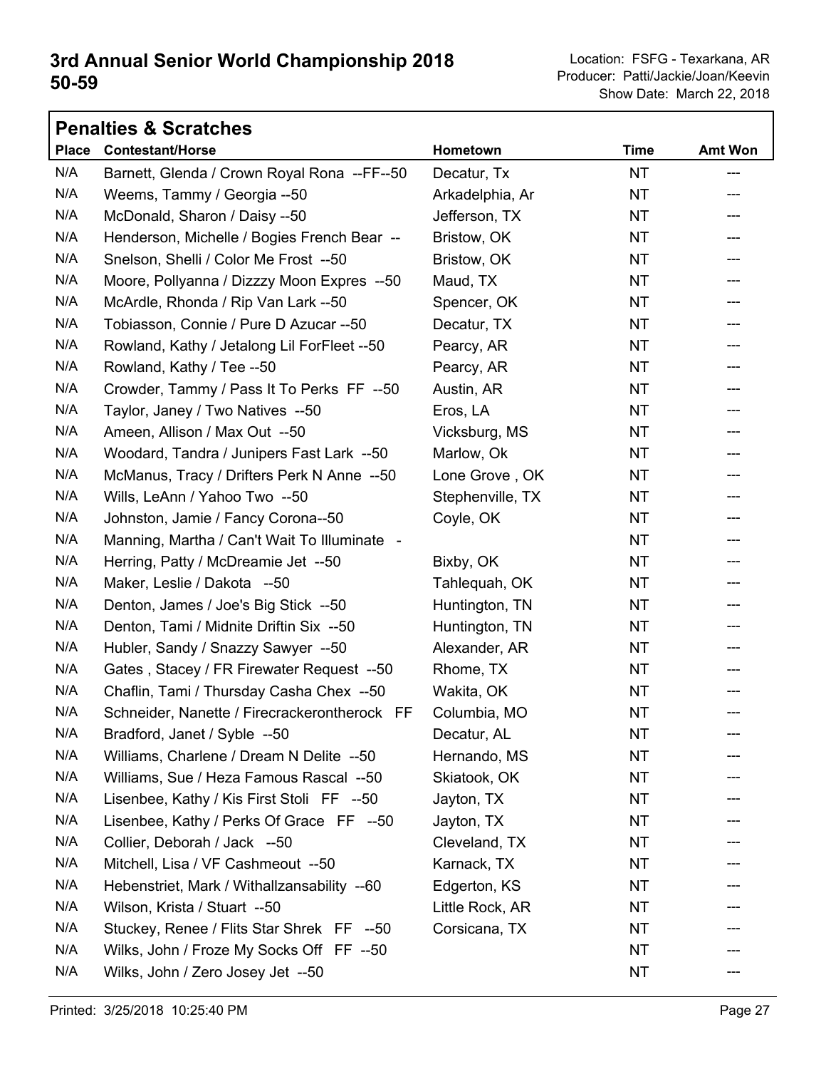# 3rd Annual Senior World Championship 2018
# 50-59

Location: FSFG - Texarkana, AR
Producer: Patti/Jackie/Joan/Keevin
Show Date: March 22, 2018

## Penalties & Scratches

| Place | Contestant/Horse | Hometown | Time | Amt Won |
|---|---|---|---|---|
| N/A | Barnett, Glenda / Crown Royal Rona --FF--50 | Decatur, Tx | NT | --- |
| N/A | Weems, Tammy / Georgia --50 | Arkadelphia, Ar | NT | --- |
| N/A | McDonald, Sharon / Daisy --50 | Jefferson, TX | NT | --- |
| N/A | Henderson, Michelle / Bogies French Bear -- | Bristow, OK | NT | --- |
| N/A | Snelson, Shelli / Color Me Frost --50 | Bristow, OK | NT | --- |
| N/A | Moore, Pollyanna / Dizzzy Moon Expres --50 | Maud, TX | NT | --- |
| N/A | McArdle, Rhonda / Rip Van Lark --50 | Spencer, OK | NT | --- |
| N/A | Tobiasson, Connie / Pure D Azucar --50 | Decatur, TX | NT | --- |
| N/A | Rowland, Kathy / Jetalong Lil ForFleet --50 | Pearcy, AR | NT | --- |
| N/A | Rowland, Kathy / Tee --50 | Pearcy, AR | NT | --- |
| N/A | Crowder, Tammy / Pass It To Perks FF --50 | Austin, AR | NT | --- |
| N/A | Taylor, Janey / Two Natives --50 | Eros, LA | NT | --- |
| N/A | Ameen, Allison / Max Out --50 | Vicksburg, MS | NT | --- |
| N/A | Woodard, Tandra / Junipers Fast Lark --50 | Marlow, Ok | NT | --- |
| N/A | McManus, Tracy / Drifters Perk N Anne --50 | Lone Grove , OK | NT | --- |
| N/A | Wills, LeAnn / Yahoo Two --50 | Stephenville, TX | NT | --- |
| N/A | Johnston, Jamie / Fancy Corona--50 | Coyle, OK | NT | --- |
| N/A | Manning, Martha / Can't Wait To Illuminate - | | NT | --- |
| N/A | Herring, Patty / McDreamie Jet --50 | Bixby, OK | NT | --- |
| N/A | Maker, Leslie / Dakota --50 | Tahlequah, OK | NT | --- |
| N/A | Denton, James / Joe's Big Stick --50 | Huntington, TN | NT | --- |
| N/A | Denton, Tami / Midnite Driftin Six --50 | Huntington, TN | NT | --- |
| N/A | Hubler, Sandy / Snazzy Sawyer --50 | Alexander, AR | NT | --- |
| N/A | Gates , Stacey / FR Firewater Request --50 | Rhome, TX | NT | --- |
| N/A | Chaflin, Tami / Thursday Casha Chex --50 | Wakita, OK | NT | --- |
| N/A | Schneider, Nanette / Firecrackerontherock FF | Columbia, MO | NT | --- |
| N/A | Bradford, Janet / Syble --50 | Decatur, AL | NT | --- |
| N/A | Williams, Charlene / Dream N Delite --50 | Hernando, MS | NT | --- |
| N/A | Williams, Sue / Heza Famous Rascal --50 | Skiatook, OK | NT | --- |
| N/A | Lisenbee, Kathy / Kis First Stoli FF --50 | Jayton, TX | NT | --- |
| N/A | Lisenbee, Kathy / Perks Of Grace FF --50 | Jayton, TX | NT | --- |
| N/A | Collier, Deborah / Jack --50 | Cleveland, TX | NT | --- |
| N/A | Mitchell, Lisa / VF Cashmeout --50 | Karnack, TX | NT | --- |
| N/A | Hebenstriet, Mark / Withallzansability --60 | Edgerton, KS | NT | --- |
| N/A | Wilson, Krista / Stuart --50 | Little Rock, AR | NT | --- |
| N/A | Stuckey, Renee / Flits Star Shrek FF --50 | Corsicana, TX | NT | --- |
| N/A | Wilks, John / Froze My Socks Off FF --50 | | NT | --- |
| N/A | Wilks, John / Zero Josey Jet --50 | | NT | --- |

Printed: 3/25/2018 10:25:40 PM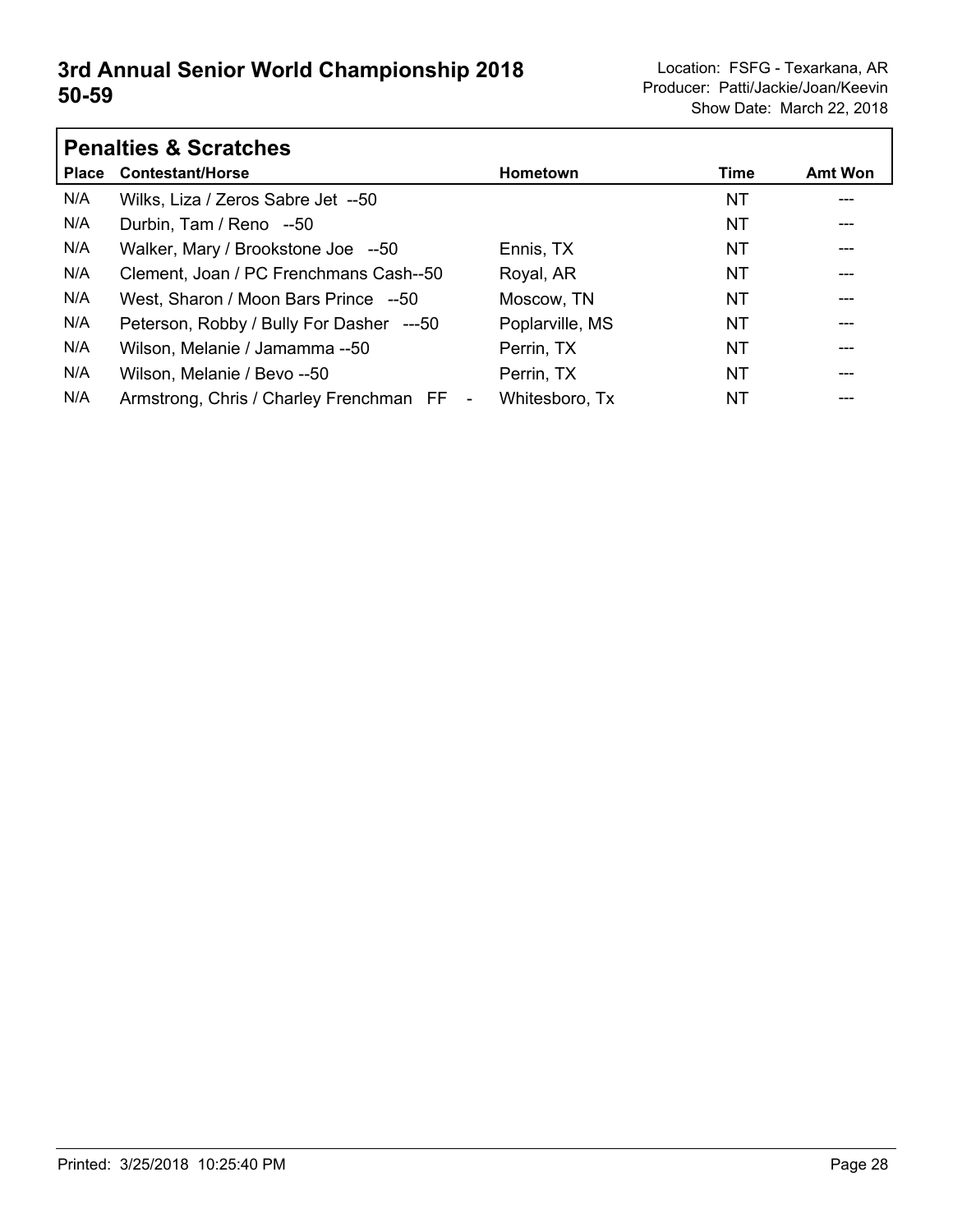# 3rd Annual Senior World Championship 2018
## 50-59

Location: FSFG - Texarkana, AR
Producer: Patti/Jackie/Joan/Keevin
Show Date: March 22, 2018

### Penalties & Scratches

| Place | Contestant/Horse | Hometown | Time | Amt Won |
|---|---|---|---|---|
| N/A | Wilks, Liza / Zeros Sabre Jet --50 | | NT | --- |
| N/A | Durbin, Tam / Reno --50 | | NT | --- |
| N/A | Walker, Mary / Brookstone Joe --50 | Ennis, TX | NT | --- |
| N/A | Clement, Joan / PC Frenchmans Cash--50 | Royal, AR | NT | --- |
| N/A | West, Sharon / Moon Bars Prince --50 | Moscow, TN | NT | --- |
| N/A | Peterson, Robby / Bully For Dasher ---50 | Poplarville, MS | NT | --- |
| N/A | Wilson, Melanie / Jamamma --50 | Perrin, TX | NT | --- |
| N/A | Wilson, Melanie / Bevo --50 | Perrin, TX | NT | --- |
| N/A | Armstrong, Chris / Charley Frenchman FF - | Whitesboro, Tx | NT | --- |

Printed: 3/25/2018 10:25:40 PM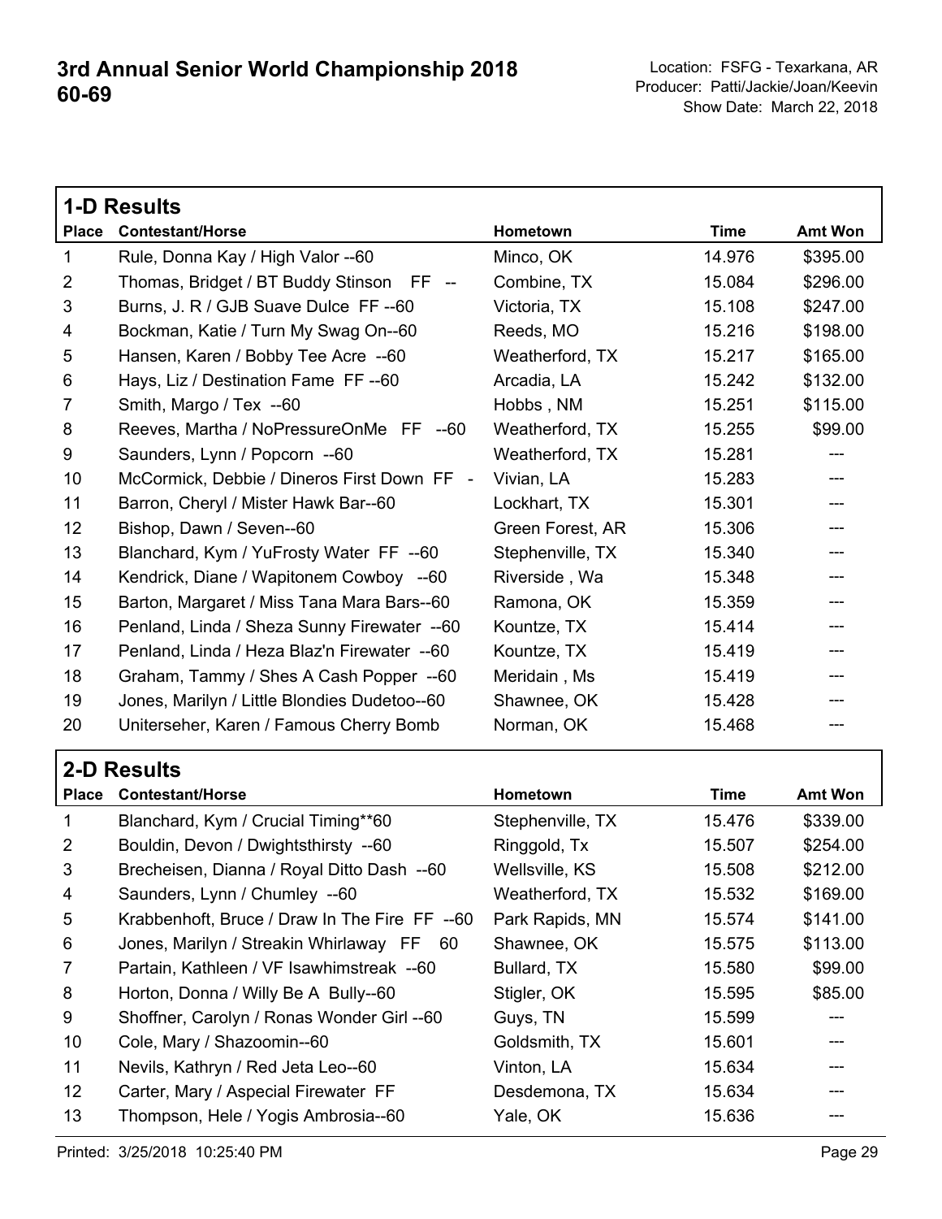# 3rd Annual Senior World Championship 2018 60-69

Location: FSFG - Texarkana, AR
Producer: Patti/Jackie/Joan/Keevin
Show Date: March 22, 2018

## 1-D Results

| Place | Contestant/Horse | Hometown | Time | Amt Won |
|---|---|---|---|---|
| 1 | Rule, Donna Kay / High Valor --60 | Minco, OK | 14.976 | $395.00 |
| 2 | Thomas, Bridget / BT Buddy Stinson FF -- | Combine, TX | 15.084 | $296.00 |
| 3 | Burns, J. R / GJB Suave Dulce FF --60 | Victoria, TX | 15.108 | $247.00 |
| 4 | Bockman, Katie / Turn My Swag On--60 | Reeds, MO | 15.216 | $198.00 |
| 5 | Hansen, Karen / Bobby Tee Acre --60 | Weatherford, TX | 15.217 | $165.00 |
| 6 | Hays, Liz / Destination Fame FF --60 | Arcadia, LA | 15.242 | $132.00 |
| 7 | Smith, Margo / Tex --60 | Hobbs , NM | 15.251 | $115.00 |
| 8 | Reeves, Martha / NoPressureOnMe FF --60 | Weatherford, TX | 15.255 | $99.00 |
| 9 | Saunders, Lynn / Popcorn --60 | Weatherford, TX | 15.281 | --- |
| 10 | McCormick, Debbie / Dineros First Down FF - | Vivian, LA | 15.283 | --- |
| 11 | Barron, Cheryl / Mister Hawk Bar--60 | Lockhart, TX | 15.301 | --- |
| 12 | Bishop, Dawn / Seven--60 | Green Forest, AR | 15.306 | --- |
| 13 | Blanchard, Kym / YuFrosty Water FF --60 | Stephenville, TX | 15.340 | --- |
| 14 | Kendrick, Diane / Wapitonem Cowboy --60 | Riverside , Wa | 15.348 | --- |
| 15 | Barton, Margaret / Miss Tana Mara Bars--60 | Ramona, OK | 15.359 | --- |
| 16 | Penland, Linda / Sheza Sunny Firewater --60 | Kountze, TX | 15.414 | --- |
| 17 | Penland, Linda / Heza Blaz'n Firewater --60 | Kountze, TX | 15.419 | --- |
| 18 | Graham, Tammy / Shes A Cash Popper --60 | Meridain , Ms | 15.419 | --- |
| 19 | Jones, Marilyn / Little Blondies Dudetoo--60 | Shawnee, OK | 15.428 | --- |
| 20 | Uniterseher, Karen / Famous Cherry Bomb | Norman, OK | 15.468 | --- |

## 2-D Results

| Place | Contestant/Horse | Hometown | Time | Amt Won |
|---|---|---|---|---|
| 1 | Blanchard, Kym / Crucial Timing**60 | Stephenville, TX | 15.476 | $339.00 |
| 2 | Bouldin, Devon / Dwightsthirsty --60 | Ringgold, Tx | 15.507 | $254.00 |
| 3 | Brecheisen, Dianna / Royal Ditto Dash --60 | Wellsville, KS | 15.508 | $212.00 |
| 4 | Saunders, Lynn / Chumley --60 | Weatherford, TX | 15.532 | $169.00 |
| 5 | Krabbenhoft, Bruce / Draw In The Fire FF --60 | Park Rapids, MN | 15.574 | $141.00 |
| 6 | Jones, Marilyn / Streakin Whirlaway FF 60 | Shawnee, OK | 15.575 | $113.00 |
| 7 | Partain, Kathleen / VF Isawhimstreak --60 | Bullard, TX | 15.580 | $99.00 |
| 8 | Horton, Donna / Willy Be A Bully--60 | Stigler, OK | 15.595 | $85.00 |
| 9 | Shoffner, Carolyn / Ronas Wonder Girl --60 | Guys, TN | 15.599 | --- |
| 10 | Cole, Mary / Shazoomin--60 | Goldsmith, TX | 15.601 | --- |
| 11 | Nevils, Kathryn / Red Jeta Leo--60 | Vinton, LA | 15.634 | --- |
| 12 | Carter, Mary / Aspecial Firewater FF | Desdemona, TX | 15.634 | --- |
| 13 | Thompson, Hele / Yogis Ambrosia--60 | Yale, OK | 15.636 | --- |

Printed: 3/25/2018 10:25:40 PM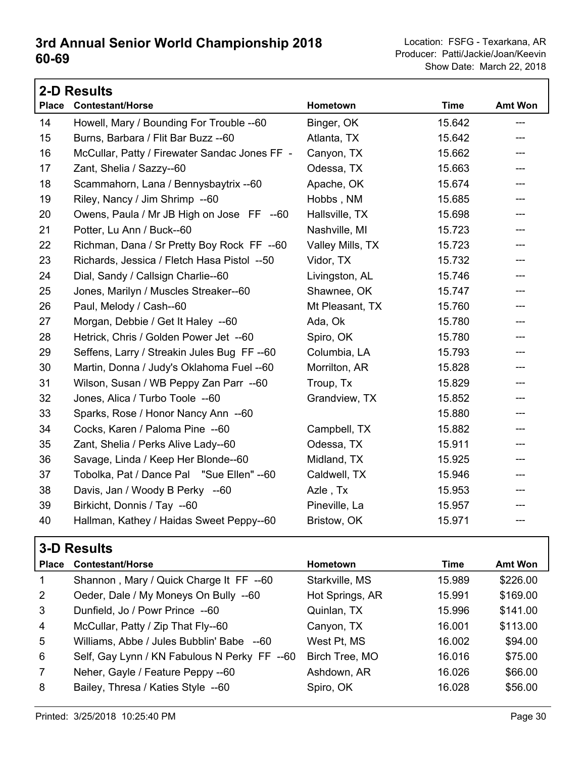# 3rd Annual Senior World Championship 2018
# 60-69

Location: FSFG - Texarkana, AR
Producer: Patti/Jackie/Joan/Keevin
Show Date: March 22, 2018

## 2-D Results

| Place | Contestant/Horse | Hometown | Time | Amt Won |
|---|---|---|---|---|
| 14 | Howell, Mary / Bounding For Trouble --60 | Binger, OK | 15.642 | --- |
| 15 | Burns, Barbara / Flit Bar Buzz --60 | Atlanta, TX | 15.642 | --- |
| 16 | McCullar, Patty / Firewater Sandac Jones FF - | Canyon, TX | 15.662 | --- |
| 17 | Zant, Shelia / Sazzy--60 | Odessa, TX | 15.663 | --- |
| 18 | Scammahorn, Lana / Bennysbaytrix --60 | Apache, OK | 15.674 | --- |
| 19 | Riley, Nancy / Jim Shrimp --60 | Hobbs , NM | 15.685 | --- |
| 20 | Owens, Paula / Mr JB High on Jose FF --60 | Hallsville, TX | 15.698 | --- |
| 21 | Potter, Lu Ann / Buck--60 | Nashville, MI | 15.723 | --- |
| 22 | Richman, Dana / Sr Pretty Boy Rock FF --60 | Valley Mills, TX | 15.723 | --- |
| 23 | Richards, Jessica / Fletch Hasa Pistol --50 | Vidor, TX | 15.732 | --- |
| 24 | Dial, Sandy / Callsign Charlie--60 | Livingston, AL | 15.746 | --- |
| 25 | Jones, Marilyn / Muscles Streaker--60 | Shawnee, OK | 15.747 | --- |
| 26 | Paul, Melody / Cash--60 | Mt Pleasant, TX | 15.760 | --- |
| 27 | Morgan, Debbie / Get It Haley --60 | Ada, Ok | 15.780 | --- |
| 28 | Hetrick, Chris / Golden Power Jet --60 | Spiro, OK | 15.780 | --- |
| 29 | Seffens, Larry / Streakin Jules Bug FF --60 | Columbia, LA | 15.793 | --- |
| 30 | Martin, Donna / Judy's Oklahoma Fuel --60 | Morrilton, AR | 15.828 | --- |
| 31 | Wilson, Susan / WB Peppy Zan Parr --60 | Troup, Tx | 15.829 | --- |
| 32 | Jones, Alica / Turbo Toole --60 | Grandview, TX | 15.852 | --- |
| 33 | Sparks, Rose / Honor Nancy Ann --60 | | 15.880 | --- |
| 34 | Cocks, Karen / Paloma Pine --60 | Campbell, TX | 15.882 | --- |
| 35 | Zant, Shelia / Perks Alive Lady--60 | Odessa, TX | 15.911 | --- |
| 36 | Savage, Linda / Keep Her Blonde--60 | Midland, TX | 15.925 | --- |
| 37 | Tobolka, Pat / Dance Pal "Sue Ellen" --60 | Caldwell, TX | 15.946 | --- |
| 38 | Davis, Jan / Woody B Perky --60 | Azle , Tx | 15.953 | --- |
| 39 | Birkicht, Donnis / Tay --60 | Pineville, La | 15.957 | --- |
| 40 | Hallman, Kathey / Haidas Sweet Peppy--60 | Bristow, OK | 15.971 | --- |

## 3-D Results

| Place | Contestant/Horse | Hometown | Time | Amt Won |
|---|---|---|---|---|
| 1 | Shannon , Mary / Quick Charge It FF --60 | Starkville, MS | 15.989 | $226.00 |
| 2 | Oeder, Dale / My Moneys On Bully --60 | Hot Springs, AR | 15.991 | $169.00 |
| 3 | Dunfield, Jo / Powr Prince --60 | Quinlan, TX | 15.996 | $141.00 |
| 4 | McCullar, Patty / Zip That Fly--60 | Canyon, TX | 16.001 | $113.00 |
| 5 | Williams, Abbe / Jules Bubblin' Babe --60 | West Pt, MS | 16.002 | $94.00 |
| 6 | Self, Gay Lynn / KN Fabulous N Perky FF --60 | Birch Tree, MO | 16.016 | $75.00 |
| 7 | Neher, Gayle / Feature Peppy --60 | Ashdown, AR | 16.026 | $66.00 |
| 8 | Bailey, Thresa / Katies Style --60 | Spiro, OK | 16.028 | $56.00 |

Printed: 3/25/2018 10:25:40 PM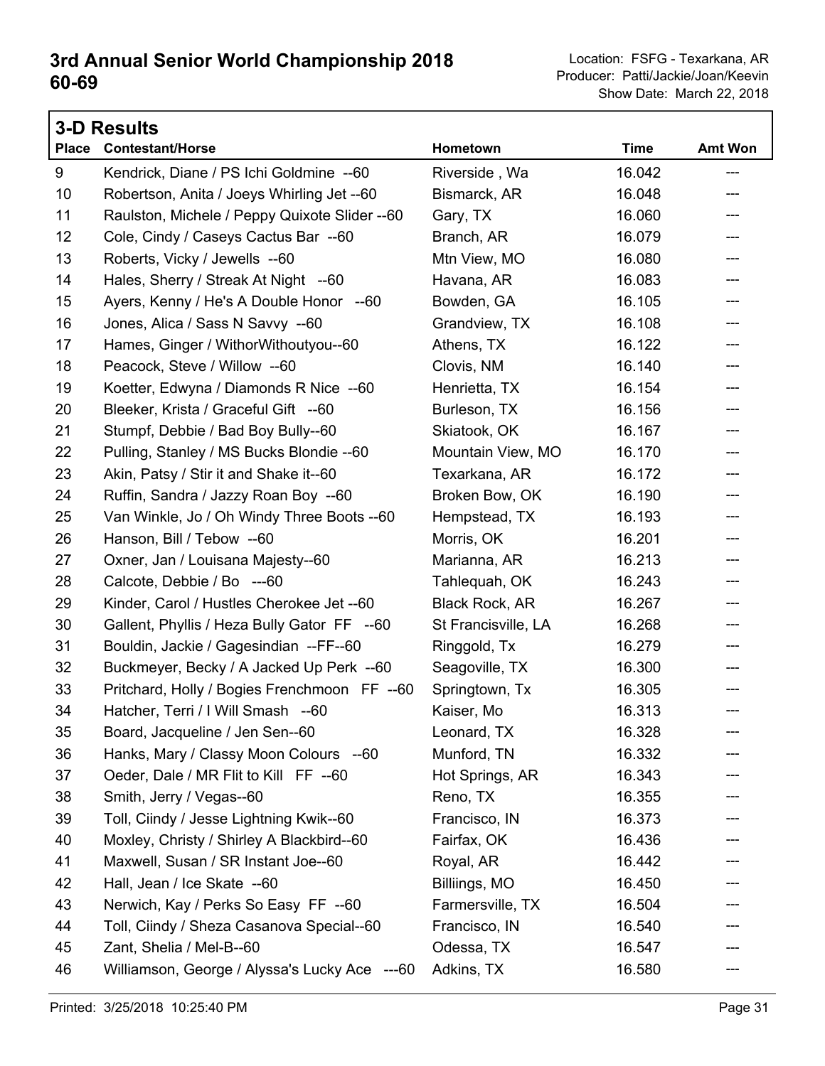# 3rd Annual Senior World Championship 2018
## 60-69

Location: FSFG - Texarkana, AR
Producer: Patti/Jackie/Joan/Keevin
Show Date: March 22, 2018

### 3-D Results

| Place | Contestant/Horse | Hometown | Time | Amt Won |
|---|---|---|---|---|
| 9 | Kendrick, Diane / PS Ichi Goldmine --60 | Riverside , Wa | 16.042 | --- |
| 10 | Robertson, Anita / Joeys Whirling Jet --60 | Bismarck, AR | 16.048 | --- |
| 11 | Raulston, Michele / Peppy Quixote Slider --60 | Gary, TX | 16.060 | --- |
| 12 | Cole, Cindy / Caseys Cactus Bar --60 | Branch, AR | 16.079 | --- |
| 13 | Roberts, Vicky / Jewells --60 | Mtn View, MO | 16.080 | --- |
| 14 | Hales, Sherry / Streak At Night --60 | Havana, AR | 16.083 | --- |
| 15 | Ayers, Kenny / He's A Double Honor --60 | Bowden, GA | 16.105 | --- |
| 16 | Jones, Alica / Sass N Savvy --60 | Grandview, TX | 16.108 | --- |
| 17 | Hames, Ginger / WithorWithoutyou--60 | Athens, TX | 16.122 | --- |
| 18 | Peacock, Steve / Willow --60 | Clovis, NM | 16.140 | --- |
| 19 | Koetter, Edwyna / Diamonds R Nice --60 | Henrietta, TX | 16.154 | --- |
| 20 | Bleeker, Krista / Graceful Gift --60 | Burleson, TX | 16.156 | --- |
| 21 | Stumpf, Debbie / Bad Boy Bully--60 | Skiatook, OK | 16.167 | --- |
| 22 | Pulling, Stanley / MS Bucks Blondie --60 | Mountain View, MO | 16.170 | --- |
| 23 | Akin, Patsy / Stir it and Shake it--60 | Texarkana, AR | 16.172 | --- |
| 24 | Ruffin, Sandra / Jazzy Roan Boy --60 | Broken Bow, OK | 16.190 | --- |
| 25 | Van Winkle, Jo / Oh Windy Three Boots --60 | Hempstead, TX | 16.193 | --- |
| 26 | Hanson, Bill / Tebow --60 | Morris, OK | 16.201 | --- |
| 27 | Oxner, Jan / Louisana Majesty--60 | Marianna, AR | 16.213 | --- |
| 28 | Calcote, Debbie / Bo ---60 | Tahlequah, OK | 16.243 | --- |
| 29 | Kinder, Carol / Hustles Cherokee Jet --60 | Black Rock, AR | 16.267 | --- |
| 30 | Gallent, Phyllis / Heza Bully Gator FF --60 | St Francisville, LA | 16.268 | --- |
| 31 | Bouldin, Jackie / Gagesindian --FF--60 | Ringgold, Tx | 16.279 | --- |
| 32 | Buckmeyer, Becky / A Jacked Up Perk --60 | Seagoville, TX | 16.300 | --- |
| 33 | Pritchard, Holly / Bogies Frenchmoon FF --60 | Springtown, Tx | 16.305 | --- |
| 34 | Hatcher, Terri / I Will Smash --60 | Kaiser, Mo | 16.313 | --- |
| 35 | Board, Jacqueline / Jen Sen--60 | Leonard, TX | 16.328 | --- |
| 36 | Hanks, Mary / Classy Moon Colours --60 | Munford, TN | 16.332 | --- |
| 37 | Oeder, Dale / MR Flit to Kill FF --60 | Hot Springs, AR | 16.343 | --- |
| 38 | Smith, Jerry / Vegas--60 | Reno, TX | 16.355 | --- |
| 39 | Toll, Ciindy / Jesse Lightning Kwik--60 | Francisco, IN | 16.373 | --- |
| 40 | Moxley, Christy / Shirley A Blackbird--60 | Fairfax, OK | 16.436 | --- |
| 41 | Maxwell, Susan / SR Instant Joe--60 | Royal, AR | 16.442 | --- |
| 42 | Hall, Jean / Ice Skate --60 | Billiings, MO | 16.450 | --- |
| 43 | Nerwich, Kay / Perks So Easy FF --60 | Farmersville, TX | 16.504 | --- |
| 44 | Toll, Ciindy / Sheza Casanova Special--60 | Francisco, IN | 16.540 | --- |
| 45 | Zant, Shelia / Mel-B--60 | Odessa, TX | 16.547 | --- |
| 46 | Williamson, George / Alyssa's Lucky Ace ---60 | Adkins, TX | 16.580 | --- |

Printed: 3/25/2018 10:25:40 PM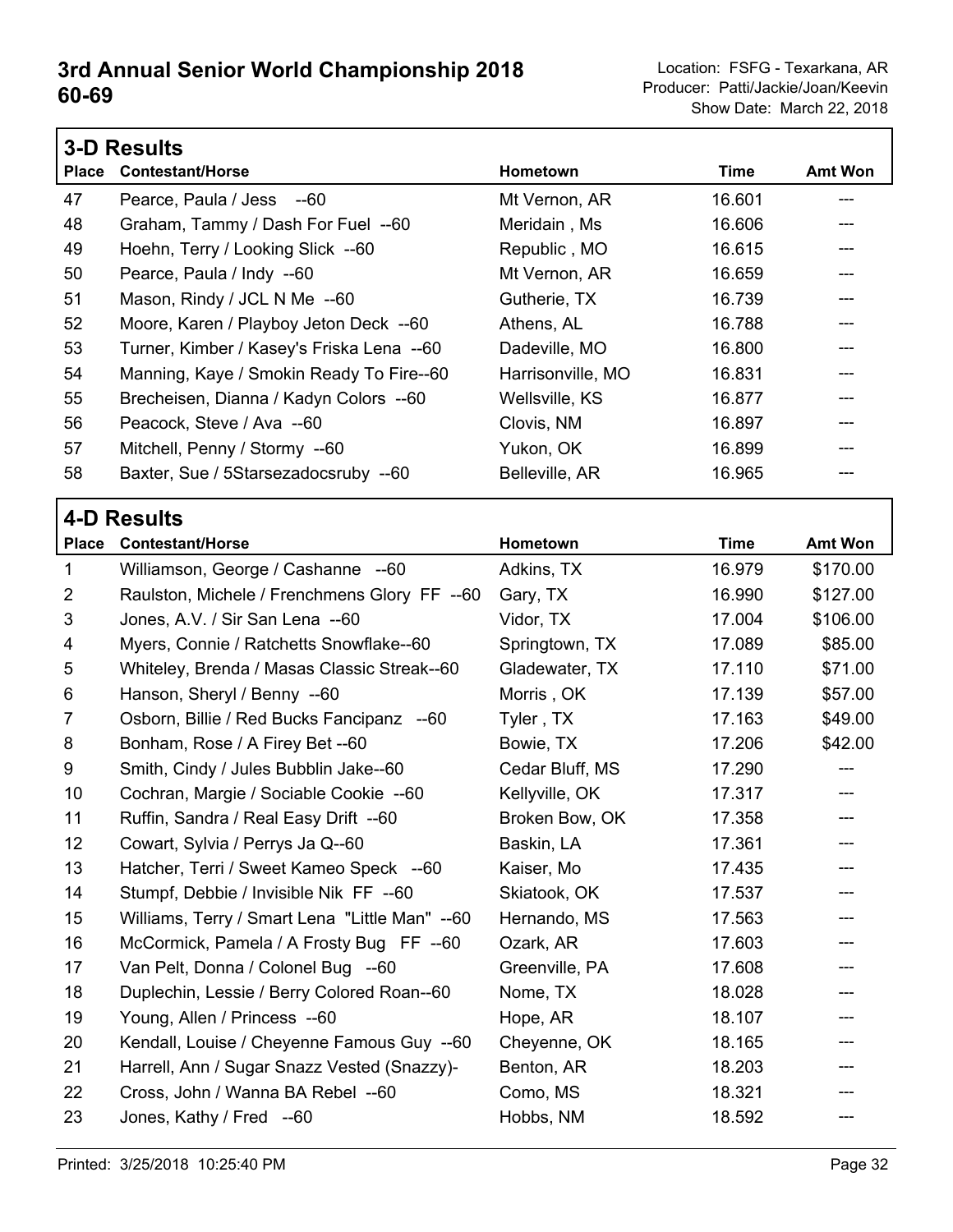# 3rd Annual Senior World Championship 2018
## 60-69

Location: FSFG - Texarkana, AR
Producer: Patti/Jackie/Joan/Keevin
Show Date: March 22, 2018

### 3-D Results

| Place | Contestant/Horse | Hometown | Time | Amt Won |
|---|---|---|---|---|
| 47 | Pearce, Paula / Jess --60 | Mt Vernon, AR | 16.601 | --- |
| 48 | Graham, Tammy / Dash For Fuel --60 | Meridain , Ms | 16.606 | --- |
| 49 | Hoehn, Terry / Looking Slick --60 | Republic , MO | 16.615 | --- |
| 50 | Pearce, Paula / Indy --60 | Mt Vernon, AR | 16.659 | --- |
| 51 | Mason, Rindy / JCL N Me --60 | Gutherie, TX | 16.739 | --- |
| 52 | Moore, Karen / Playboy Jeton Deck --60 | Athens, AL | 16.788 | --- |
| 53 | Turner, Kimber / Kasey's Friska Lena --60 | Dadeville, MO | 16.800 | --- |
| 54 | Manning, Kaye / Smokin Ready To Fire--60 | Harrisonville, MO | 16.831 | --- |
| 55 | Brecheisen, Dianna / Kadyn Colors --60 | Wellsville, KS | 16.877 | --- |
| 56 | Peacock, Steve / Ava --60 | Clovis, NM | 16.897 | --- |
| 57 | Mitchell, Penny / Stormy --60 | Yukon, OK | 16.899 | --- |
| 58 | Baxter, Sue / 5Starsezadocsruby --60 | Belleville, AR | 16.965 | --- |

### 4-D Results

| Place | Contestant/Horse | Hometown | Time | Amt Won |
|---|---|---|---|---|
| 1 | Williamson, George / Cashanne --60 | Adkins, TX | 16.979 | $170.00 |
| 2 | Raulston, Michele / Frenchmens Glory FF --60 | Gary, TX | 16.990 | $127.00 |
| 3 | Jones, A.V. / Sir San Lena --60 | Vidor, TX | 17.004 | $106.00 |
| 4 | Myers, Connie / Ratchetts Snowflake--60 | Springtown, TX | 17.089 | $85.00 |
| 5 | Whiteley, Brenda / Masas Classic Streak--60 | Gladewater, TX | 17.110 | $71.00 |
| 6 | Hanson, Sheryl / Benny --60 | Morris , OK | 17.139 | $57.00 |
| 7 | Osborn, Billie / Red Bucks Fancipanz --60 | Tyler , TX | 17.163 | $49.00 |
| 8 | Bonham, Rose / A Firey Bet --60 | Bowie, TX | 17.206 | $42.00 |
| 9 | Smith, Cindy / Jules Bubblin Jake--60 | Cedar Bluff, MS | 17.290 | --- |
| 10 | Cochran, Margie / Sociable Cookie --60 | Kellyville, OK | 17.317 | --- |
| 11 | Ruffin, Sandra / Real Easy Drift --60 | Broken Bow, OK | 17.358 | --- |
| 12 | Cowart, Sylvia / Perrys Ja Q--60 | Baskin, LA | 17.361 | --- |
| 13 | Hatcher, Terri / Sweet Kameo Speck --60 | Kaiser, Mo | 17.435 | --- |
| 14 | Stumpf, Debbie / Invisible Nik FF --60 | Skiatook, OK | 17.537 | --- |
| 15 | Williams, Terry / Smart Lena "Little Man" --60 | Hernando, MS | 17.563 | --- |
| 16 | McCormick, Pamela / A Frosty Bug FF --60 | Ozark, AR | 17.603 | --- |
| 17 | Van Pelt, Donna / Colonel Bug --60 | Greenville, PA | 17.608 | --- |
| 18 | Duplechin, Lessie / Berry Colored Roan--60 | Nome, TX | 18.028 | --- |
| 19 | Young, Allen / Princess --60 | Hope, AR | 18.107 | --- |
| 20 | Kendall, Louise / Cheyenne Famous Guy --60 | Cheyenne, OK | 18.165 | --- |
| 21 | Harrell, Ann / Sugar Snazz Vested (Snazzy)- | Benton, AR | 18.203 | --- |
| 22 | Cross, John / Wanna BA Rebel --60 | Como, MS | 18.321 | --- |
| 23 | Jones, Kathy / Fred --60 | Hobbs, NM | 18.592 | --- |

Printed: 3/25/2018 10:25:40 PM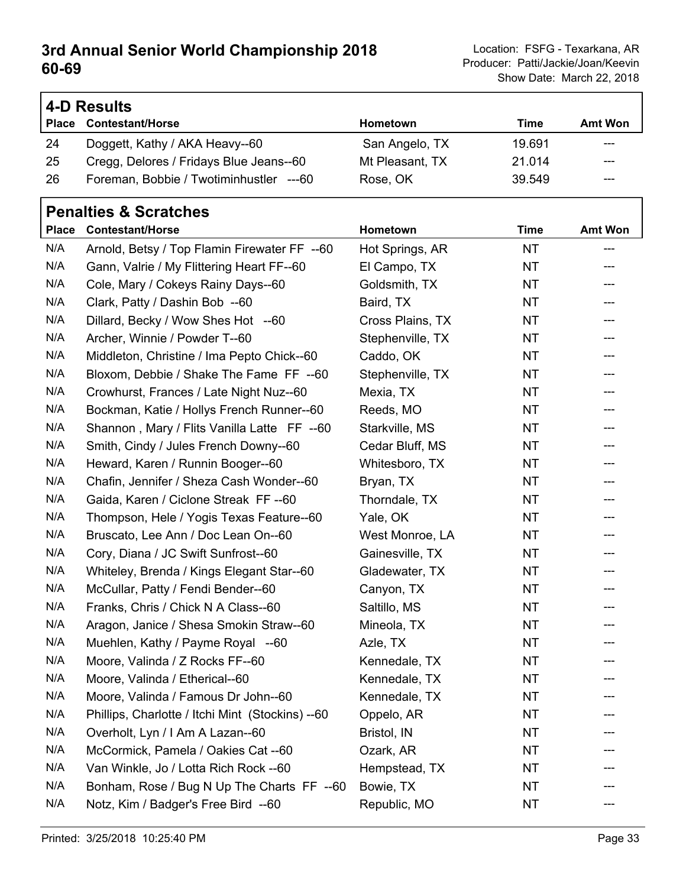# 3rd Annual Senior World Championship 2018
# 60-69

Location: FSFG - Texarkana, AR
Producer: Patti/Jackie/Joan/Keevin
Show Date: March 22, 2018

## 4-D Results

| Place | Contestant/Horse | Hometown | Time | Amt Won |
|---|---|---|---|---|
| 24 | Doggett, Kathy / AKA Heavy--60 | San Angelo, TX | 19.691 | --- |
| 25 | Cregg, Delores / Fridays Blue Jeans--60 | Mt Pleasant, TX | 21.014 | --- |
| 26 | Foreman, Bobbie / Twotiminhustler ---60 | Rose, OK | 39.549 | --- |

## Penalties & Scratches

| Place | Contestant/Horse | Hometown | Time | Amt Won |
|---|---|---|---|---|
| N/A | Arnold, Betsy / Top Flamin Firewater FF --60 | Hot Springs, AR | NT | --- |
| N/A | Gann, Valrie / My Flittering Heart FF--60 | El Campo, TX | NT | --- |
| N/A | Cole, Mary / Cokeys Rainy Days--60 | Goldsmith, TX | NT | --- |
| N/A | Clark, Patty / Dashin Bob --60 | Baird, TX | NT | --- |
| N/A | Dillard, Becky / Wow Shes Hot --60 | Cross Plains, TX | NT | --- |
| N/A | Archer, Winnie / Powder T--60 | Stephenville, TX | NT | --- |
| N/A | Middleton, Christine / Ima Pepto Chick--60 | Caddo, OK | NT | --- |
| N/A | Bloxom, Debbie / Shake The Fame FF --60 | Stephenville, TX | NT | --- |
| N/A | Crowhurst, Frances / Late Night Nuz--60 | Mexia, TX | NT | --- |
| N/A | Bockman, Katie / Hollys French Runner--60 | Reeds, MO | NT | --- |
| N/A | Shannon , Mary / Flits Vanilla Latte FF --60 | Starkville, MS | NT | --- |
| N/A | Smith, Cindy / Jules French Downy--60 | Cedar Bluff, MS | NT | --- |
| N/A | Heward, Karen / Runnin Booger--60 | Whitesboro, TX | NT | --- |
| N/A | Chafin, Jennifer / Sheza Cash Wonder--60 | Bryan, TX | NT | --- |
| N/A | Gaida, Karen / Ciclone Streak FF --60 | Thorndale, TX | NT | --- |
| N/A | Thompson, Hele / Yogis Texas Feature--60 | Yale, OK | NT | --- |
| N/A | Bruscato, Lee Ann / Doc Lean On--60 | West Monroe, LA | NT | --- |
| N/A | Cory, Diana / JC Swift Sunfrost--60 | Gainesville, TX | NT | --- |
| N/A | Whiteley, Brenda / Kings Elegant Star--60 | Gladewater, TX | NT | --- |
| N/A | McCullar, Patty / Fendi Bender--60 | Canyon, TX | NT | --- |
| N/A | Franks, Chris / Chick N A Class--60 | Saltillo, MS | NT | --- |
| N/A | Aragon, Janice / Shesa Smokin Straw--60 | Mineola, TX | NT | --- |
| N/A | Muehlen, Kathy / Payme Royal --60 | Azle, TX | NT | --- |
| N/A | Moore, Valinda / Z Rocks FF--60 | Kennedale, TX | NT | --- |
| N/A | Moore, Valinda / Etherical--60 | Kennedale, TX | NT | --- |
| N/A | Moore, Valinda / Famous Dr John--60 | Kennedale, TX | NT | --- |
| N/A | Phillips, Charlotte / Itchi Mint (Stockins) --60 | Oppelo, AR | NT | --- |
| N/A | Overholt, Lyn / I Am A Lazan--60 | Bristol, IN | NT | --- |
| N/A | McCormick, Pamela / Oakies Cat --60 | Ozark, AR | NT | --- |
| N/A | Van Winkle, Jo / Lotta Rich Rock --60 | Hempstead, TX | NT | --- |
| N/A | Bonham, Rose / Bug N Up The Charts FF --60 | Bowie, TX | NT | --- |
| N/A | Notz, Kim / Badger's Free Bird --60 | Republic, MO | NT | --- |

Printed: 3/25/2018 10:25:40 PM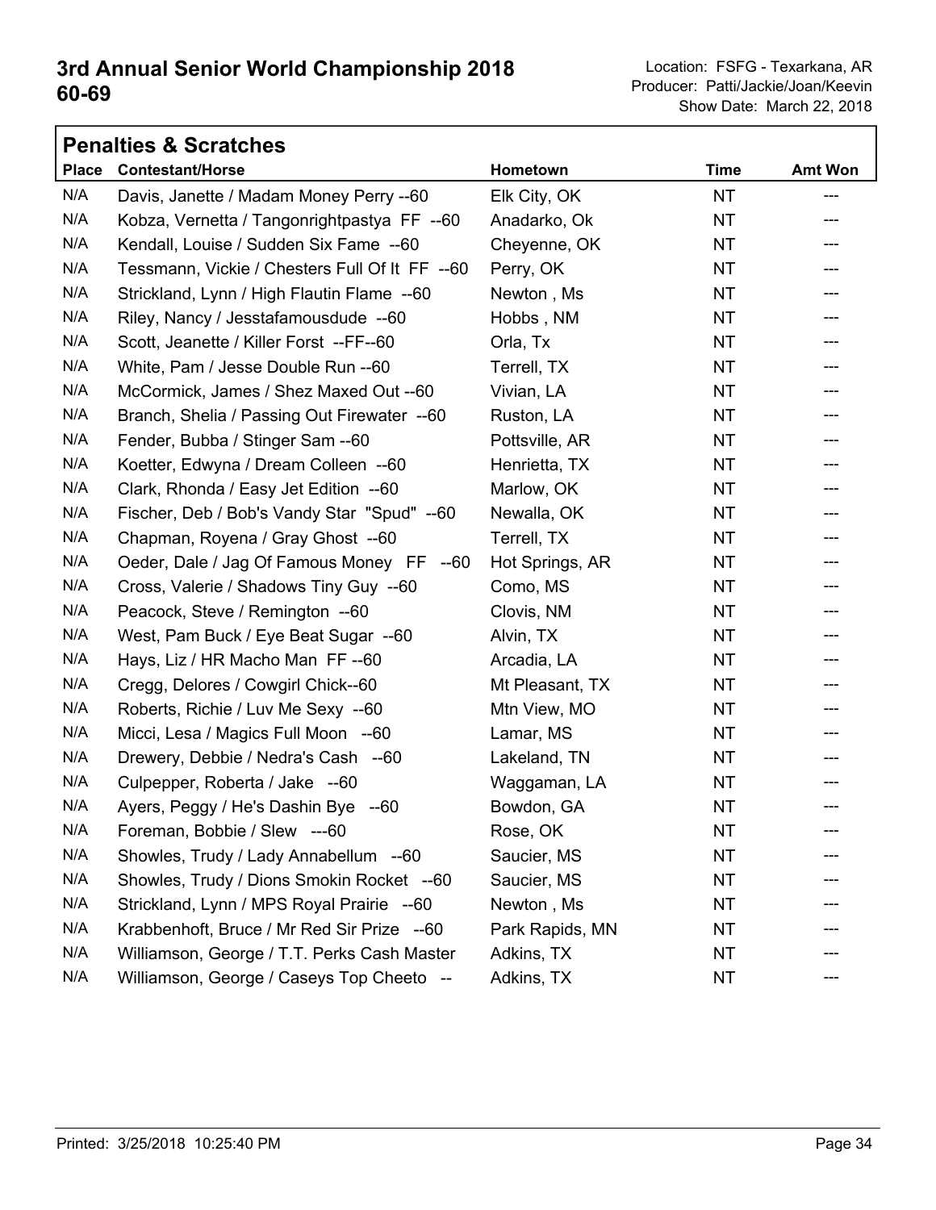# 3rd Annual Senior World Championship 2018
# 60-69

Location: FSFG - Texarkana, AR
Producer: Patti/Jackie/Joan/Keevin
Show Date: March 22, 2018

## Penalties & Scratches

| Place | Contestant/Horse | Hometown | Time | Amt Won |
|---|---|---|---|---|
| N/A | Davis, Janette / Madam Money Perry --60 | Elk City, OK | NT | --- |
| N/A | Kobza, Vernetta / Tangonrightpastya FF --60 | Anadarko, Ok | NT | --- |
| N/A | Kendall, Louise / Sudden Six Fame --60 | Cheyenne, OK | NT | --- |
| N/A | Tessmann, Vickie / Chesters Full Of It FF --60 | Perry, OK | NT | --- |
| N/A | Strickland, Lynn / High Flautin Flame --60 | Newton , Ms | NT | --- |
| N/A | Riley, Nancy / Jesstafamousdude --60 | Hobbs , NM | NT | --- |
| N/A | Scott, Jeanette / Killer Forst --FF--60 | Orla, Tx | NT | --- |
| N/A | White, Pam / Jesse Double Run --60 | Terrell, TX | NT | --- |
| N/A | McCormick, James / Shez Maxed Out --60 | Vivian, LA | NT | --- |
| N/A | Branch, Shelia / Passing Out Firewater --60 | Ruston, LA | NT | --- |
| N/A | Fender, Bubba / Stinger Sam --60 | Pottsville, AR | NT | --- |
| N/A | Koetter, Edwyna / Dream Colleen --60 | Henrietta, TX | NT | --- |
| N/A | Clark, Rhonda / Easy Jet Edition --60 | Marlow, OK | NT | --- |
| N/A | Fischer, Deb / Bob's Vandy Star "Spud" --60 | Newalla, OK | NT | --- |
| N/A | Chapman, Royena / Gray Ghost --60 | Terrell, TX | NT | --- |
| N/A | Oeder, Dale / Jag Of Famous Money FF --60 | Hot Springs, AR | NT | --- |
| N/A | Cross, Valerie / Shadows Tiny Guy --60 | Como, MS | NT | --- |
| N/A | Peacock, Steve / Remington --60 | Clovis, NM | NT | --- |
| N/A | West, Pam Buck / Eye Beat Sugar --60 | Alvin, TX | NT | --- |
| N/A | Hays, Liz / HR Macho Man FF --60 | Arcadia, LA | NT | --- |
| N/A | Cregg, Delores / Cowgirl Chick--60 | Mt Pleasant, TX | NT | --- |
| N/A | Roberts, Richie / Luv Me Sexy --60 | Mtn View, MO | NT | --- |
| N/A | Micci, Lesa / Magics Full Moon --60 | Lamar, MS | NT | --- |
| N/A | Drewery, Debbie / Nedra's Cash --60 | Lakeland, TN | NT | --- |
| N/A | Culpepper, Roberta / Jake --60 | Waggaman, LA | NT | --- |
| N/A | Ayers, Peggy / He's Dashin Bye --60 | Bowdon, GA | NT | --- |
| N/A | Foreman, Bobbie / Slew ---60 | Rose, OK | NT | --- |
| N/A | Showles, Trudy / Lady Annabellum --60 | Saucier, MS | NT | --- |
| N/A | Showles, Trudy / Dions Smokin Rocket --60 | Saucier, MS | NT | --- |
| N/A | Strickland, Lynn / MPS Royal Prairie --60 | Newton , Ms | NT | --- |
| N/A | Krabbenhoft, Bruce / Mr Red Sir Prize --60 | Park Rapids, MN | NT | --- |
| N/A | Williamson, George / T.T. Perks Cash Master | Adkins, TX | NT | --- |
| N/A | Williamson, George / Caseys Top Cheeto -- | Adkins, TX | NT | --- |

Printed: 3/25/2018 10:25:40 PM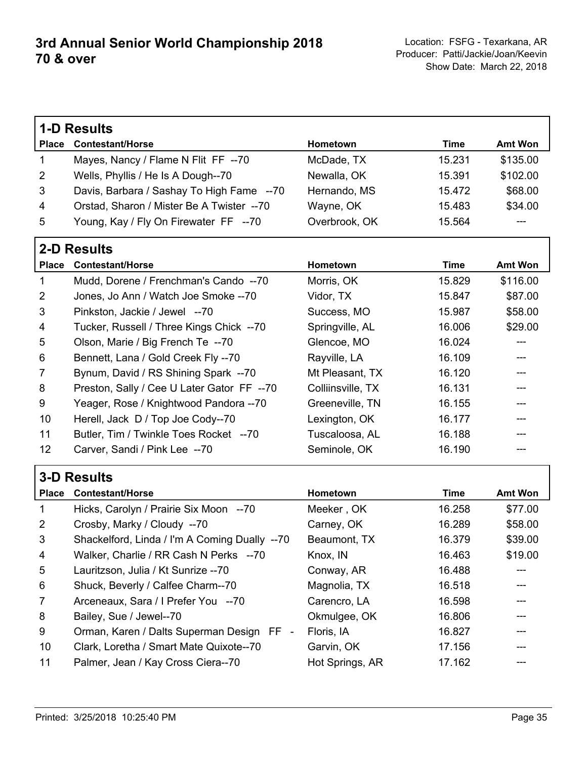# 3rd Annual Senior World Championship 2018
## 70 & over

Location: FSFG - Texarkana, AR
Producer: Patti/Jackie/Joan/Keevin
Show Date: March 22, 2018

### 1-D Results

| Place | Contestant/Horse | Hometown | Time | Amt Won |
|---|---|---|---|---|
| 1 | Mayes, Nancy / Flame N Flit FF --70 | McDade, TX | 15.231 | $135.00 |
| 2 | Wells, Phyllis / He Is A Dough--70 | Newalla, OK | 15.391 | $102.00 |
| 3 | Davis, Barbara / Sashay To High Fame --70 | Hernando, MS | 15.472 | $68.00 |
| 4 | Orstad, Sharon / Mister Be A Twister --70 | Wayne, OK | 15.483 | $34.00 |
| 5 | Young, Kay / Fly On Firewater FF --70 | Overbrook, OK | 15.564 | --- |

### 2-D Results

| Place | Contestant/Horse | Hometown | Time | Amt Won |
|---|---|---|---|---|
| 1 | Mudd, Dorene / Frenchman's Cando --70 | Morris, OK | 15.829 | $116.00 |
| 2 | Jones, Jo Ann / Watch Joe Smoke --70 | Vidor, TX | 15.847 | $87.00 |
| 3 | Pinkston, Jackie / Jewel --70 | Success, MO | 15.987 | $58.00 |
| 4 | Tucker, Russell / Three Kings Chick --70 | Springville, AL | 16.006 | $29.00 |
| 5 | Olson, Marie / Big French Te --70 | Glencoe, MO | 16.024 | --- |
| 6 | Bennett, Lana / Gold Creek Fly --70 | Rayville, LA | 16.109 | --- |
| 7 | Bynum, David / RS Shining Spark --70 | Mt Pleasant, TX | 16.120 | --- |
| 8 | Preston, Sally / Cee U Later Gator FF --70 | Colliinsville, TX | 16.131 | --- |
| 9 | Yeager, Rose / Knightwood Pandora --70 | Greeneville, TN | 16.155 | --- |
| 10 | Herell, Jack D / Top Joe Cody--70 | Lexington, OK | 16.177 | --- |
| 11 | Butler, Tim / Twinkle Toes Rocket --70 | Tuscaloosa, AL | 16.188 | --- |
| 12 | Carver, Sandi / Pink Lee --70 | Seminole, OK | 16.190 | --- |

### 3-D Results

| Place | Contestant/Horse | Hometown | Time | Amt Won |
|---|---|---|---|---|
| 1 | Hicks, Carolyn / Prairie Six Moon --70 | Meeker , OK | 16.258 | $77.00 |
| 2 | Crosby, Marky / Cloudy --70 | Carney, OK | 16.289 | $58.00 |
| 3 | Shackelford, Linda / I'm A Coming Dually --70 | Beaumont, TX | 16.379 | $39.00 |
| 4 | Walker, Charlie / RR Cash N Perks --70 | Knox, IN | 16.463 | $19.00 |
| 5 | Lauritzson, Julia / Kt Sunrize --70 | Conway, AR | 16.488 | --- |
| 6 | Shuck, Beverly / Calfee Charm--70 | Magnolia, TX | 16.518 | --- |
| 7 | Arceneaux, Sara / I Prefer You --70 | Carencro, LA | 16.598 | --- |
| 8 | Bailey, Sue / Jewel--70 | Okmulgee, OK | 16.806 | --- |
| 9 | Orman, Karen / Dalts Superman Design FF - | Floris, IA | 16.827 | --- |
| 10 | Clark, Loretha / Smart Mate Quixote--70 | Garvin, OK | 17.156 | --- |
| 11 | Palmer, Jean / Kay Cross Ciera--70 | Hot Springs, AR | 17.162 | --- |

Printed: 3/25/2018 10:25:40 PM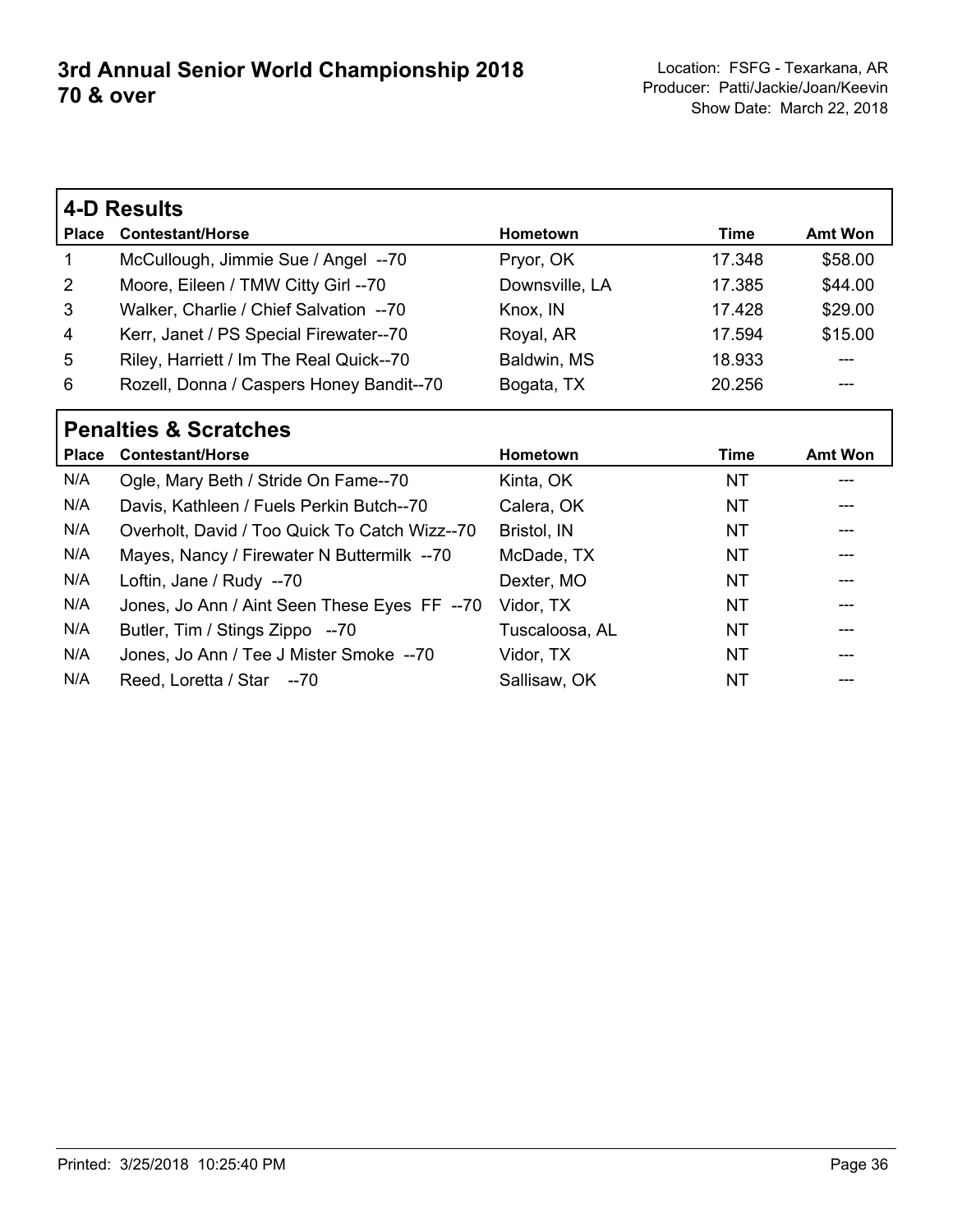# 3rd Annual Senior World Championship 2018
# 70 & over

Location: FSFG - Texarkana, AR
Producer: Patti/Jackie/Joan/Keevin
Show Date: March 22, 2018

## 4-D Results

| Place | Contestant/Horse | Hometown | Time | Amt Won |
|---|---|---|---|---|
| 1 | McCullough, Jimmie Sue / Angel --70 | Pryor, OK | 17.348 | $58.00 |
| 2 | Moore, Eileen / TMW Citty Girl --70 | Downsville, LA | 17.385 | $44.00 |
| 3 | Walker, Charlie / Chief Salvation --70 | Knox, IN | 17.428 | $29.00 |
| 4 | Kerr, Janet / PS Special Firewater--70 | Royal, AR | 17.594 | $15.00 |
| 5 | Riley, Harriett / Im The Real Quick--70 | Baldwin, MS | 18.933 | --- |
| 6 | Rozell, Donna / Caspers Honey Bandit--70 | Bogata, TX | 20.256 | --- |

## Penalties & Scratches

| Place | Contestant/Horse | Hometown | Time | Amt Won |
|---|---|---|---|---|
| N/A | Ogle, Mary Beth / Stride On Fame--70 | Kinta, OK | NT | --- |
| N/A | Davis, Kathleen / Fuels Perkin Butch--70 | Calera, OK | NT | --- |
| N/A | Overholt, David / Too Quick To Catch Wizz--70 | Bristol, IN | NT | --- |
| N/A | Mayes, Nancy / Firewater N Buttermilk --70 | McDade, TX | NT | --- |
| N/A | Loftin, Jane / Rudy --70 | Dexter, MO | NT | --- |
| N/A | Jones, Jo Ann / Aint Seen These Eyes FF --70 | Vidor, TX | NT | --- |
| N/A | Butler, Tim / Stings Zippo --70 | Tuscaloosa, AL | NT | --- |
| N/A | Jones, Jo Ann / Tee J Mister Smoke --70 | Vidor, TX | NT | --- |
| N/A | Reed, Loretta / Star --70 | Sallisaw, OK | NT | --- |

Printed: 3/25/2018 10:25:40 PM